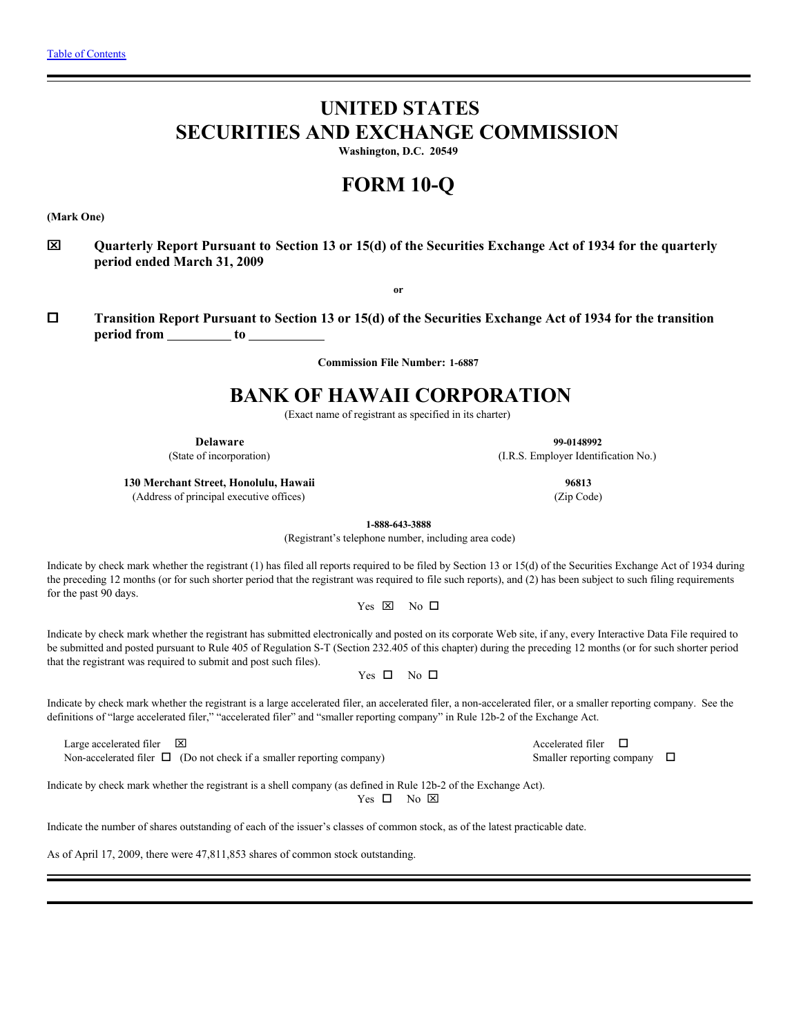[Table of Contents](#)

# UNITED STATES
# SECURITIES AND EXCHANGE COMMISSION

**Washington, D.C. 20549**

# FORM 10-Q

**(Mark One)**

☒ **Quarterly Report Pursuant to Section 13 or 15(d) of the Securities Exchange Act of 1934 for the quarterly period ended March 31, 2009**

**or**

☐ **Transition Report Pursuant to Section 13 or 15(d) of the Securities Exchange Act of 1934 for the transition period from \_\_\_\_\_\_\_\_\_\_ to \_\_\_\_\_\_\_\_\_\_\_**

**Commission File Number: 1-6887**

# BANK OF HAWAII CORPORATION

(Exact name of registrant as specified in its charter)

| | |
|---|---|
| **Delaware** | **99-0148992** |
| (State of incorporation) | (I.R.S. Employer Identification No.) |
| **130 Merchant Street, Honolulu, Hawaii** | **96813** |
| (Address of principal executive offices) | (Zip Code) |

**1-888-643-3888**

(Registrant's telephone number, including area code)

Indicate by check mark whether the registrant (1) has filed all reports required to be filed by Section 13 or 15(d) of the Securities Exchange Act of 1934 during the preceding 12 months (or for such shorter period that the registrant was required to file such reports), and (2) has been subject to such filing requirements for the past 90 days.

Yes ☒ No ☐

Indicate by check mark whether the registrant has submitted electronically and posted on its corporate Web site, if any, every Interactive Data File required to be submitted and posted pursuant to Rule 405 of Regulation S-T (Section 232.405 of this chapter) during the preceding 12 months (or for such shorter period that the registrant was required to submit and post such files).

Yes ☐ No ☐

Indicate by check mark whether the registrant is a large accelerated filer, an accelerated filer, a non-accelerated filer, or a smaller reporting company. See the definitions of "large accelerated filer," "accelerated filer" and "smaller reporting company" in Rule 12b-2 of the Exchange Act.

| | |
|---|---|
| Large accelerated filer ☒ | Accelerated filer ☐ |
| Non-accelerated filer ☐ (Do not check if a smaller reporting company) | Smaller reporting company ☐ |

Indicate by check mark whether the registrant is a shell company (as defined in Rule 12b-2 of the Exchange Act).

Yes ☐ No ☒

Indicate the number of shares outstanding of each of the issuer's classes of common stock, as of the latest practicable date.

As of April 17, 2009, there were 47,811,853 shares of common stock outstanding.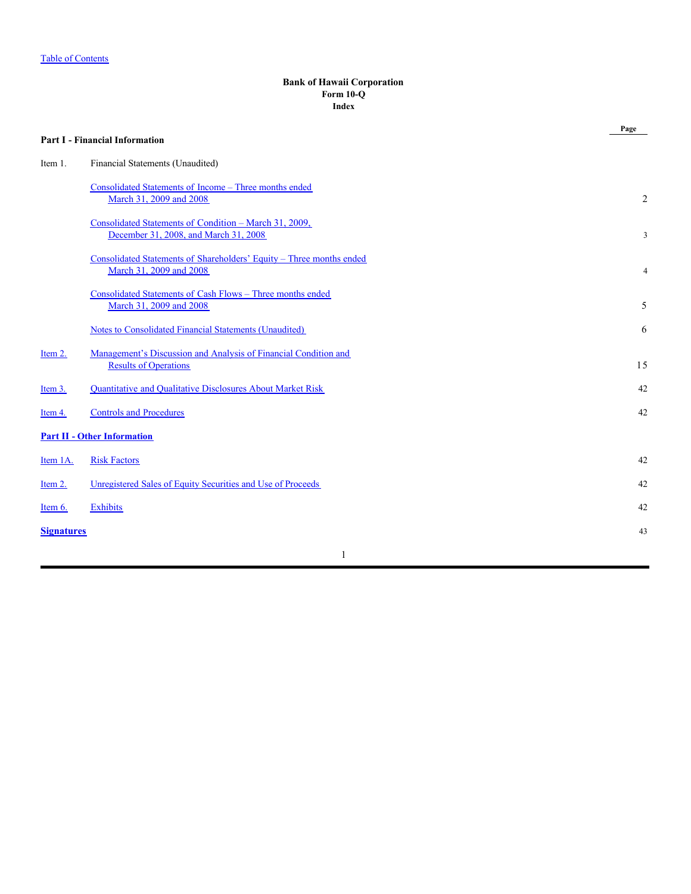Table of Contents

**Bank of Hawaii Corporation**
**Form 10-Q**
**Index**

| | | Page |
|---|---|---|
| **Part I - Financial Information** | | |
| Item 1. | Financial Statements (Unaudited) | |
| | Consolidated Statements of Income – Three months ended March 31, 2009 and 2008 | 2 |
| | Consolidated Statements of Condition – March 31, 2009, December 31, 2008, and March 31, 2008 | 3 |
| | Consolidated Statements of Shareholders' Equity – Three months ended March 31, 2009 and 2008 | 4 |
| | Consolidated Statements of Cash Flows – Three months ended March 31, 2009 and 2008 | 5 |
| | Notes to Consolidated Financial Statements (Unaudited) | 6 |
| Item 2. | Management's Discussion and Analysis of Financial Condition and Results of Operations | 15 |
| Item 3. | Quantitative and Qualitative Disclosures About Market Risk | 42 |
| Item 4. | Controls and Procedures | 42 |
| **Part II - Other Information** | | |
| Item 1A. | Risk Factors | 42 |
| Item 2. | Unregistered Sales of Equity Securities and Use of Proceeds | 42 |
| Item 6. | Exhibits | 42 |
| **Signatures** | | 43 |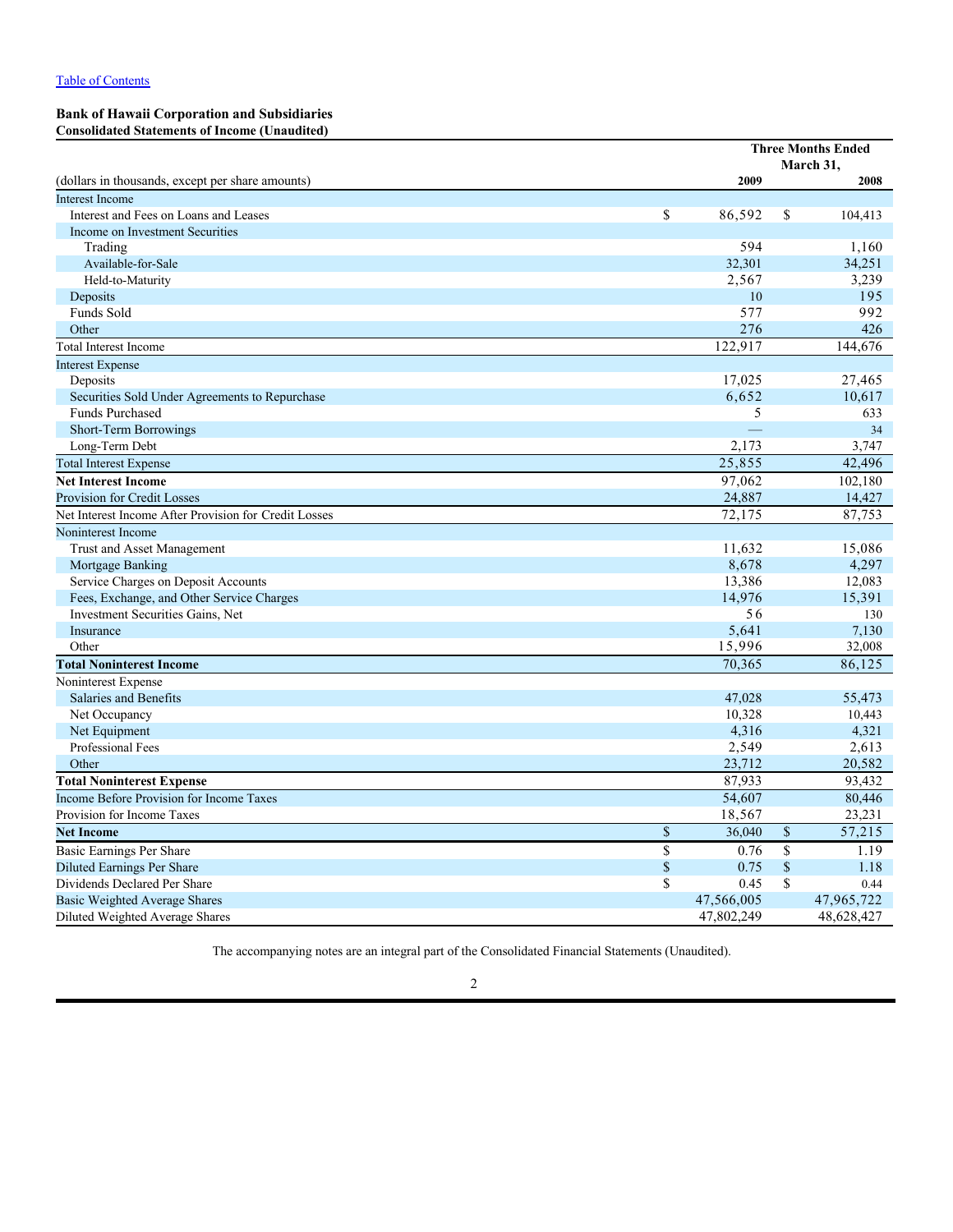[Table of Contents](#)

**Bank of Hawaii Corporation and Subsidiaries**
**Consolidated Statements of Income (Unaudited)**

| (dollars in thousands, except per share amounts) | Three Months Ended March 31, 2009 | 2008 |
|---|---|---|
| Interest Income | | |
| Interest and Fees on Loans and Leases | $ 86,592 | $ 104,413 |
| Income on Investment Securities | | |
| Trading | 594 | 1,160 |
| Available-for-Sale | 32,301 | 34,251 |
| Held-to-Maturity | 2,567 | 3,239 |
| Deposits | 10 | 195 |
| Funds Sold | 577 | 992 |
| Other | 276 | 426 |
| Total Interest Income | 122,917 | 144,676 |
| Interest Expense | | |
| Deposits | 17,025 | 27,465 |
| Securities Sold Under Agreements to Repurchase | 6,652 | 10,617 |
| Funds Purchased | 5 | 633 |
| Short-Term Borrowings | — | 34 |
| Long-Term Debt | 2,173 | 3,747 |
| Total Interest Expense | 25,855 | 42,496 |
| **Net Interest Income** | 97,062 | 102,180 |
| Provision for Credit Losses | 24,887 | 14,427 |
| Net Interest Income After Provision for Credit Losses | 72,175 | 87,753 |
| Noninterest Income | | |
| Trust and Asset Management | 11,632 | 15,086 |
| Mortgage Banking | 8,678 | 4,297 |
| Service Charges on Deposit Accounts | 13,386 | 12,083 |
| Fees, Exchange, and Other Service Charges | 14,976 | 15,391 |
| Investment Securities Gains, Net | 56 | 130 |
| Insurance | 5,641 | 7,130 |
| Other | 15,996 | 32,008 |
| **Total Noninterest Income** | 70,365 | 86,125 |
| Noninterest Expense | | |
| Salaries and Benefits | 47,028 | 55,473 |
| Net Occupancy | 10,328 | 10,443 |
| Net Equipment | 4,316 | 4,321 |
| Professional Fees | 2,549 | 2,613 |
| Other | 23,712 | 20,582 |
| **Total Noninterest Expense** | 87,933 | 93,432 |
| Income Before Provision for Income Taxes | 54,607 | 80,446 |
| Provision for Income Taxes | 18,567 | 23,231 |
| **Net Income** | $ 36,040 | $ 57,215 |
| Basic Earnings Per Share | $ 0.76 | $ 1.19 |
| Diluted Earnings Per Share | $ 0.75 | $ 1.18 |
| Dividends Declared Per Share | $ 0.45 | $ 0.44 |
| Basic Weighted Average Shares | 47,566,005 | 47,965,722 |
| Diluted Weighted Average Shares | 47,802,249 | 48,628,427 |

The accompanying notes are an integral part of the Consolidated Financial Statements (Unaudited).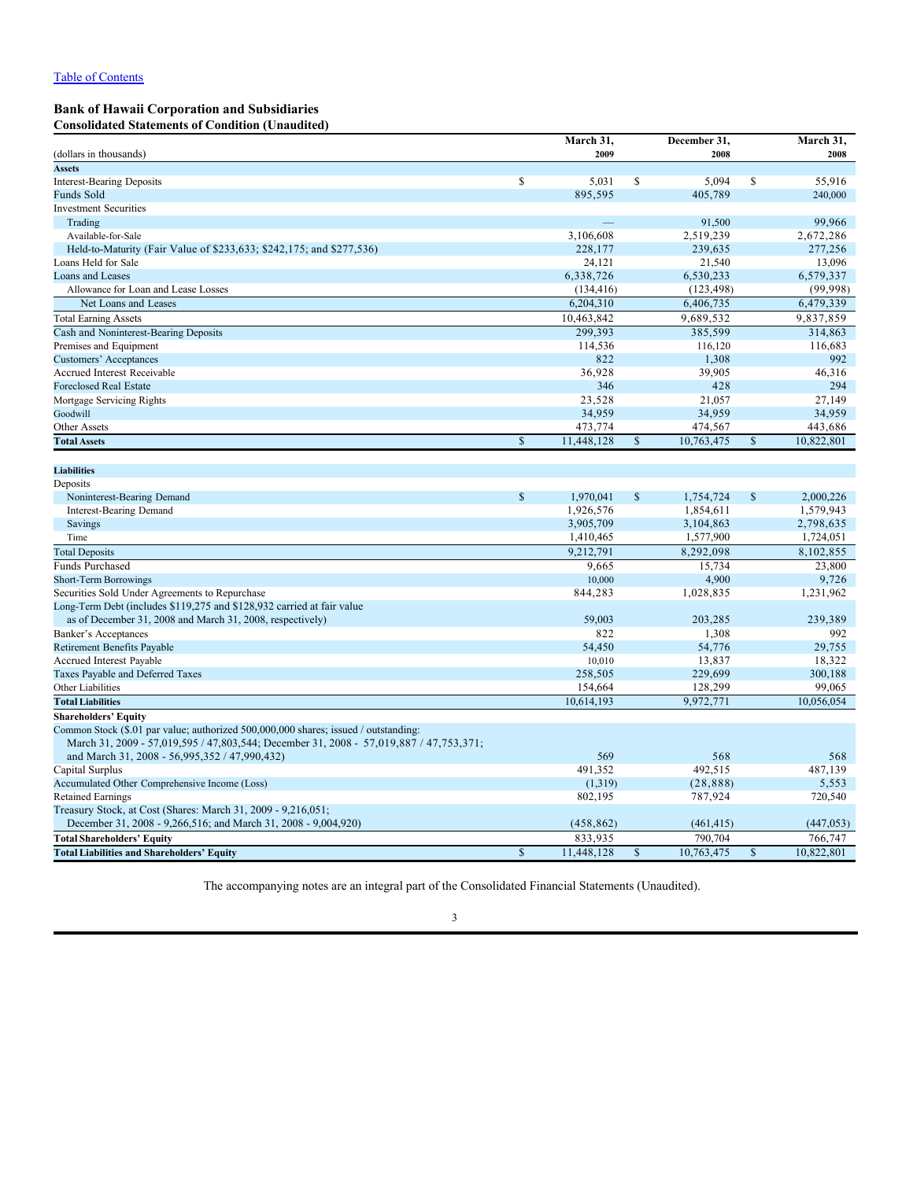Table of Contents

**Bank of Hawaii Corporation and Subsidiaries**
**Consolidated Statements of Condition (Unaudited)**

| (dollars in thousands) | March 31, 2009 | December 31, 2008 | March 31, 2008 |
|---|---|---|---|
| **Assets** | | | |
| Interest-Bearing Deposits | $ 5,031 | $ 5,094 | $ 55,916 |
| Funds Sold | 895,595 | 405,789 | 240,000 |
| Investment Securities | | | |
| Trading | — | 91,500 | 99,966 |
| Available-for-Sale | 3,106,608 | 2,519,239 | 2,672,286 |
| Held-to-Maturity (Fair Value of $233,633; $242,175; and $277,536) | 228,177 | 239,635 | 277,256 |
| Loans Held for Sale | 24,121 | 21,540 | 13,096 |
| Loans and Leases | 6,338,726 | 6,530,233 | 6,579,337 |
| Allowance for Loan and Lease Losses | (134,416) | (123,498) | (99,998) |
| Net Loans and Leases | 6,204,310 | 6,406,735 | 6,479,339 |
| Total Earning Assets | 10,463,842 | 9,689,532 | 9,837,859 |
| Cash and Noninterest-Bearing Deposits | 299,393 | 385,599 | 314,863 |
| Premises and Equipment | 114,536 | 116,120 | 116,683 |
| Customers' Acceptances | 822 | 1,308 | 992 |
| Accrued Interest Receivable | 36,928 | 39,905 | 46,316 |
| Foreclosed Real Estate | 346 | 428 | 294 |
| Mortgage Servicing Rights | 23,528 | 21,057 | 27,149 |
| Goodwill | 34,959 | 34,959 | 34,959 |
| Other Assets | 473,774 | 474,567 | 443,686 |
| **Total Assets** | $ 11,448,128 | $ 10,763,475 | $ 10,822,801 |
| | | | |
| **Liabilities** | | | |
| Deposits | | | |
| Noninterest-Bearing Demand | $ 1,970,041 | $ 1,754,724 | $ 2,000,226 |
| Interest-Bearing Demand | 1,926,576 | 1,854,611 | 1,579,943 |
| Savings | 3,905,709 | 3,104,863 | 2,798,635 |
| Time | 1,410,465 | 1,577,900 | 1,724,051 |
| Total Deposits | 9,212,791 | 8,292,098 | 8,102,855 |
| Funds Purchased | 9,665 | 15,734 | 23,800 |
| Short-Term Borrowings | 10,000 | 4,900 | 9,726 |
| Securities Sold Under Agreements to Repurchase | 844,283 | 1,028,835 | 1,231,962 |
| Long-Term Debt (includes $119,275 and $128,932 carried at fair value as of December 31, 2008 and March 31, 2008, respectively) | 59,003 | 203,285 | 239,389 |
| Banker's Acceptances | 822 | 1,308 | 992 |
| Retirement Benefits Payable | 54,450 | 54,776 | 29,755 |
| Accrued Interest Payable | 10,010 | 13,837 | 18,322 |
| Taxes Payable and Deferred Taxes | 258,505 | 229,699 | 300,188 |
| Other Liabilities | 154,664 | 128,299 | 99,065 |
| **Total Liabilities** | 10,614,193 | 9,972,771 | 10,056,054 |
| **Shareholders' Equity** | | | |
| Common Stock ($.01 par value; authorized 500,000,000 shares; issued / outstanding: March 31, 2009 - 57,019,595 / 47,803,544; December 31, 2008 - 57,019,887 / 47,753,371; and March 31, 2008 - 56,995,352 / 47,990,432) | 569 | 568 | 568 |
| Capital Surplus | 491,352 | 492,515 | 487,139 |
| Accumulated Other Comprehensive Income (Loss) | (1,319) | (28,888) | 5,553 |
| Retained Earnings | 802,195 | 787,924 | 720,540 |
| Treasury Stock, at Cost (Shares: March 31, 2009 - 9,216,051; December 31, 2008 - 9,266,516; and March 31, 2008 - 9,004,920) | (458,862) | (461,415) | (447,053) |
| **Total Shareholders' Equity** | 833,935 | 790,704 | 766,747 |
| **Total Liabilities and Shareholders' Equity** | $ 11,448,128 | $ 10,763,475 | $ 10,822,801 |

The accompanying notes are an integral part of the Consolidated Financial Statements (Unaudited).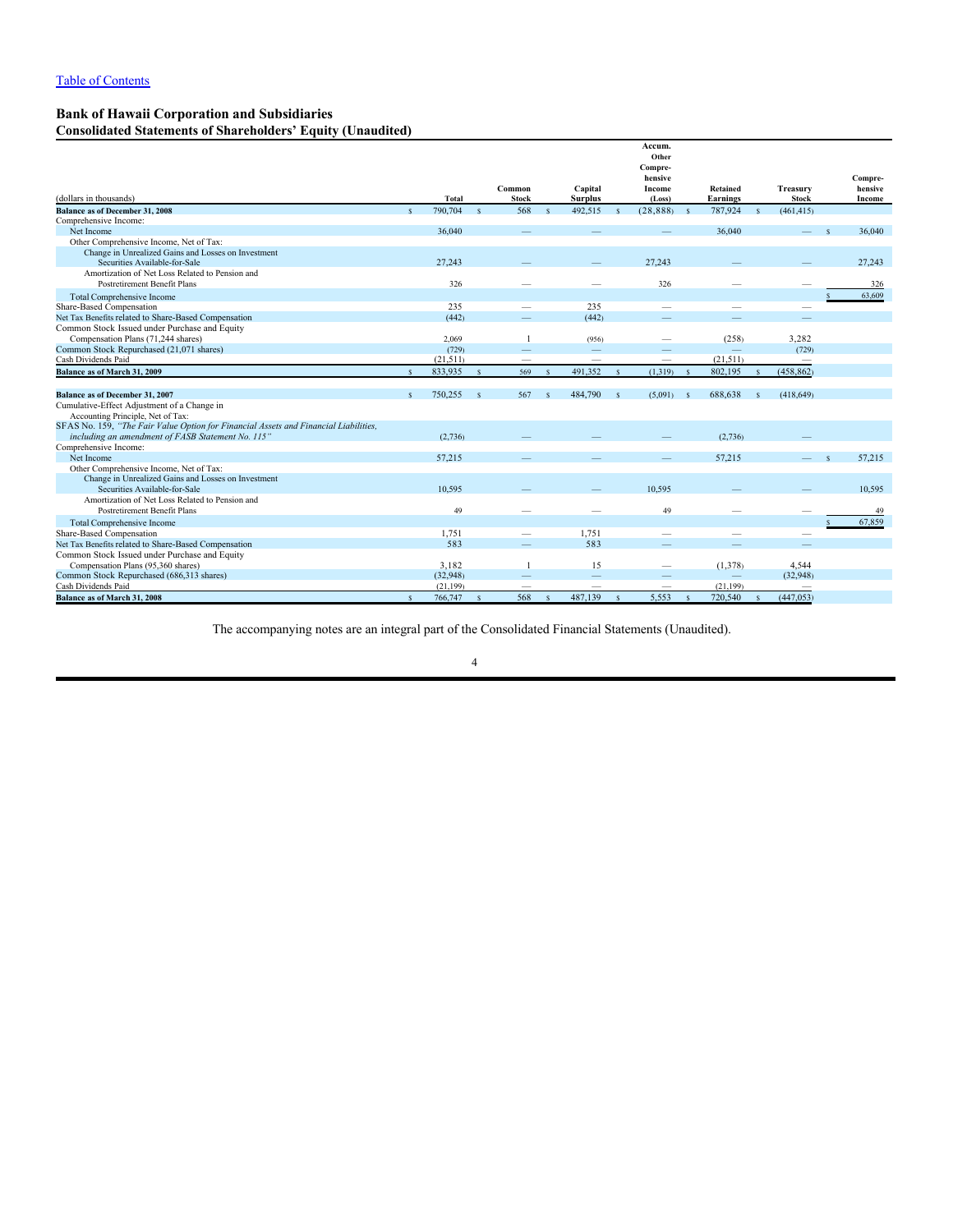[Table of Contents]

## Bank of Hawaii Corporation and Subsidiaries
### Consolidated Statements of Shareholders' Equity (Unaudited)

| (dollars in thousands) | Total | Common Stock | Capital Surplus | Accum. Other Compre-hensive Income (Loss) | Retained Earnings | Treasury Stock | Compre-hensive Income |
|---|---|---|---|---|---|---|---|
| **Balance as of December 31, 2008** | $ 790,704 | $ 568 | $ 492,515 | $ (28,888) | $ 787,924 | $ (461,415) | |
| Comprehensive Income: | | | | | | | |
| Net Income | 36,040 | — | — | — | 36,040 | — | $ 36,040 |
| Other Comprehensive Income, Net of Tax: | | | | | | | |
| Change in Unrealized Gains and Losses on Investment Securities Available-for-Sale | 27,243 | — | — | 27,243 | — | — | 27,243 |
| Amortization of Net Loss Related to Pension and Postretirement Benefit Plans | 326 | — | — | 326 | — | — | 326 |
| Total Comprehensive Income | | | | | | | $ 63,609 |
| Share-Based Compensation | 235 | — | 235 | — | — | — | |
| Net Tax Benefits related to Share-Based Compensation | (442) | — | (442) | — | — | — | |
| Common Stock Issued under Purchase and Equity Compensation Plans (71,244 shares) | 2,069 | 1 | (956) | — | (258) | 3,282 | |
| Common Stock Repurchased (21,071 shares) | (729) | — | — | — | — | (729) | |
| Cash Dividends Paid | (21,511) | — | — | — | (21,511) | — | |
| **Balance as of March 31, 2009** | $ 833,935 | $ 569 | $ 491,352 | $ (1,319) | $ 802,195 | $ (458,862) | |
| | | | | | | | |
| **Balance as of December 31, 2007** | $ 750,255 | $ 567 | $ 484,790 | $ (5,091) | $ 688,638 | $ (418,649) | |
| Cumulative-Effect Adjustment of a Change in Accounting Principle, Net of Tax: | | | | | | | |
| SFAS No. 159, *"The Fair Value Option for Financial Assets and Financial Liabilities, including an amendment of FASB Statement No. 115"* | (2,736) | — | — | — | (2,736) | — | |
| Comprehensive Income: | | | | | | | |
| Net Income | 57,215 | — | — | — | 57,215 | — | $ 57,215 |
| Other Comprehensive Income, Net of Tax: | | | | | | | |
| Change in Unrealized Gains and Losses on Investment Securities Available-for-Sale | 10,595 | — | — | 10,595 | — | — | 10,595 |
| Amortization of Net Loss Related to Pension and Postretirement Benefit Plans | 49 | — | — | 49 | — | — | 49 |
| Total Comprehensive Income | | | | | | | $ 67,859 |
| Share-Based Compensation | 1,751 | — | 1,751 | — | — | — | |
| Net Tax Benefits related to Share-Based Compensation | 583 | — | 583 | — | — | — | |
| Common Stock Issued under Purchase and Equity Compensation Plans (95,360 shares) | 3,182 | 1 | 15 | — | (1,378) | 4,544 | |
| Common Stock Repurchased (686,313 shares) | (32,948) | — | — | — | — | (32,948) | |
| Cash Dividends Paid | (21,199) | — | — | — | (21,199) | — | |
| **Balance as of March 31, 2008** | $ 766,747 | $ 568 | $ 487,139 | $ 5,553 | $ 720,540 | $ (447,053) | |

The accompanying notes are an integral part of the Consolidated Financial Statements (Unaudited).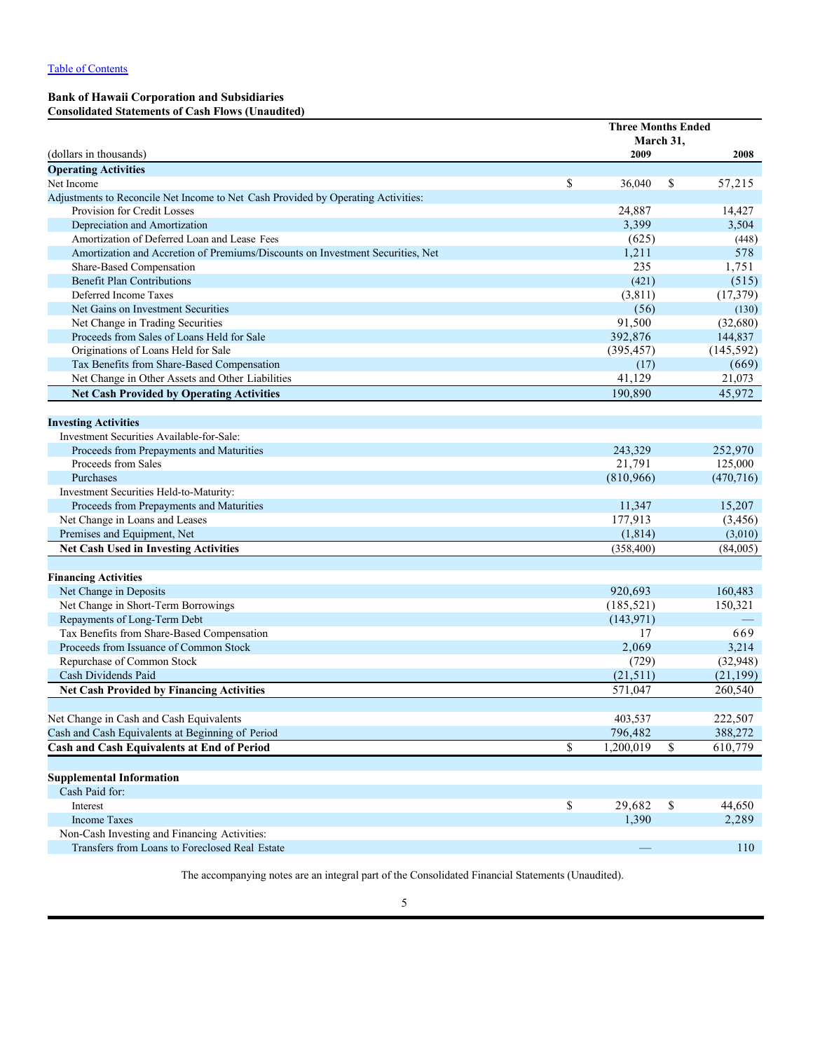[Table of Contents](#)

**Bank of Hawaii Corporation and Subsidiaries**
**Consolidated Statements of Cash Flows (Unaudited)**

| (dollars in thousands) | Three Months Ended March 31, 2009 | 2008 |
|---|---|---|
| **Operating Activities** | | |
| Net Income | $ 36,040 | $ 57,215 |
| Adjustments to Reconcile Net Income to Net Cash Provided by Operating Activities: | | |
| Provision for Credit Losses | 24,887 | 14,427 |
| Depreciation and Amortization | 3,399 | 3,504 |
| Amortization of Deferred Loan and Lease Fees | (625) | (448) |
| Amortization and Accretion of Premiums/Discounts on Investment Securities, Net | 1,211 | 578 |
| Share-Based Compensation | 235 | 1,751 |
| Benefit Plan Contributions | (421) | (515) |
| Deferred Income Taxes | (3,811) | (17,379) |
| Net Gains on Investment Securities | (56) | (130) |
| Net Change in Trading Securities | 91,500 | (32,680) |
| Proceeds from Sales of Loans Held for Sale | 392,876 | 144,837 |
| Originations of Loans Held for Sale | (395,457) | (145,592) |
| Tax Benefits from Share-Based Compensation | (17) | (669) |
| Net Change in Other Assets and Other Liabilities | 41,129 | 21,073 |
| **Net Cash Provided by Operating Activities** | 190,890 | 45,972 |
| | | |
| **Investing Activities** | | |
| Investment Securities Available-for-Sale: | | |
| Proceeds from Prepayments and Maturities | 243,329 | 252,970 |
| Proceeds from Sales | 21,791 | 125,000 |
| Purchases | (810,966) | (470,716) |
| Investment Securities Held-to-Maturity: | | |
| Proceeds from Prepayments and Maturities | 11,347 | 15,207 |
| Net Change in Loans and Leases | 177,913 | (3,456) |
| Premises and Equipment, Net | (1,814) | (3,010) |
| **Net Cash Used in Investing Activities** | (358,400) | (84,005) |
| | | |
| **Financing Activities** | | |
| Net Change in Deposits | 920,693 | 160,483 |
| Net Change in Short-Term Borrowings | (185,521) | 150,321 |
| Repayments of Long-Term Debt | (143,971) | — |
| Tax Benefits from Share-Based Compensation | 17 | 669 |
| Proceeds from Issuance of Common Stock | 2,069 | 3,214 |
| Repurchase of Common Stock | (729) | (32,948) |
| Cash Dividends Paid | (21,511) | (21,199) |
| **Net Cash Provided by Financing Activities** | 571,047 | 260,540 |
| | | |
| Net Change in Cash and Cash Equivalents | 403,537 | 222,507 |
| Cash and Cash Equivalents at Beginning of Period | 796,482 | 388,272 |
| **Cash and Cash Equivalents at End of Period** | $ 1,200,019 | $ 610,779 |
| | | |
| **Supplemental Information** | | |
| Cash Paid for: | | |
| Interest | $ 29,682 | $ 44,650 |
| Income Taxes | 1,390 | 2,289 |
| Non-Cash Investing and Financing Activities: | | |
| Transfers from Loans to Foreclosed Real Estate | — | 110 |

The accompanying notes are an integral part of the Consolidated Financial Statements (Unaudited).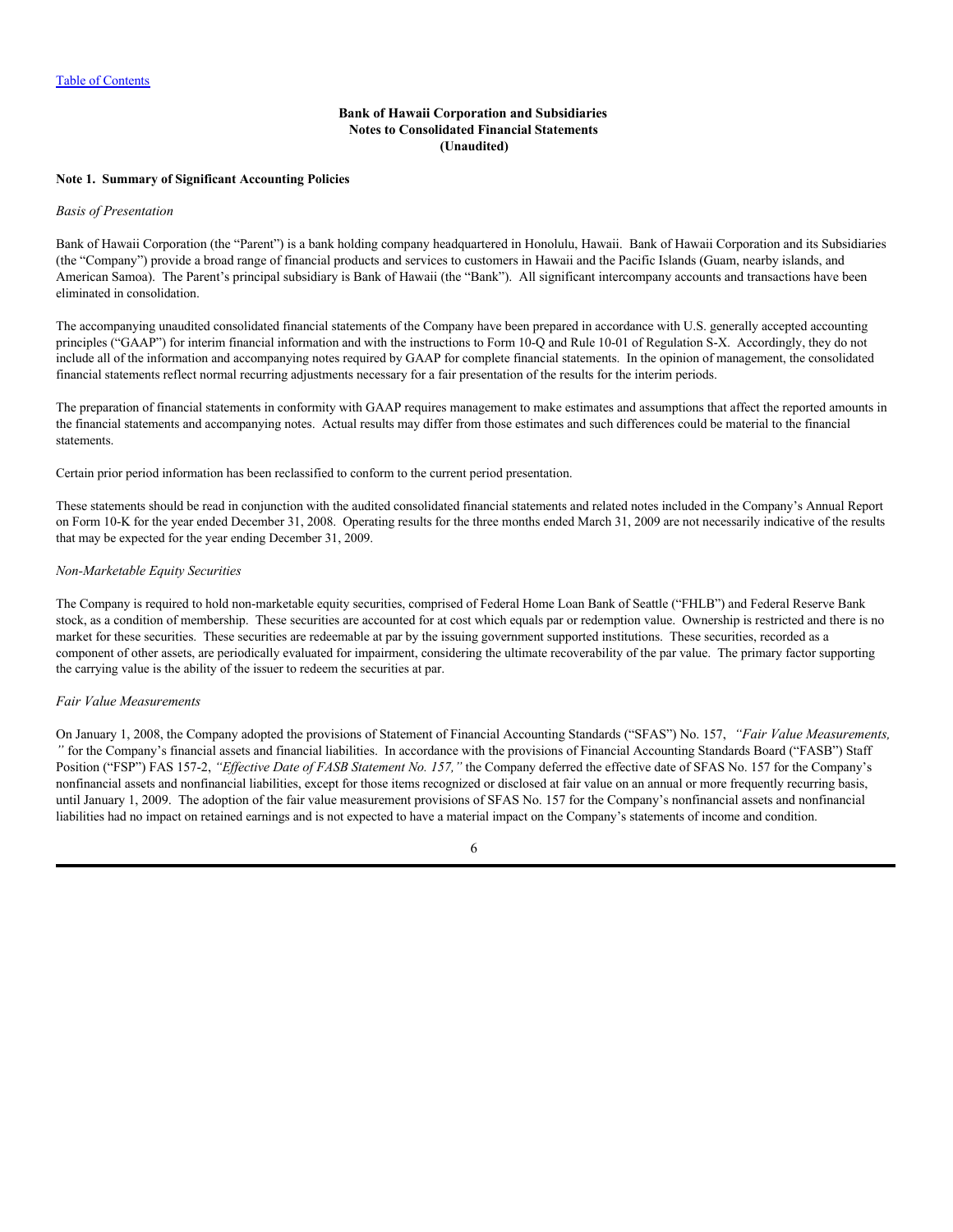**Bank of Hawaii Corporation and Subsidiaries**
**Notes to Consolidated Financial Statements**
**(Unaudited)**

## Note 1. Summary of Significant Accounting Policies

*Basis of Presentation*

Bank of Hawaii Corporation (the "Parent") is a bank holding company headquartered in Honolulu, Hawaii. Bank of Hawaii Corporation and its Subsidiaries (the "Company") provide a broad range of financial products and services to customers in Hawaii and the Pacific Islands (Guam, nearby islands, and American Samoa). The Parent's principal subsidiary is Bank of Hawaii (the "Bank"). All significant intercompany accounts and transactions have been eliminated in consolidation.

The accompanying unaudited consolidated financial statements of the Company have been prepared in accordance with U.S. generally accepted accounting principles ("GAAP") for interim financial information and with the instructions to Form 10-Q and Rule 10-01 of Regulation S-X. Accordingly, they do not include all of the information and accompanying notes required by GAAP for complete financial statements. In the opinion of management, the consolidated financial statements reflect normal recurring adjustments necessary for a fair presentation of the results for the interim periods.

The preparation of financial statements in conformity with GAAP requires management to make estimates and assumptions that affect the reported amounts in the financial statements and accompanying notes. Actual results may differ from those estimates and such differences could be material to the financial statements.

Certain prior period information has been reclassified to conform to the current period presentation.

These statements should be read in conjunction with the audited consolidated financial statements and related notes included in the Company's Annual Report on Form 10-K for the year ended December 31, 2008. Operating results for the three months ended March 31, 2009 are not necessarily indicative of the results that may be expected for the year ending December 31, 2009.

*Non-Marketable Equity Securities*

The Company is required to hold non-marketable equity securities, comprised of Federal Home Loan Bank of Seattle ("FHLB") and Federal Reserve Bank stock, as a condition of membership. These securities are accounted for at cost which equals par or redemption value. Ownership is restricted and there is no market for these securities. These securities are redeemable at par by the issuing government supported institutions. These securities, recorded as a component of other assets, are periodically evaluated for impairment, considering the ultimate recoverability of the par value. The primary factor supporting the carrying value is the ability of the issuer to redeem the securities at par.

*Fair Value Measurements*

On January 1, 2008, the Company adopted the provisions of Statement of Financial Accounting Standards ("SFAS") No. 157, *"Fair Value Measurements,"* for the Company's financial assets and financial liabilities. In accordance with the provisions of Financial Accounting Standards Board ("FASB") Staff Position ("FSP") FAS 157-2, *"Effective Date of FASB Statement No. 157,"* the Company deferred the effective date of SFAS No. 157 for the Company's nonfinancial assets and nonfinancial liabilities, except for those items recognized or disclosed at fair value on an annual or more frequently recurring basis, until January 1, 2009. The adoption of the fair value measurement provisions of SFAS No. 157 for the Company's nonfinancial assets and nonfinancial liabilities had no impact on retained earnings and is not expected to have a material impact on the Company's statements of income and condition.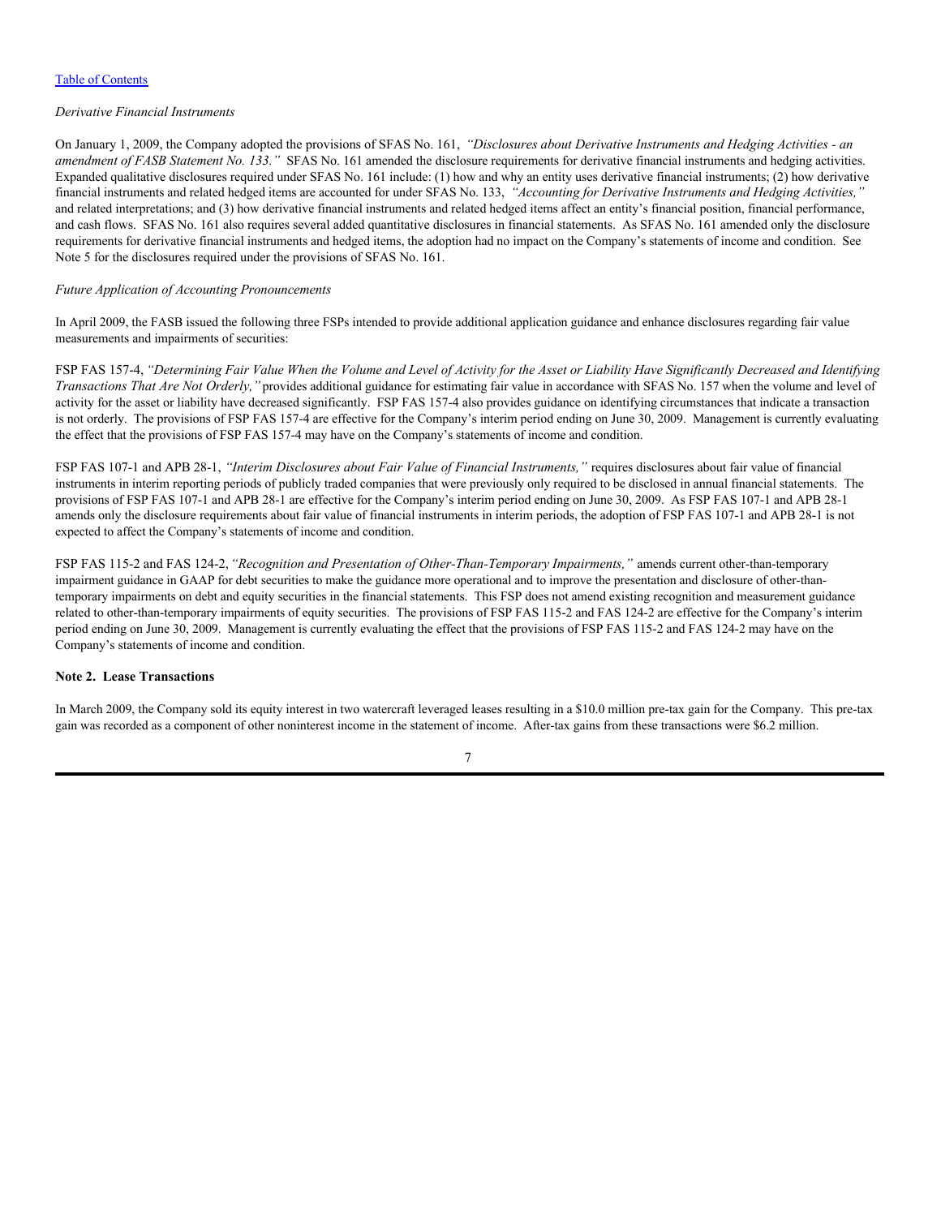*Derivative Financial Instruments*

On January 1, 2009, the Company adopted the provisions of SFAS No. 161, *"Disclosures about Derivative Instruments and Hedging Activities - an amendment of FASB Statement No. 133."* SFAS No. 161 amended the disclosure requirements for derivative financial instruments and hedging activities. Expanded qualitative disclosures required under SFAS No. 161 include: (1) how and why an entity uses derivative financial instruments; (2) how derivative financial instruments and related hedged items are accounted for under SFAS No. 133, *"Accounting for Derivative Instruments and Hedging Activities,"* and related interpretations; and (3) how derivative financial instruments and related hedged items affect an entity's financial position, financial performance, and cash flows. SFAS No. 161 also requires several added quantitative disclosures in financial statements. As SFAS No. 161 amended only the disclosure requirements for derivative financial instruments and hedged items, the adoption had no impact on the Company's statements of income and condition. See Note 5 for the disclosures required under the provisions of SFAS No. 161.

*Future Application of Accounting Pronouncements*

In April 2009, the FASB issued the following three FSPs intended to provide additional application guidance and enhance disclosures regarding fair value measurements and impairments of securities:

FSP FAS 157-4, *"Determining Fair Value When the Volume and Level of Activity for the Asset or Liability Have Significantly Decreased and Identifying Transactions That Are Not Orderly,"* provides additional guidance for estimating fair value in accordance with SFAS No. 157 when the volume and level of activity for the asset or liability have decreased significantly. FSP FAS 157-4 also provides guidance on identifying circumstances that indicate a transaction is not orderly. The provisions of FSP FAS 157-4 are effective for the Company's interim period ending on June 30, 2009. Management is currently evaluating the effect that the provisions of FSP FAS 157-4 may have on the Company's statements of income and condition.

FSP FAS 107-1 and APB 28-1, *"Interim Disclosures about Fair Value of Financial Instruments,"* requires disclosures about fair value of financial instruments in interim reporting periods of publicly traded companies that were previously only required to be disclosed in annual financial statements. The provisions of FSP FAS 107-1 and APB 28-1 are effective for the Company's interim period ending on June 30, 2009. As FSP FAS 107-1 and APB 28-1 amends only the disclosure requirements about fair value of financial instruments in interim periods, the adoption of FSP FAS 107-1 and APB 28-1 is not expected to affect the Company's statements of income and condition.

FSP FAS 115-2 and FAS 124-2, *"Recognition and Presentation of Other-Than-Temporary Impairments,"* amends current other-than-temporary impairment guidance in GAAP for debt securities to make the guidance more operational and to improve the presentation and disclosure of other-than-temporary impairments on debt and equity securities in the financial statements. This FSP does not amend existing recognition and measurement guidance related to other-than-temporary impairments of equity securities. The provisions of FSP FAS 115-2 and FAS 124-2 are effective for the Company's interim period ending on June 30, 2009. Management is currently evaluating the effect that the provisions of FSP FAS 115-2 and FAS 124-2 may have on the Company's statements of income and condition.

**Note 2. Lease Transactions**

In March 2009, the Company sold its equity interest in two watercraft leveraged leases resulting in a $10.0 million pre-tax gain for the Company. This pre-tax gain was recorded as a component of other noninterest income in the statement of income. After-tax gains from these transactions were $6.2 million.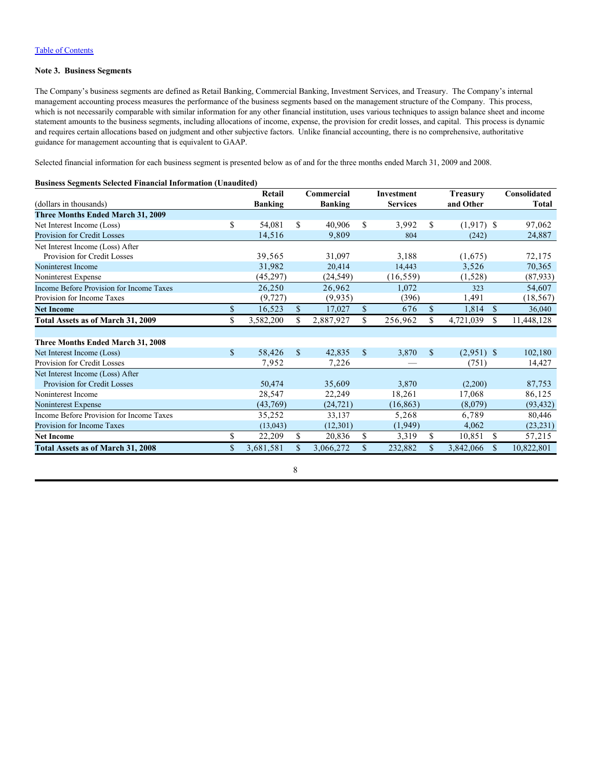[Table of Contents](#)

## Note 3. Business Segments

The Company's business segments are defined as Retail Banking, Commercial Banking, Investment Services, and Treasury. The Company's internal management accounting process measures the performance of the business segments based on the management structure of the Company. This process, which is not necessarily comparable with similar information for any other financial institution, uses various techniques to assign balance sheet and income statement amounts to the business segments, including allocations of income, expense, the provision for credit losses, and capital. This process is dynamic and requires certain allocations based on judgment and other subjective factors. Unlike financial accounting, there is no comprehensive, authoritative guidance for management accounting that is equivalent to GAAP.

Selected financial information for each business segment is presented below as of and for the three months ended March 31, 2009 and 2008.

**Business Segments Selected Financial Information (Unaudited)**

| (dollars in thousands) | Retail Banking | Commercial Banking | Investment Services | Treasury and Other | Consolidated Total |
|---|---|---|---|---|---|
| **Three Months Ended March 31, 2009** | | | | | |
| Net Interest Income (Loss) | $ 54,081 | $ 40,906 | $ 3,992 | $ (1,917) | $ 97,062 |
| Provision for Credit Losses | 14,516 | 9,809 | 804 | (242) | 24,887 |
| Net Interest Income (Loss) After Provision for Credit Losses | 39,565 | 31,097 | 3,188 | (1,675) | 72,175 |
| Noninterest Income | 31,982 | 20,414 | 14,443 | 3,526 | 70,365 |
| Noninterest Expense | (45,297) | (24,549) | (16,559) | (1,528) | (87,933) |
| Income Before Provision for Income Taxes | 26,250 | 26,962 | 1,072 | 323 | 54,607 |
| Provision for Income Taxes | (9,727) | (9,935) | (396) | 1,491 | (18,567) |
| **Net Income** | $ 16,523 | $ 17,027 | $ 676 | $ 1,814 | $ 36,040 |
| **Total Assets as of March 31, 2009** | $ 3,582,200 | $ 2,887,927 | $ 256,962 | $ 4,721,039 | $ 11,448,128 |
| | | | | | |
| **Three Months Ended March 31, 2008** | | | | | |
| Net Interest Income (Loss) | $ 58,426 | $ 42,835 | $ 3,870 | $ (2,951) | $ 102,180 |
| Provision for Credit Losses | 7,952 | 7,226 | — | (751) | 14,427 |
| Net Interest Income (Loss) After Provision for Credit Losses | 50,474 | 35,609 | 3,870 | (2,200) | 87,753 |
| Noninterest Income | 28,547 | 22,249 | 18,261 | 17,068 | 86,125 |
| Noninterest Expense | (43,769) | (24,721) | (16,863) | (8,079) | (93,432) |
| Income Before Provision for Income Taxes | 35,252 | 33,137 | 5,268 | 6,789 | 80,446 |
| Provision for Income Taxes | (13,043) | (12,301) | (1,949) | 4,062 | (23,231) |
| **Net Income** | $ 22,209 | $ 20,836 | $ 3,319 | $ 10,851 | $ 57,215 |
| **Total Assets as of March 31, 2008** | $ 3,681,581 | $ 3,066,272 | $ 232,882 | $ 3,842,066 | $ 10,822,801 |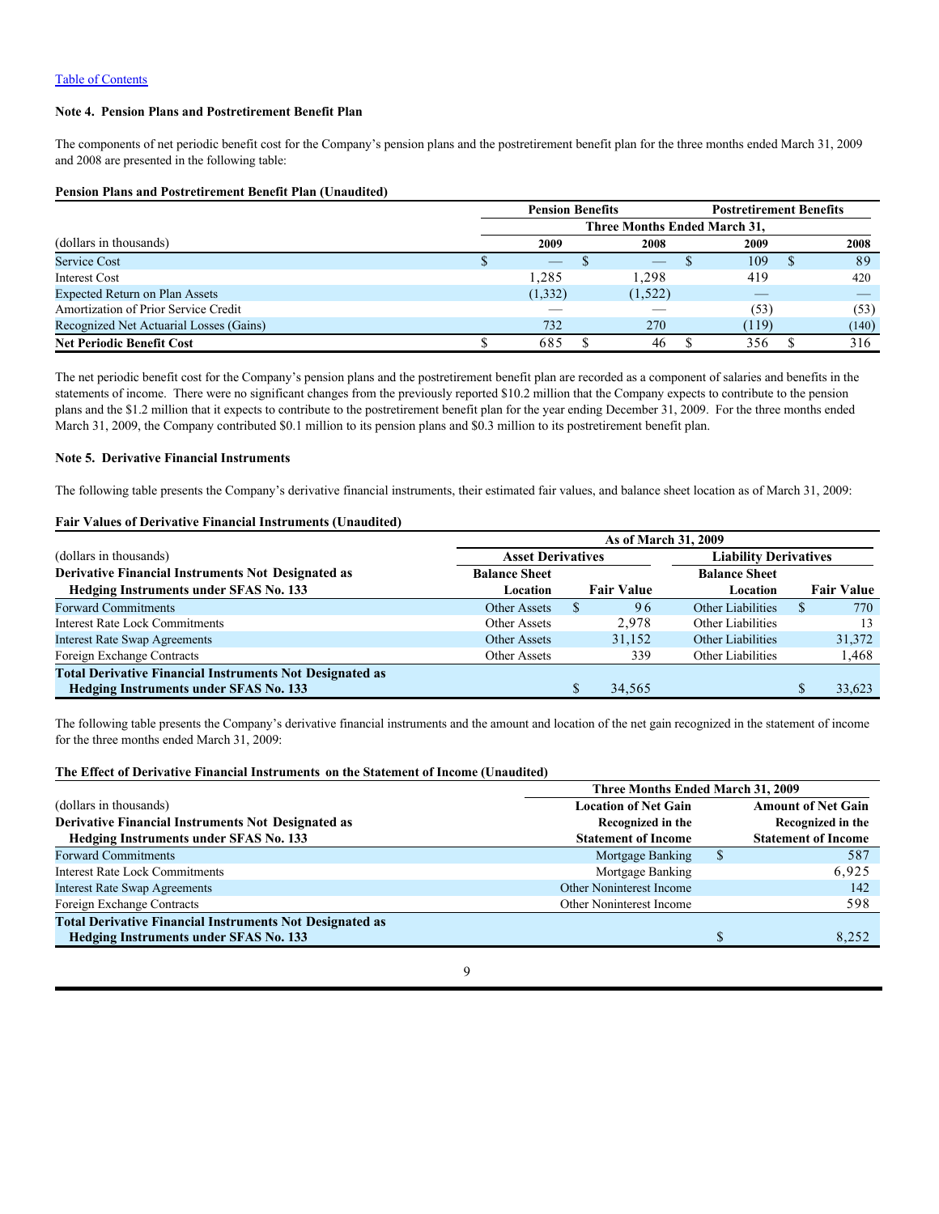[Table of Contents](#)

**Note 4. Pension Plans and Postretirement Benefit Plan**

The components of net periodic benefit cost for the Company's pension plans and the postretirement benefit plan for the three months ended March 31, 2009 and 2008 are presented in the following table:

**Pension Plans and Postretirement Benefit Plan (Unaudited)**

| | Pension Benefits | | Postretirement Benefits | |
|---|---|---|---|---|
| | Three Months Ended March 31, | | | |
| (dollars in thousands) | 2009 | 2008 | 2009 | 2008 |
| Service Cost | $ — | $ — | $ 109 | $ 89 |
| Interest Cost | 1,285 | 1,298 | 419 | 420 |
| Expected Return on Plan Assets | (1,332) | (1,522) | — | — |
| Amortization of Prior Service Credit | — | — | (53) | (53) |
| Recognized Net Actuarial Losses (Gains) | 732 | 270 | (119) | (140) |
| **Net Periodic Benefit Cost** | $ 685 | $ 46 | $ 356 | $ 316 |

The net periodic benefit cost for the Company's pension plans and the postretirement benefit plan are recorded as a component of salaries and benefits in the statements of income. There were no significant changes from the previously reported $10.2 million that the Company expects to contribute to the pension plans and the $1.2 million that it expects to contribute to the postretirement benefit plan for the year ending December 31, 2009. For the three months ended March 31, 2009, the Company contributed $0.1 million to its pension plans and $0.3 million to its postretirement benefit plan.

**Note 5. Derivative Financial Instruments**

The following table presents the Company's derivative financial instruments, their estimated fair values, and balance sheet location as of March 31, 2009:

**Fair Values of Derivative Financial Instruments (Unaudited)**

| | As of March 31, 2009 | | | |
|---|---|---|---|---|
| (dollars in thousands) | Asset Derivatives | | Liability Derivatives | |
| **Derivative Financial Instruments Not Designated as Hedging Instruments under SFAS No. 133** | **Balance Sheet Location** | **Fair Value** | **Balance Sheet Location** | **Fair Value** |
| Forward Commitments | Other Assets | $ 96 | Other Liabilities | $ 770 |
| Interest Rate Lock Commitments | Other Assets | 2,978 | Other Liabilities | 13 |
| Interest Rate Swap Agreements | Other Assets | 31,152 | Other Liabilities | 31,372 |
| Foreign Exchange Contracts | Other Assets | 339 | Other Liabilities | 1,468 |
| **Total Derivative Financial Instruments Not Designated as Hedging Instruments under SFAS No. 133** | | $ 34,565 | | $ 33,623 |

The following table presents the Company's derivative financial instruments and the amount and location of the net gain recognized in the statement of income for the three months ended March 31, 2009:

**The Effect of Derivative Financial Instruments on the Statement of Income (Unaudited)**

| | Three Months Ended March 31, 2009 | |
|---|---|---|
| (dollars in thousands) | | |
| **Derivative Financial Instruments Not Designated as Hedging Instruments under SFAS No. 133** | **Location of Net Gain Recognized in the Statement of Income** | **Amount of Net Gain Recognized in the Statement of Income** |
| Forward Commitments | Mortgage Banking | $ 587 |
| Interest Rate Lock Commitments | Mortgage Banking | 6,925 |
| Interest Rate Swap Agreements | Other Noninterest Income | 142 |
| Foreign Exchange Contracts | Other Noninterest Income | 598 |
| **Total Derivative Financial Instruments Not Designated as Hedging Instruments under SFAS No. 133** | | $ 8,252 |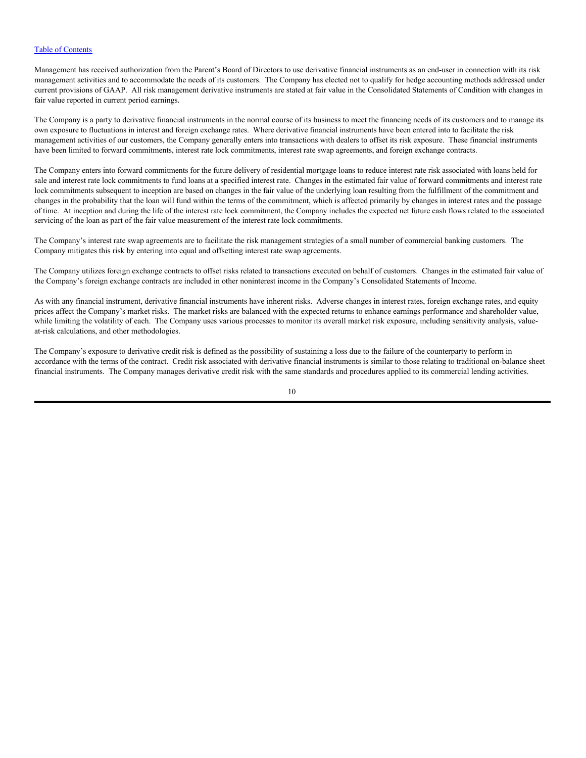Management has received authorization from the Parent's Board of Directors to use derivative financial instruments as an end-user in connection with its risk management activities and to accommodate the needs of its customers. The Company has elected not to qualify for hedge accounting methods addressed under current provisions of GAAP. All risk management derivative instruments are stated at fair value in the Consolidated Statements of Condition with changes in fair value reported in current period earnings.

The Company is a party to derivative financial instruments in the normal course of its business to meet the financing needs of its customers and to manage its own exposure to fluctuations in interest and foreign exchange rates. Where derivative financial instruments have been entered into to facilitate the risk management activities of our customers, the Company generally enters into transactions with dealers to offset its risk exposure. These financial instruments have been limited to forward commitments, interest rate lock commitments, interest rate swap agreements, and foreign exchange contracts.

The Company enters into forward commitments for the future delivery of residential mortgage loans to reduce interest rate risk associated with loans held for sale and interest rate lock commitments to fund loans at a specified interest rate. Changes in the estimated fair value of forward commitments and interest rate lock commitments subsequent to inception are based on changes in the fair value of the underlying loan resulting from the fulfillment of the commitment and changes in the probability that the loan will fund within the terms of the commitment, which is affected primarily by changes in interest rates and the passage of time. At inception and during the life of the interest rate lock commitment, the Company includes the expected net future cash flows related to the associated servicing of the loan as part of the fair value measurement of the interest rate lock commitments.

The Company's interest rate swap agreements are to facilitate the risk management strategies of a small number of commercial banking customers. The Company mitigates this risk by entering into equal and offsetting interest rate swap agreements.

The Company utilizes foreign exchange contracts to offset risks related to transactions executed on behalf of customers. Changes in the estimated fair value of the Company's foreign exchange contracts are included in other noninterest income in the Company's Consolidated Statements of Income.

As with any financial instrument, derivative financial instruments have inherent risks. Adverse changes in interest rates, foreign exchange rates, and equity prices affect the Company's market risks. The market risks are balanced with the expected returns to enhance earnings performance and shareholder value, while limiting the volatility of each. The Company uses various processes to monitor its overall market risk exposure, including sensitivity analysis, value-at-risk calculations, and other methodologies.

The Company's exposure to derivative credit risk is defined as the possibility of sustaining a loss due to the failure of the counterparty to perform in accordance with the terms of the contract. Credit risk associated with derivative financial instruments is similar to those relating to traditional on-balance sheet financial instruments. The Company manages derivative credit risk with the same standards and procedures applied to its commercial lending activities.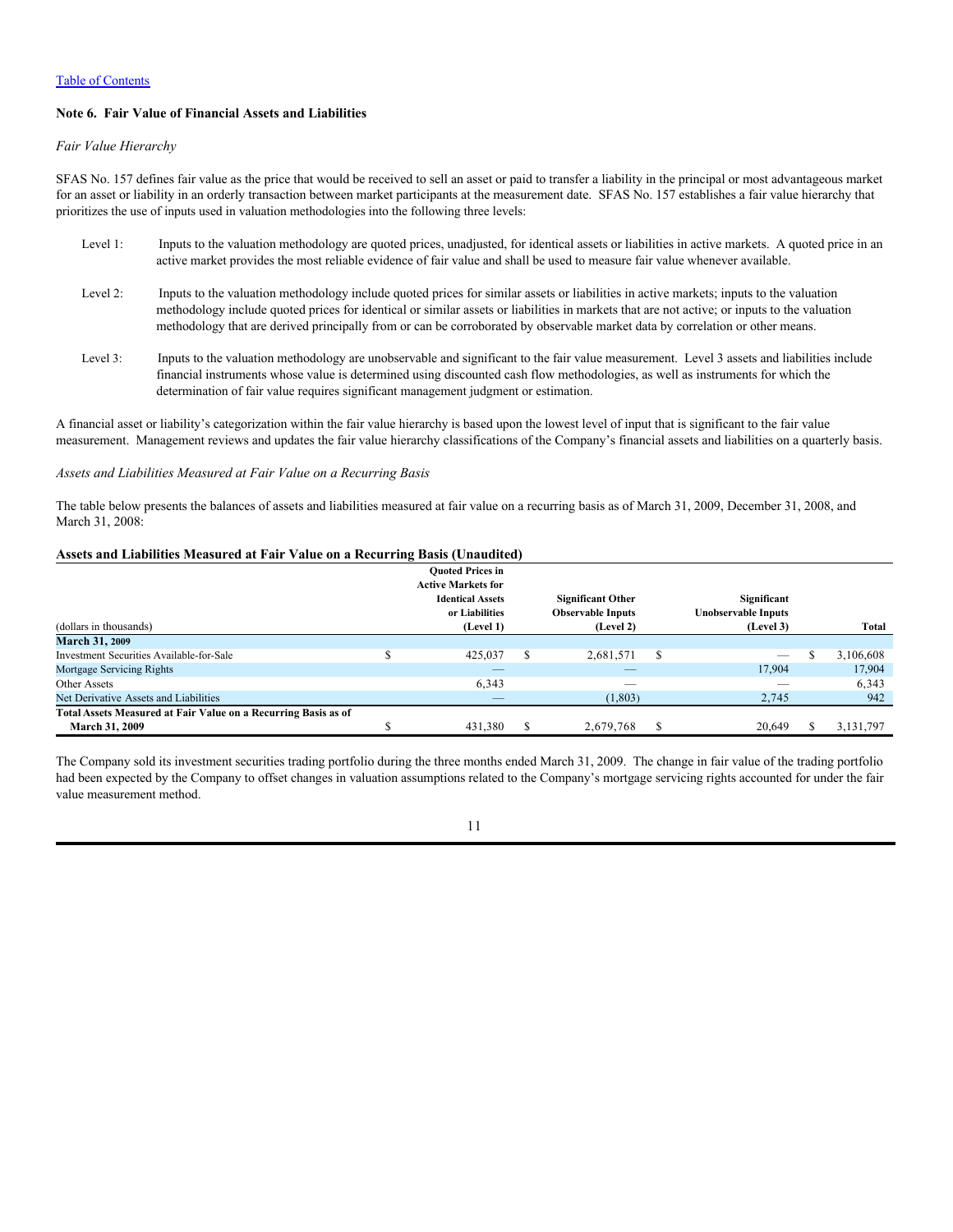[Table of Contents](#)

### Note 6. Fair Value of Financial Assets and Liabilities

*Fair Value Hierarchy*

SFAS No. 157 defines fair value as the price that would be received to sell an asset or paid to transfer a liability in the principal or most advantageous market for an asset or liability in an orderly transaction between market participants at the measurement date. SFAS No. 157 establishes a fair value hierarchy that prioritizes the use of inputs used in valuation methodologies into the following three levels:

- Level 1: Inputs to the valuation methodology are quoted prices, unadjusted, for identical assets or liabilities in active markets. A quoted price in an active market provides the most reliable evidence of fair value and shall be used to measure fair value whenever available.

- Level 2: Inputs to the valuation methodology include quoted prices for similar assets or liabilities in active markets; inputs to the valuation methodology include quoted prices for identical or similar assets or liabilities in markets that are not active; or inputs to the valuation methodology that are derived principally from or can be corroborated by observable market data by correlation or other means.

- Level 3: Inputs to the valuation methodology are unobservable and significant to the fair value measurement. Level 3 assets and liabilities include financial instruments whose value is determined using discounted cash flow methodologies, as well as instruments for which the determination of fair value requires significant management judgment or estimation.

A financial asset or liability's categorization within the fair value hierarchy is based upon the lowest level of input that is significant to the fair value measurement. Management reviews and updates the fair value hierarchy classifications of the Company's financial assets and liabilities on a quarterly basis.

*Assets and Liabilities Measured at Fair Value on a Recurring Basis*

The table below presents the balances of assets and liabilities measured at fair value on a recurring basis as of March 31, 2009, December 31, 2008, and March 31, 2008:

**Assets and Liabilities Measured at Fair Value on a Recurring Basis (Unaudited)**

| (dollars in thousands) | Quoted Prices in Active Markets for Identical Assets or Liabilities (Level 1) | Significant Other Observable Inputs (Level 2) | Significant Unobservable Inputs (Level 3) | Total |
|---|---|---|---|---|
| **March 31, 2009** | | | | |
| Investment Securities Available-for-Sale | $ 425,037 | $ 2,681,571 | $ — | $ 3,106,608 |
| Mortgage Servicing Rights | — | — | 17,904 | 17,904 |
| Other Assets | 6,343 | — | — | 6,343 |
| Net Derivative Assets and Liabilities | — | (1,803) | 2,745 | 942 |
| **Total Assets Measured at Fair Value on a Recurring Basis as of March 31, 2009** | $ 431,380 | $ 2,679,768 | $ 20,649 | $ 3,131,797 |

The Company sold its investment securities trading portfolio during the three months ended March 31, 2009. The change in fair value of the trading portfolio had been expected by the Company to offset changes in valuation assumptions related to the Company's mortgage servicing rights accounted for under the fair value measurement method.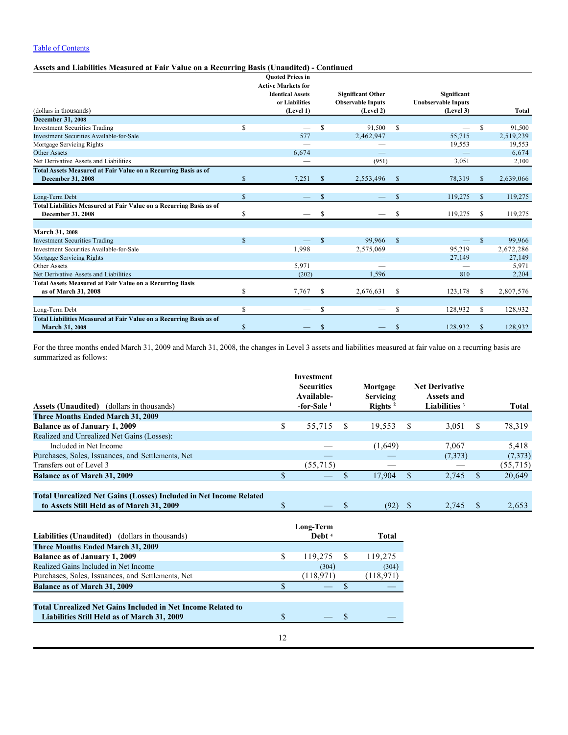Table of Contents

**Assets and Liabilities Measured at Fair Value on a Recurring Basis (Unaudited) - Continued**

| (dollars in thousands) | Quoted Prices in Active Markets for Identical Assets or Liabilities (Level 1) | Significant Other Observable Inputs (Level 2) | Significant Unobservable Inputs (Level 3) | Total |
|---|---|---|---|---|
| **December 31, 2008** | | | | |
| Investment Securities Trading | $ — | $ 91,500 | $ — | $ 91,500 |
| Investment Securities Available-for-Sale | 577 | 2,462,947 | 55,715 | 2,519,239 |
| Mortgage Servicing Rights | — | — | 19,553 | 19,553 |
| Other Assets | 6,674 | — | — | 6,674 |
| Net Derivative Assets and Liabilities | — | (951) | 3,051 | 2,100 |
| **Total Assets Measured at Fair Value on a Recurring Basis as of December 31, 2008** | $ 7,251 | $ 2,553,496 | $ 78,319 | $ 2,639,066 |
| Long-Term Debt | $ — | $ — | $ 119,275 | $ 119,275 |
| **Total Liabilities Measured at Fair Value on a Recurring Basis as of December 31, 2008** | $ — | $ — | $ 119,275 | $ 119,275 |
| **March 31, 2008** | | | | |
| Investment Securities Trading | $ — | $ 99,966 | $ — | $ 99,966 |
| Investment Securities Available-for-Sale | 1,998 | 2,575,069 | 95,219 | 2,672,286 |
| Mortgage Servicing Rights | — | — | 27,149 | 27,149 |
| Other Assets | 5,971 | — | — | 5,971 |
| Net Derivative Assets and Liabilities | (202) | 1,596 | 810 | 2,204 |
| **Total Assets Measured at Fair Value on a Recurring Basis as of March 31, 2008** | $ 7,767 | $ 2,676,631 | $ 123,178 | $ 2,807,576 |
| Long-Term Debt | $ — | $ — | $ 128,932 | $ 128,932 |
| **Total Liabilities Measured at Fair Value on a Recurring Basis as of March 31, 2008** | $ — | $ — | $ 128,932 | $ 128,932 |

For the three months ended March 31, 2009 and March 31, 2008, the changes in Level 3 assets and liabilities measured at fair value on a recurring basis are summarized as follows:

| **Assets (Unaudited)** (dollars in thousands) | Investment Securities Available-for-Sale [1] | Mortgage Servicing Rights [2] | Net Derivative Assets and Liabilities [3] | Total |
|---|---|---|---|---|
| **Three Months Ended March 31, 2009** | | | | |
| **Balance as of January 1, 2009** | $ 55,715 | $ 19,553 | $ 3,051 | $ 78,319 |
| Realized and Unrealized Net Gains (Losses): | | | | |
| Included in Net Income | — | (1,649) | 7,067 | 5,418 |
| Purchases, Sales, Issuances, and Settlements, Net | — | — | (7,373) | (7,373) |
| Transfers out of Level 3 | (55,715) | — | — | (55,715) |
| **Balance as of March 31, 2009** | $ — | $ 17,904 | $ 2,745 | $ 20,649 |
| **Total Unrealized Net Gains (Losses) Included in Net Income Related to Assets Still Held as of March 31, 2009** | $ — | $ (92) | $ 2,745 | $ 2,653 |

| **Liabilities (Unaudited)** (dollars in thousands) | Long-Term Debt [4] | Total |
|---|---|---|
| **Three Months Ended March 31, 2009** | | |
| **Balance as of January 1, 2009** | $ 119,275 | $ 119,275 |
| Realized Gains Included in Net Income | (304) | (304) |
| Purchases, Sales, Issuances, and Settlements, Net | (118,971) | (118,971) |
| **Balance as of March 31, 2009** | $ — | $ — |
| **Total Unrealized Net Gains Included in Net Income Related to Liabilities Still Held as of March 31, 2009** | $ — | $ — |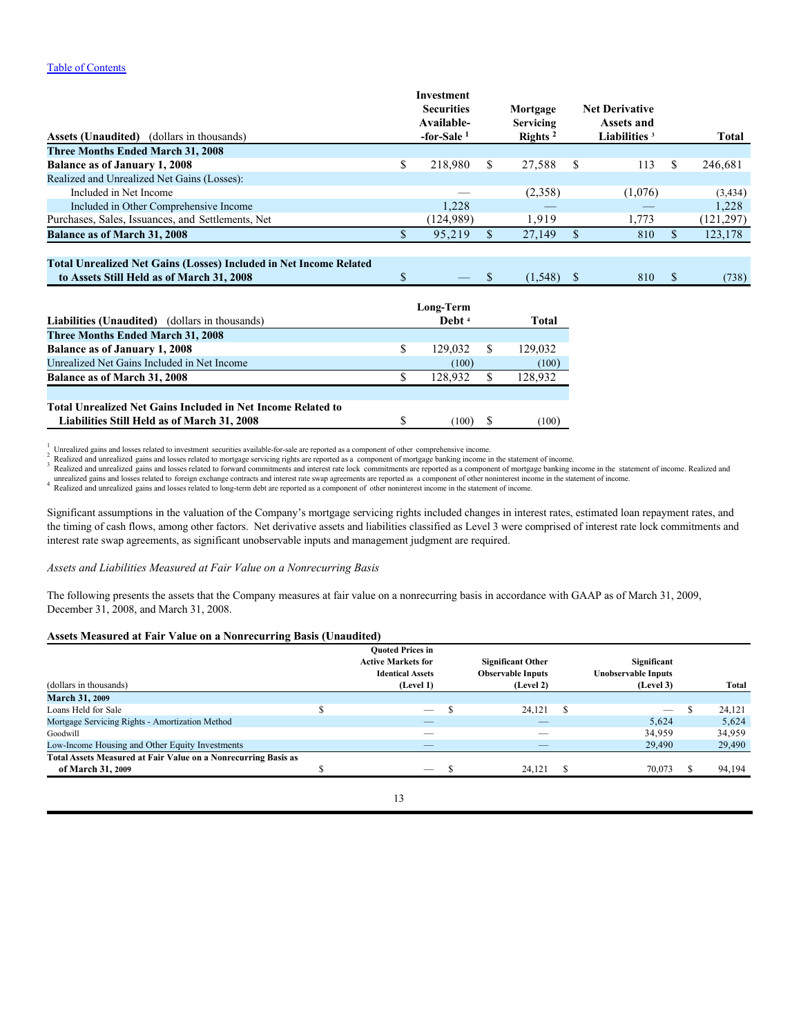[Table of Contents](#)

| Assets (Unaudited) (dollars in thousands) | Investment Securities Available-for-Sale [1] | Mortgage Servicing Rights [2] | Net Derivative Assets and Liabilities [3] | Total |
|---|---|---|---|---|
| **Three Months Ended March 31, 2008** | | | | |
| **Balance as of January 1, 2008** | $ 218,980 | $ 27,588 | $ 113 | $ 246,681 |
| Realized and Unrealized Net Gains (Losses): | | | | |
| Included in Net Income | — | (2,358) | (1,076) | (3,434) |
| Included in Other Comprehensive Income | 1,228 | — | — | 1,228 |
| Purchases, Sales, Issuances, and Settlements, Net | (124,989) | 1,919 | 1,773 | (121,297) |
| **Balance as of March 31, 2008** | $ 95,219 | $ 27,149 | $ 810 | $ 123,178 |
| **Total Unrealized Net Gains (Losses) Included in Net Income Related to Assets Still Held as of March 31, 2008** | $ — | $ (1,548) | $ 810 | $ (738) |

| Liabilities (Unaudited) (dollars in thousands) | Long-Term Debt [4] | Total |
|---|---|---|
| **Three Months Ended March 31, 2008** | | |
| **Balance as of January 1, 2008** | $ 129,032 | $ 129,032 |
| Unrealized Net Gains Included in Net Income | (100) | (100) |
| **Balance as of March 31, 2008** | $ 128,932 | $ 128,932 |
| **Total Unrealized Net Gains Included in Net Income Related to Liabilities Still Held as of March 31, 2008** | $ (100) | $ (100) |

[1] Unrealized gains and losses related to investment securities available-for-sale are reported as a component of other comprehensive income.
[2] Realized and unrealized gains and losses related to mortgage servicing rights are reported as a component of mortgage banking income in the statement of income.
[3] Realized and unrealized gains and losses related to forward commitments and interest rate lock commitments are reported as a component of mortgage banking income in the statement of income. Realized and unrealized gains and losses related to foreign exchange contracts and interest rate swap agreements are reported as a component of other noninterest income in the statement of income.
[4] Realized and unrealized gains and losses related to long-term debt are reported as a component of other noninterest income in the statement of income.

Significant assumptions in the valuation of the Company's mortgage servicing rights included changes in interest rates, estimated loan repayment rates, and the timing of cash flows, among other factors. Net derivative assets and liabilities classified as Level 3 were comprised of interest rate lock commitments and interest rate swap agreements, as significant unobservable inputs and management judgment are required.

*Assets and Liabilities Measured at Fair Value on a Nonrecurring Basis*

The following presents the assets that the Company measures at fair value on a nonrecurring basis in accordance with GAAP as of March 31, 2009, December 31, 2008, and March 31, 2008.

**Assets Measured at Fair Value on a Nonrecurring Basis (Unaudited)**

| (dollars in thousands) | Quoted Prices in Active Markets for Identical Assets (Level 1) | Significant Other Observable Inputs (Level 2) | Significant Unobservable Inputs (Level 3) | Total |
|---|---|---|---|---|
| **March 31, 2009** | | | | |
| Loans Held for Sale | $ — | $ 24,121 | $ — | $ 24,121 |
| Mortgage Servicing Rights - Amortization Method | — | — | 5,624 | 5,624 |
| Goodwill | — | — | 34,959 | 34,959 |
| Low-Income Housing and Other Equity Investments | — | — | 29,490 | 29,490 |
| **Total Assets Measured at Fair Value on a Nonrecurring Basis as of March 31, 2009** | $ — | $ 24,121 | $ 70,073 | $ 94,194 |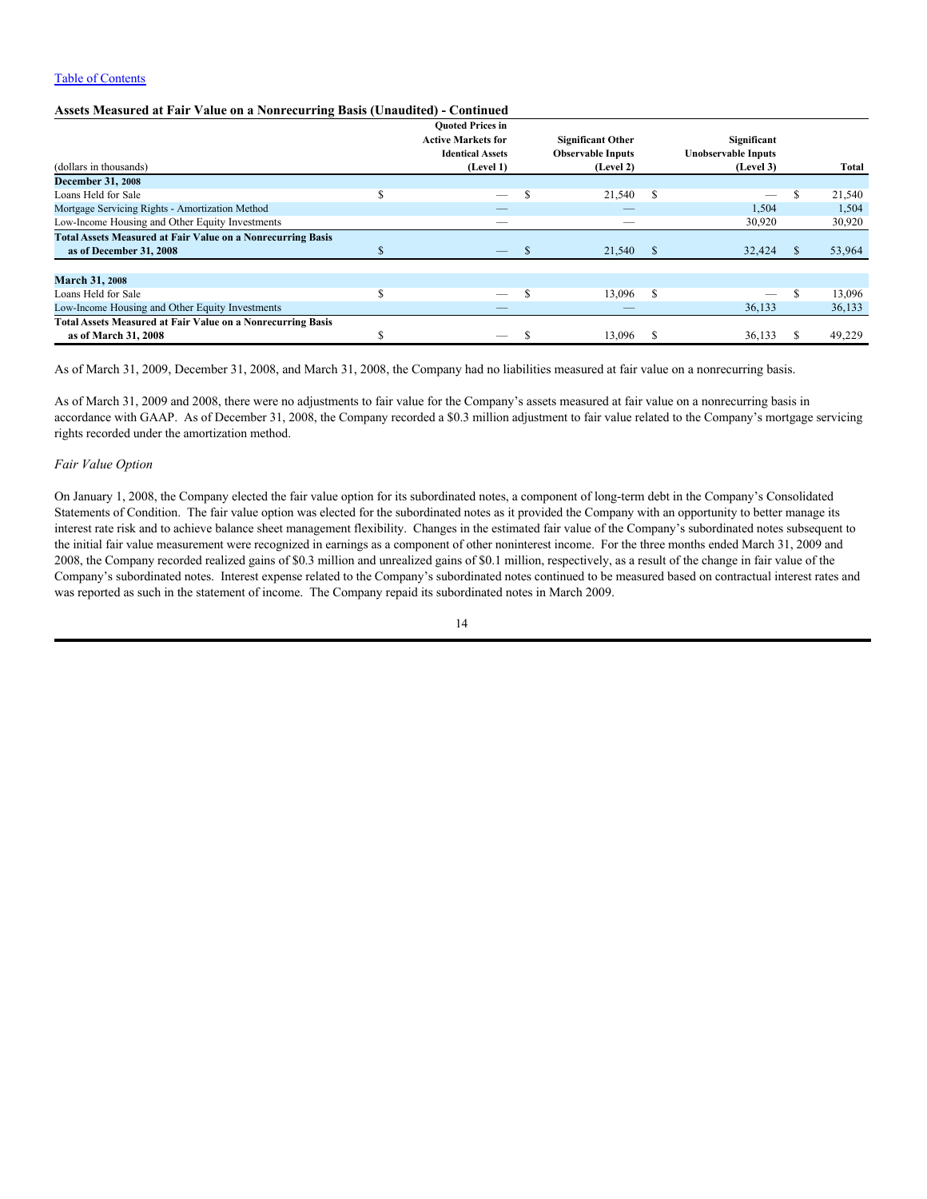Table of Contents

**Assets Measured at Fair Value on a Nonrecurring Basis (Unaudited) - Continued**

| (dollars in thousands) | Quoted Prices in Active Markets for Identical Assets (Level 1) | Significant Other Observable Inputs (Level 2) | Significant Unobservable Inputs (Level 3) | Total |
|---|---|---|---|---|
| **December 31, 2008** | | | | |
| Loans Held for Sale | $ — | $ 21,540 | $ — | $ 21,540 |
| Mortgage Servicing Rights - Amortization Method | — | — | 1,504 | 1,504 |
| Low-Income Housing and Other Equity Investments | — | — | 30,920 | 30,920 |
| **Total Assets Measured at Fair Value on a Nonrecurring Basis as of December 31, 2008** | $ — | $ 21,540 | $ 32,424 | $ 53,964 |
| **March 31, 2008** | | | | |
| Loans Held for Sale | $ — | $ 13,096 | $ — | $ 13,096 |
| Low-Income Housing and Other Equity Investments | — | — | 36,133 | 36,133 |
| **Total Assets Measured at Fair Value on a Nonrecurring Basis as of March 31, 2008** | $ — | $ 13,096 | $ 36,133 | $ 49,229 |

As of March 31, 2009, December 31, 2008, and March 31, 2008, the Company had no liabilities measured at fair value on a nonrecurring basis.

As of March 31, 2009 and 2008, there were no adjustments to fair value for the Company's assets measured at fair value on a nonrecurring basis in accordance with GAAP. As of December 31, 2008, the Company recorded a $0.3 million adjustment to fair value related to the Company's mortgage servicing rights recorded under the amortization method.

*Fair Value Option*

On January 1, 2008, the Company elected the fair value option for its subordinated notes, a component of long-term debt in the Company's Consolidated Statements of Condition. The fair value option was elected for the subordinated notes as it provided the Company with an opportunity to better manage its interest rate risk and to achieve balance sheet management flexibility. Changes in the estimated fair value of the Company's subordinated notes subsequent to the initial fair value measurement were recognized in earnings as a component of other noninterest income. For the three months ended March 31, 2009 and 2008, the Company recorded realized gains of $0.3 million and unrealized gains of $0.1 million, respectively, as a result of the change in fair value of the Company's subordinated notes. Interest expense related to the Company's subordinated notes continued to be measured based on contractual interest rates and was reported as such in the statement of income. The Company repaid its subordinated notes in March 2009.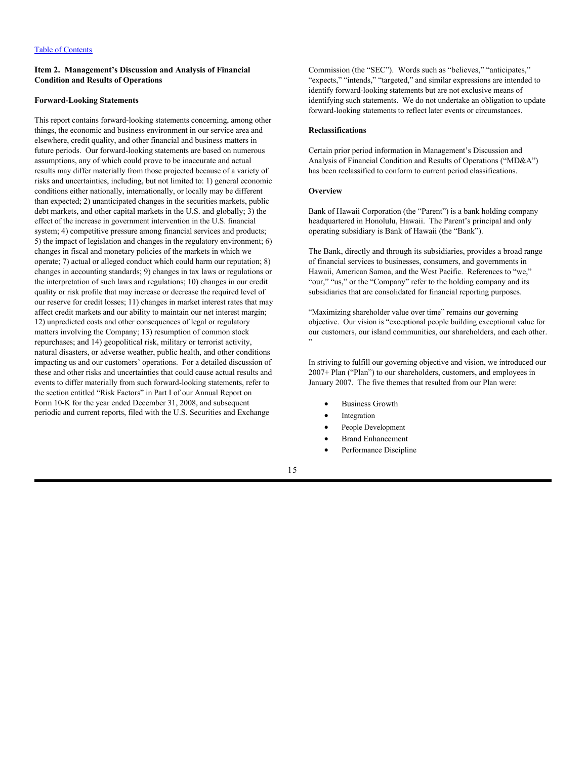[Table of Contents](#)

## Item 2. Management's Discussion and Analysis of Financial Condition and Results of Operations

### Forward-Looking Statements

This report contains forward-looking statements concerning, among other things, the economic and business environment in our service area and elsewhere, credit quality, and other financial and business matters in future periods. Our forward-looking statements are based on numerous assumptions, any of which could prove to be inaccurate and actual results may differ materially from those projected because of a variety of risks and uncertainties, including, but not limited to: 1) general economic conditions either nationally, internationally, or locally may be different than expected; 2) unanticipated changes in the securities markets, public debt markets, and other capital markets in the U.S. and globally; 3) the effect of the increase in government intervention in the U.S. financial system; 4) competitive pressure among financial services and products; 5) the impact of legislation and changes in the regulatory environment; 6) changes in fiscal and monetary policies of the markets in which we operate; 7) actual or alleged conduct which could harm our reputation; 8) changes in accounting standards; 9) changes in tax laws or regulations or the interpretation of such laws and regulations; 10) changes in our credit quality or risk profile that may increase or decrease the required level of our reserve for credit losses; 11) changes in market interest rates that may affect credit markets and our ability to maintain our net interest margin; 12) unpredicted costs and other consequences of legal or regulatory matters involving the Company; 13) resumption of common stock repurchases; and 14) geopolitical risk, military or terrorist activity, natural disasters, or adverse weather, public health, and other conditions impacting us and our customers' operations. For a detailed discussion of these and other risks and uncertainties that could cause actual results and events to differ materially from such forward-looking statements, refer to the section entitled "Risk Factors" in Part I of our Annual Report on Form 10-K for the year ended December 31, 2008, and subsequent periodic and current reports, filed with the U.S. Securities and Exchange Commission (the "SEC"). Words such as "believes," "anticipates," "expects," "intends," "targeted," and similar expressions are intended to identify forward-looking statements but are not exclusive means of identifying such statements. We do not undertake an obligation to update forward-looking statements to reflect later events or circumstances.

### Reclassifications

Certain prior period information in Management's Discussion and Analysis of Financial Condition and Results of Operations ("MD&A") has been reclassified to conform to current period classifications.

### Overview

Bank of Hawaii Corporation (the "Parent") is a bank holding company headquartered in Honolulu, Hawaii. The Parent's principal and only operating subsidiary is Bank of Hawaii (the "Bank").

The Bank, directly and through its subsidiaries, provides a broad range of financial services to businesses, consumers, and governments in Hawaii, American Samoa, and the West Pacific. References to "we," "our," "us," or the "Company" refer to the holding company and its subsidiaries that are consolidated for financial reporting purposes.

"Maximizing shareholder value over time" remains our governing objective. Our vision is "exceptional people building exceptional value for our customers, our island communities, our shareholders, and each other."

In striving to fulfill our governing objective and vision, we introduced our 2007+ Plan ("Plan") to our shareholders, customers, and employees in January 2007. The five themes that resulted from our Plan were:

- Business Growth
- Integration
- People Development
- Brand Enhancement
- Performance Discipline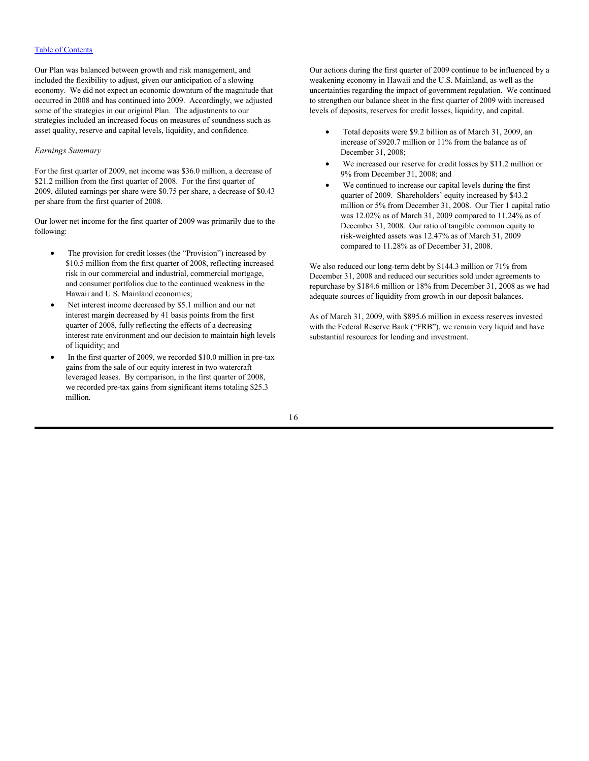Our Plan was balanced between growth and risk management, and included the flexibility to adjust, given our anticipation of a slowing economy. We did not expect an economic downturn of the magnitude that occurred in 2008 and has continued into 2009. Accordingly, we adjusted some of the strategies in our original Plan. The adjustments to our strategies included an increased focus on measures of soundness such as asset quality, reserve and capital levels, liquidity, and confidence.

*Earnings Summary*

For the first quarter of 2009, net income was $36.0 million, a decrease of $21.2 million from the first quarter of 2008. For the first quarter of 2009, diluted earnings per share were $0.75 per share, a decrease of $0.43 per share from the first quarter of 2008.

Our lower net income for the first quarter of 2009 was primarily due to the following:

- The provision for credit losses (the "Provision") increased by $10.5 million from the first quarter of 2008, reflecting increased risk in our commercial and industrial, commercial mortgage, and consumer portfolios due to the continued weakness in the Hawaii and U.S. Mainland economies;
- Net interest income decreased by $5.1 million and our net interest margin decreased by 41 basis points from the first quarter of 2008, fully reflecting the effects of a decreasing interest rate environment and our decision to maintain high levels of liquidity; and
- In the first quarter of 2009, we recorded $10.0 million in pre-tax gains from the sale of our equity interest in two watercraft leveraged leases. By comparison, in the first quarter of 2008, we recorded pre-tax gains from significant items totaling $25.3 million.

Our actions during the first quarter of 2009 continue to be influenced by a weakening economy in Hawaii and the U.S. Mainland, as well as the uncertainties regarding the impact of government regulation. We continued to strengthen our balance sheet in the first quarter of 2009 with increased levels of deposits, reserves for credit losses, liquidity, and capital.

- Total deposits were $9.2 billion as of March 31, 2009, an increase of $920.7 million or 11% from the balance as of December 31, 2008;
- We increased our reserve for credit losses by $11.2 million or 9% from December 31, 2008; and
- We continued to increase our capital levels during the first quarter of 2009. Shareholders' equity increased by $43.2 million or 5% from December 31, 2008. Our Tier 1 capital ratio was 12.02% as of March 31, 2009 compared to 11.24% as of December 31, 2008. Our ratio of tangible common equity to risk-weighted assets was 12.47% as of March 31, 2009 compared to 11.28% as of December 31, 2008.

We also reduced our long-term debt by $144.3 million or 71% from December 31, 2008 and reduced our securities sold under agreements to repurchase by $184.6 million or 18% from December 31, 2008 as we had adequate sources of liquidity from growth in our deposit balances.

As of March 31, 2009, with $895.6 million in excess reserves invested with the Federal Reserve Bank ("FRB"), we remain very liquid and have substantial resources for lending and investment.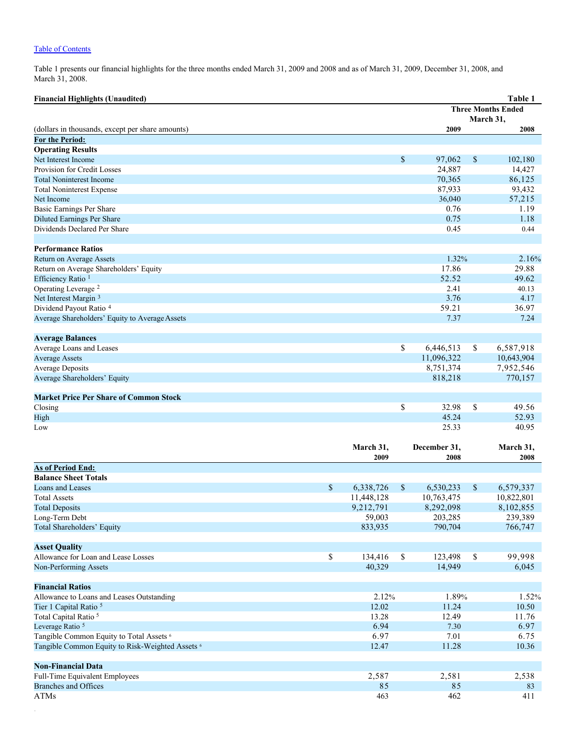[Table of Contents](#)

Table 1 presents our financial highlights for the three months ended March 31, 2009 and 2008 and as of March 31, 2009, December 31, 2008, and March 31, 2008.

**Financial Highlights (Unaudited)** **Table 1**

| | Three Months Ended March 31, | |
|---|---|---|
| (dollars in thousands, except per share amounts) | 2009 | 2008 |
| **For the Period:** | | |
| **Operating Results** | | |
| Net Interest Income | $ 97,062 | $ 102,180 |
| Provision for Credit Losses | 24,887 | 14,427 |
| Total Noninterest Income | 70,365 | 86,125 |
| Total Noninterest Expense | 87,933 | 93,432 |
| Net Income | 36,040 | 57,215 |
| Basic Earnings Per Share | 0.76 | 1.19 |
| Diluted Earnings Per Share | 0.75 | 1.18 |
| Dividends Declared Per Share | 0.45 | 0.44 |
| | | |
| **Performance Ratios** | | |
| Return on Average Assets | 1.32% | 2.16% |
| Return on Average Shareholders' Equity | 17.86 | 29.88 |
| Efficiency Ratio [1] | 52.52 | 49.62 |
| Operating Leverage [2] | 2.41 | 40.13 |
| Net Interest Margin [3] | 3.76 | 4.17 |
| Dividend Payout Ratio [4] | 59.21 | 36.97 |
| Average Shareholders' Equity to Average Assets | 7.37 | 7.24 |
| | | |
| **Average Balances** | | |
| Average Loans and Leases | $ 6,446,513 | $ 6,587,918 |
| Average Assets | 11,096,322 | 10,643,904 |
| Average Deposits | 8,751,374 | 7,952,546 |
| Average Shareholders' Equity | 818,218 | 770,157 |
| | | |
| **Market Price Per Share of Common Stock** | | |
| Closing | $ 32.98 | $ 49.56 |
| High | 45.24 | 52.93 |
| Low | 25.33 | 40.95 |

| | March 31, 2009 | December 31, 2008 | March 31, 2008 |
|---|---|---|---|
| **As of Period End:** | | | |
| **Balance Sheet Totals** | | | |
| Loans and Leases | $ 6,338,726 | $ 6,530,233 | $ 6,579,337 |
| Total Assets | 11,448,128 | 10,763,475 | 10,822,801 |
| Total Deposits | 9,212,791 | 8,292,098 | 8,102,855 |
| Long-Term Debt | 59,003 | 203,285 | 239,389 |
| Total Shareholders' Equity | 833,935 | 790,704 | 766,747 |
| | | | |
| **Asset Quality** | | | |
| Allowance for Loan and Lease Losses | $ 134,416 | $ 123,498 | $ 99,998 |
| Non-Performing Assets | 40,329 | 14,949 | 6,045 |
| | | | |
| **Financial Ratios** | | | |
| Allowance to Loans and Leases Outstanding | 2.12% | 1.89% | 1.52% |
| Tier 1 Capital Ratio [5] | 12.02 | 11.24 | 10.50 |
| Total Capital Ratio [5] | 13.28 | 12.49 | 11.76 |
| Leverage Ratio [5] | 6.94 | 7.30 | 6.97 |
| Tangible Common Equity to Total Assets [6] | 6.97 | 7.01 | 6.75 |
| Tangible Common Equity to Risk-Weighted Assets [6] | 12.47 | 11.28 | 10.36 |
| | | | |
| **Non-Financial Data** | | | |
| Full-Time Equivalent Employees | 2,587 | 2,581 | 2,538 |
| Branches and Offices | 85 | 85 | 83 |
| ATMs | 463 | 462 | 411 |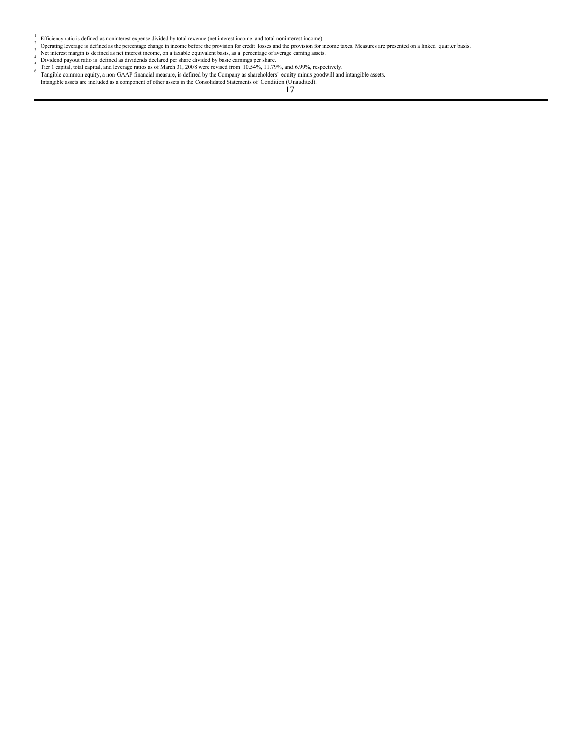[1] Efficiency ratio is defined as noninterest expense divided by total revenue (net interest income and total noninterest income).

[2] Operating leverage is defined as the percentage change in income before the provision for credit losses and the provision for income taxes. Measures are presented on a linked quarter basis.

[3] Net interest margin is defined as net interest income, on a taxable equivalent basis, as a percentage of average earning assets.

[4] Dividend payout ratio is defined as dividends declared per share divided by basic earnings per share.

[5] Tier 1 capital, total capital, and leverage ratios as of March 31, 2008 were revised from 10.54%, 11.79%, and 6.99%, respectively.

[6] Tangible common equity, a non-GAAP financial measure, is defined by the Company as shareholders' equity minus goodwill and intangible assets. Intangible assets are included as a component of other assets in the Consolidated Statements of Condition (Unaudited).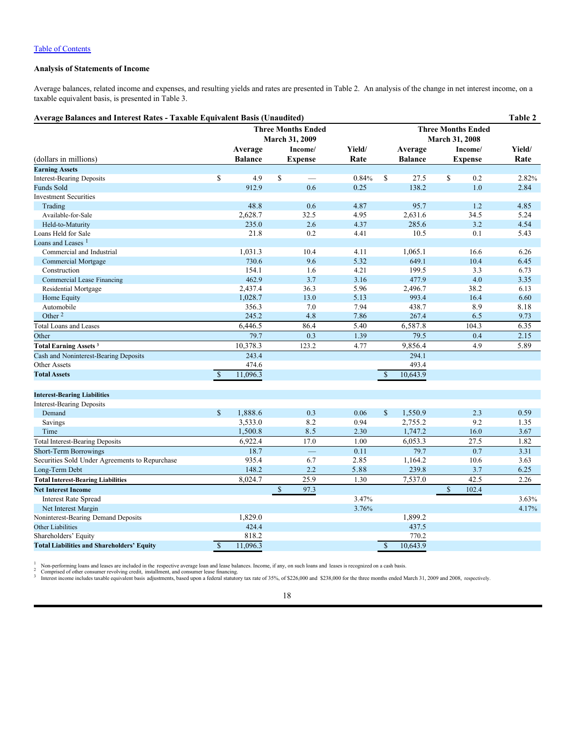[Table of Contents](#)

**Analysis of Statements of Income**

Average balances, related income and expenses, and resulting yields and rates are presented in Table 2. An analysis of the change in net interest income, on a taxable equivalent basis, is presented in Table 3.

**Average Balances and Interest Rates - Taxable Equivalent Basis (Unaudited)** **Table 2**

| | Three Months Ended March 31, 2009 | | | Three Months Ended March 31, 2008 | | |
|---|---|---|---|---|---|---|
| (dollars in millions) | Average Balance | Income/ Expense | Yield/ Rate | Average Balance | Income/ Expense | Yield/ Rate |
| **Earning Assets** | | | | | | |
| Interest-Bearing Deposits | $ 4.9 | $ — | 0.84% | $ 27.5 | $ 0.2 | 2.82% |
| Funds Sold | 912.9 | 0.6 | 0.25 | 138.2 | 1.0 | 2.84 |
| Investment Securities | | | | | | |
| Trading | 48.8 | 0.6 | 4.87 | 95.7 | 1.2 | 4.85 |
| Available-for-Sale | 2,628.7 | 32.5 | 4.95 | 2,631.6 | 34.5 | 5.24 |
| Held-to-Maturity | 235.0 | 2.6 | 4.37 | 285.6 | 3.2 | 4.54 |
| Loans Held for Sale | 21.8 | 0.2 | 4.41 | 10.5 | 0.1 | 5.43 |
| Loans and Leases [1] | | | | | | |
| Commercial and Industrial | 1,031.3 | 10.4 | 4.11 | 1,065.1 | 16.6 | 6.26 |
| Commercial Mortgage | 730.6 | 9.6 | 5.32 | 649.1 | 10.4 | 6.45 |
| Construction | 154.1 | 1.6 | 4.21 | 199.5 | 3.3 | 6.73 |
| Commercial Lease Financing | 462.9 | 3.7 | 3.16 | 477.9 | 4.0 | 3.35 |
| Residential Mortgage | 2,437.4 | 36.3 | 5.96 | 2,496.7 | 38.2 | 6.13 |
| Home Equity | 1,028.7 | 13.0 | 5.13 | 993.4 | 16.4 | 6.60 |
| Automobile | 356.3 | 7.0 | 7.94 | 438.7 | 8.9 | 8.18 |
| Other [2] | 245.2 | 4.8 | 7.86 | 267.4 | 6.5 | 9.73 |
| Total Loans and Leases | 6,446.5 | 86.4 | 5.40 | 6,587.8 | 104.3 | 6.35 |
| Other | 79.7 | 0.3 | 1.39 | 79.5 | 0.4 | 2.15 |
| **Total Earning Assets [3]** | 10,378.3 | 123.2 | 4.77 | 9,856.4 | 4.9 | 5.89 |
| Cash and Noninterest-Bearing Deposits | 243.4 | | | 294.1 | | |
| Other Assets | 474.6 | | | 493.4 | | |
| **Total Assets** | $ 11,096.3 | | | $ 10,643.9 | | |
| | | | | | | |
| **Interest-Bearing Liabilities** | | | | | | |
| Interest-Bearing Deposits | | | | | | |
| Demand | $ 1,888.6 | 0.3 | 0.06 | $ 1,550.9 | 2.3 | 0.59 |
| Savings | 3,533.0 | 8.2 | 0.94 | 2,755.2 | 9.2 | 1.35 |
| Time | 1,500.8 | 8.5 | 2.30 | 1,747.2 | 16.0 | 3.67 |
| Total Interest-Bearing Deposits | 6,922.4 | 17.0 | 1.00 | 6,053.3 | 27.5 | 1.82 |
| Short-Term Borrowings | 18.7 | — | 0.11 | 79.7 | 0.7 | 3.31 |
| Securities Sold Under Agreements to Repurchase | 935.4 | 6.7 | 2.85 | 1,164.2 | 10.6 | 3.63 |
| Long-Term Debt | 148.2 | 2.2 | 5.88 | 239.8 | 3.7 | 6.25 |
| **Total Interest-Bearing Liabilities** | 8,024.7 | 25.9 | 1.30 | 7,537.0 | 42.5 | 2.26 |
| **Net Interest Income** | | $ 97.3 | | | $ 102.4 | |
| Interest Rate Spread | | | 3.47% | | | 3.63% |
| Net Interest Margin | | | 3.76% | | | 4.17% |
| Noninterest-Bearing Demand Deposits | 1,829.0 | | | 1,899.2 | | |
| Other Liabilities | 424.4 | | | 437.5 | | |
| Shareholders' Equity | 818.2 | | | 770.2 | | |
| **Total Liabilities and Shareholders' Equity** | $ 11,096.3 | | | $ 10,643.9 | | |

[1] Non-performing loans and leases are included in the respective average loan and lease balances. Income, if any, on such loans and leases is recognized on a cash basis.
[2] Comprised of other consumer revolving credit, installment, and consumer lease financing.
[3] Interest income includes taxable equivalent basis adjustments, based upon a federal statutory tax rate of 35%, of $226,000 and $238,000 for the three months ended March 31, 2009 and 2008, respectively.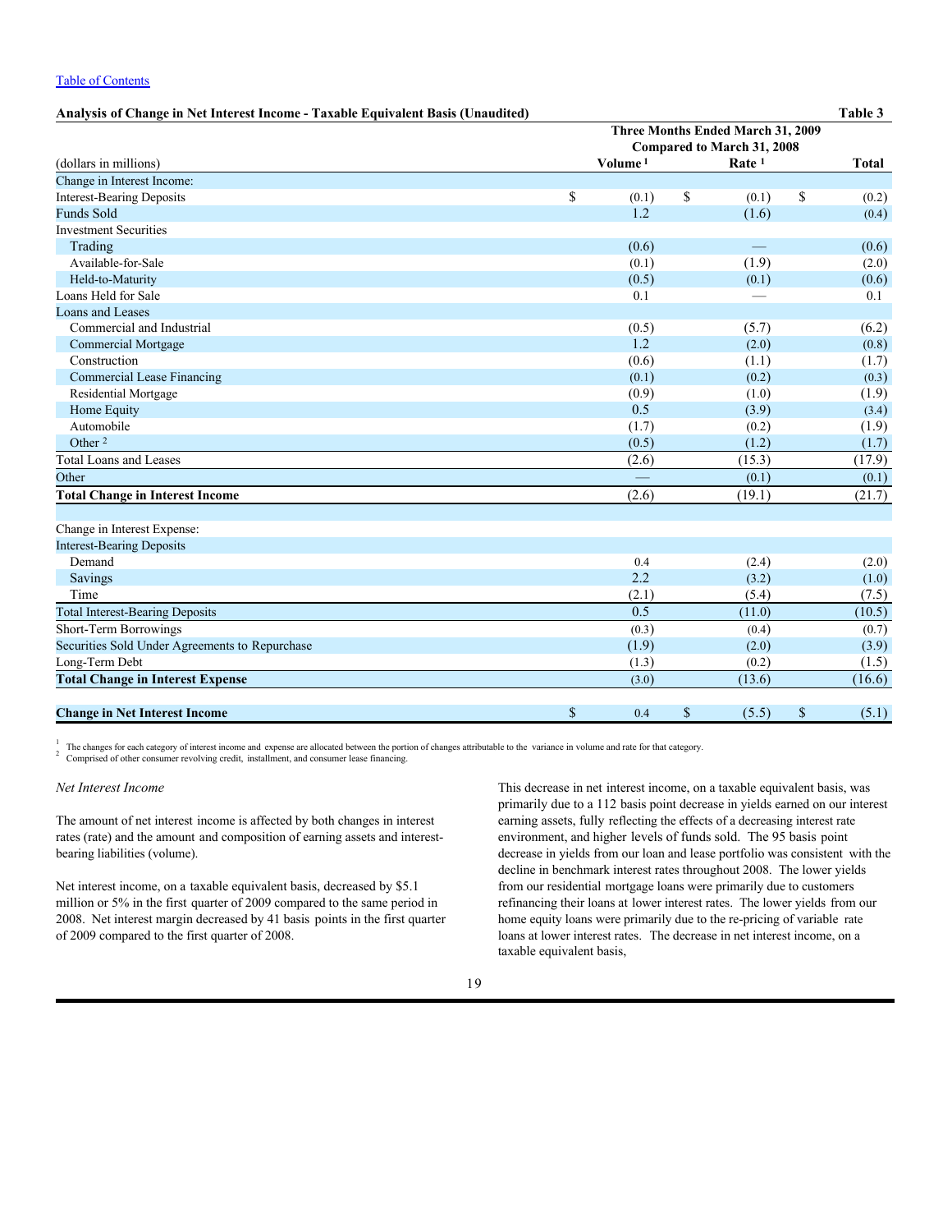[Table of Contents](#)

**Analysis of Change in Net Interest Income - Taxable Equivalent Basis (Unaudited)** **Table 3**

| | Three Months Ended March 31, 2009 Compared to March 31, 2008 | | |
|---|---|---|---|
| (dollars in millions) | Volume [1] | Rate [1] | Total |
| Change in Interest Income: | | | |
| Interest-Bearing Deposits | $ (0.1) | $ (0.1) | $ (0.2) |
| Funds Sold | 1.2 | (1.6) | (0.4) |
| Investment Securities | | | |
| Trading | (0.6) | — | (0.6) |
| Available-for-Sale | (0.1) | (1.9) | (2.0) |
| Held-to-Maturity | (0.5) | (0.1) | (0.6) |
| Loans Held for Sale | 0.1 | — | 0.1 |
| Loans and Leases | | | |
| Commercial and Industrial | (0.5) | (5.7) | (6.2) |
| Commercial Mortgage | 1.2 | (2.0) | (0.8) |
| Construction | (0.6) | (1.1) | (1.7) |
| Commercial Lease Financing | (0.1) | (0.2) | (0.3) |
| Residential Mortgage | (0.9) | (1.0) | (1.9) |
| Home Equity | 0.5 | (3.9) | (3.4) |
| Automobile | (1.7) | (0.2) | (1.9) |
| Other [2] | (0.5) | (1.2) | (1.7) |
| Total Loans and Leases | (2.6) | (15.3) | (17.9) |
| Other | — | (0.1) | (0.1) |
| **Total Change in Interest Income** | (2.6) | (19.1) | (21.7) |
| | | | |
| Change in Interest Expense: | | | |
| Interest-Bearing Deposits | | | |
| Demand | 0.4 | (2.4) | (2.0) |
| Savings | 2.2 | (3.2) | (1.0) |
| Time | (2.1) | (5.4) | (7.5) |
| Total Interest-Bearing Deposits | 0.5 | (11.0) | (10.5) |
| Short-Term Borrowings | (0.3) | (0.4) | (0.7) |
| Securities Sold Under Agreements to Repurchase | (1.9) | (2.0) | (3.9) |
| Long-Term Debt | (1.3) | (0.2) | (1.5) |
| **Total Change in Interest Expense** | (3.0) | (13.6) | (16.6) |
| | | | |
| **Change in Net Interest Income** | $ 0.4 | $ (5.5) | $ (5.1) |

[1] The changes for each category of interest income and expense are allocated between the portion of changes attributable to the variance in volume and rate for that category.
[2] Comprised of other consumer revolving credit, installment, and consumer lease financing.

*Net Interest Income*

The amount of net interest income is affected by both changes in interest rates (rate) and the amount and composition of earning assets and interest-bearing liabilities (volume).

Net interest income, on a taxable equivalent basis, decreased by $5.1 million or 5% in the first quarter of 2009 compared to the same period in 2008. Net interest margin decreased by 41 basis points in the first quarter of 2009 compared to the first quarter of 2008.

This decrease in net interest income, on a taxable equivalent basis, was primarily due to a 112 basis point decrease in yields earned on our interest earning assets, fully reflecting the effects of a decreasing interest rate environment, and higher levels of funds sold. The 95 basis point decrease in yields from our loan and lease portfolio was consistent with the decline in benchmark interest rates throughout 2008. The lower yields from our residential mortgage loans were primarily due to customers refinancing their loans at lower interest rates. The lower yields from our home equity loans were primarily due to the re-pricing of variable rate loans at lower interest rates. The decrease in net interest income, on a taxable equivalent basis,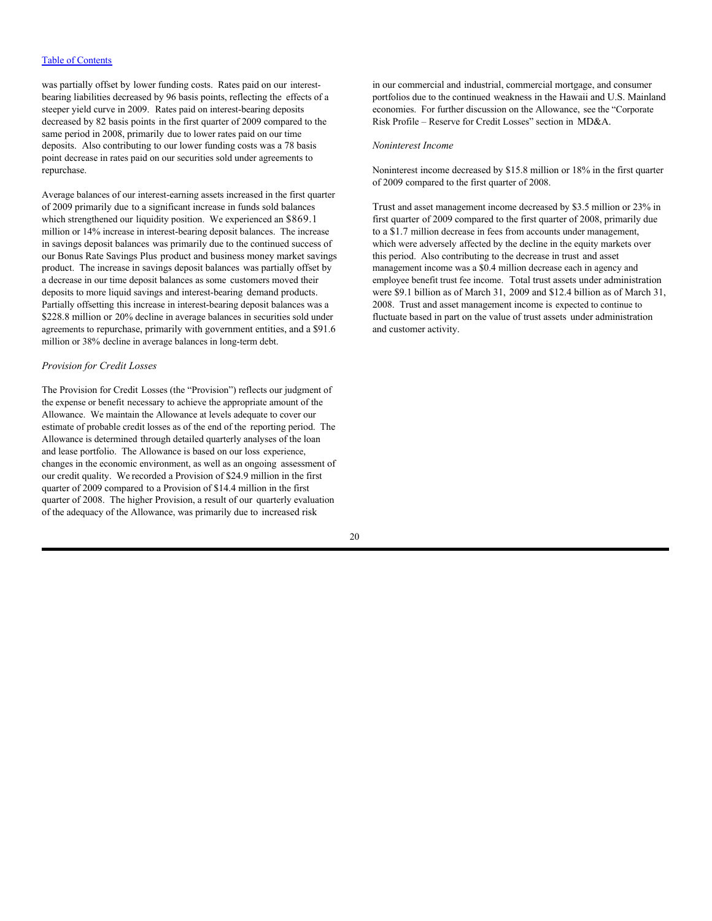was partially offset by lower funding costs. Rates paid on our interest-bearing liabilities decreased by 96 basis points, reflecting the effects of a steeper yield curve in 2009. Rates paid on interest-bearing deposits decreased by 82 basis points in the first quarter of 2009 compared to the same period in 2008, primarily due to lower rates paid on our time deposits. Also contributing to our lower funding costs was a 78 basis point decrease in rates paid on our securities sold under agreements to repurchase.

Average balances of our interest-earning assets increased in the first quarter of 2009 primarily due to a significant increase in funds sold balances which strengthened our liquidity position. We experienced an $869.1 million or 14% increase in interest-bearing deposit balances. The increase in savings deposit balances was primarily due to the continued success of our Bonus Rate Savings Plus product and business money market savings product. The increase in savings deposit balances was partially offset by a decrease in our time deposit balances as some customers moved their deposits to more liquid savings and interest-bearing demand products. Partially offsetting this increase in interest-bearing deposit balances was a $228.8 million or 20% decline in average balances in securities sold under agreements to repurchase, primarily with government entities, and a $91.6 million or 38% decline in average balances in long-term debt.

*Provision for Credit Losses*

The Provision for Credit Losses (the "Provision") reflects our judgment of the expense or benefit necessary to achieve the appropriate amount of the Allowance. We maintain the Allowance at levels adequate to cover our estimate of probable credit losses as of the end of the reporting period. The Allowance is determined through detailed quarterly analyses of the loan and lease portfolio. The Allowance is based on our loss experience, changes in the economic environment, as well as an ongoing assessment of our credit quality. We recorded a Provision of $24.9 million in the first quarter of 2009 compared to a Provision of $14.4 million in the first quarter of 2008. The higher Provision, a result of our quarterly evaluation of the adequacy of the Allowance, was primarily due to increased risk in our commercial and industrial, commercial mortgage, and consumer portfolios due to the continued weakness in the Hawaii and U.S. Mainland economies. For further discussion on the Allowance, see the "Corporate Risk Profile – Reserve for Credit Losses" section in MD&A.

*Noninterest Income*

Noninterest income decreased by $15.8 million or 18% in the first quarter of 2009 compared to the first quarter of 2008.

Trust and asset management income decreased by $3.5 million or 23% in first quarter of 2009 compared to the first quarter of 2008, primarily due to a $1.7 million decrease in fees from accounts under management, which were adversely affected by the decline in the equity markets over this period. Also contributing to the decrease in trust and asset management income was a $0.4 million decrease each in agency and employee benefit trust fee income. Total trust assets under administration were $9.1 billion as of March 31, 2009 and $12.4 billion as of March 31, 2008. Trust and asset management income is expected to continue to fluctuate based in part on the value of trust assets under administration and customer activity.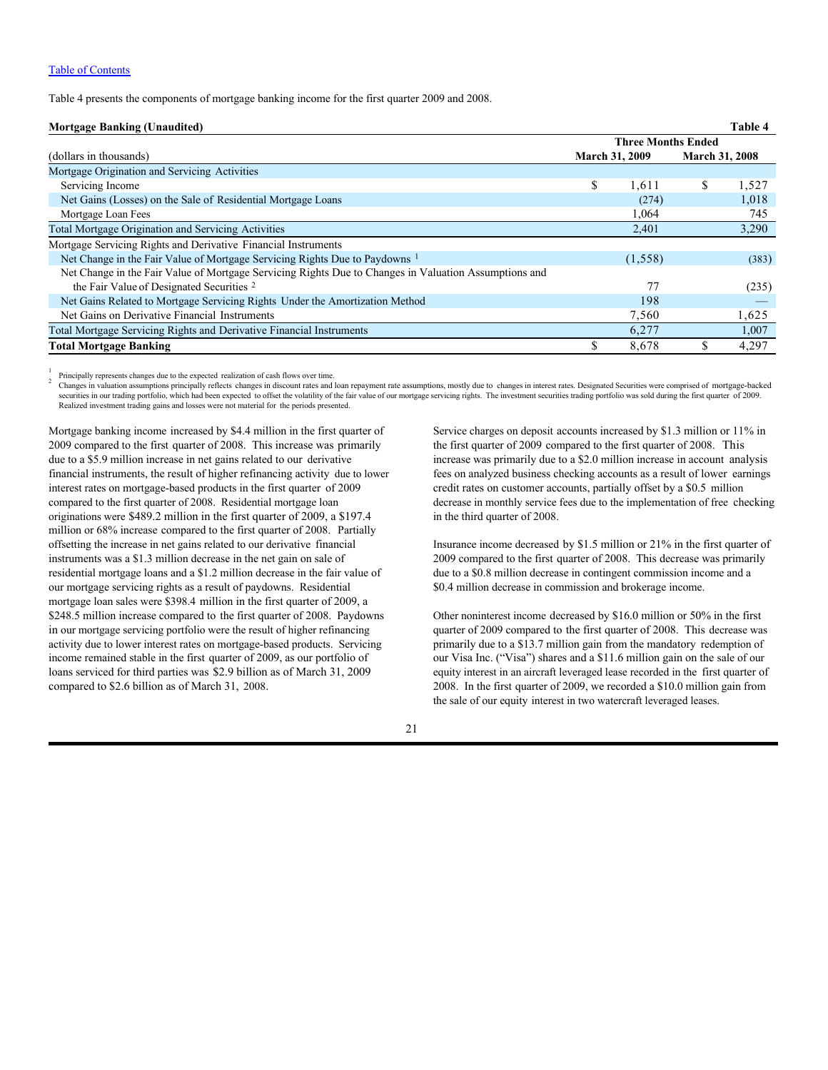Table of Contents

Table 4 presents the components of mortgage banking income for the first quarter 2009 and 2008.

**Mortgage Banking (Unaudited)** **Table 4**

| (dollars in thousands) | Three Months Ended March 31, 2009 | Three Months Ended March 31, 2008 |
|---|---|---|
| Mortgage Origination and Servicing Activities | | |
| Servicing Income | $ 1,611 | $ 1,527 |
| Net Gains (Losses) on the Sale of Residential Mortgage Loans | (274) | 1,018 |
| Mortgage Loan Fees | 1,064 | 745 |
| Total Mortgage Origination and Servicing Activities | 2,401 | 3,290 |
| Mortgage Servicing Rights and Derivative Financial Instruments | | |
| Net Change in the Fair Value of Mortgage Servicing Rights Due to Paydowns [1] | (1,558) | (383) |
| Net Change in the Fair Value of Mortgage Servicing Rights Due to Changes in Valuation Assumptions and the Fair Value of Designated Securities [2] | 77 | (235) |
| Net Gains Related to Mortgage Servicing Rights Under the Amortization Method | 198 | — |
| Net Gains on Derivative Financial Instruments | 7,560 | 1,625 |
| Total Mortgage Servicing Rights and Derivative Financial Instruments | 6,277 | 1,007 |
| **Total Mortgage Banking** | **$ 8,678** | **$ 4,297** |

[1] Principally represents changes due to the expected realization of cash flows over time.

[2] Changes in valuation assumptions principally reflects changes in discount rates and loan repayment rate assumptions, mostly due to changes in interest rates. Designated Securities were comprised of mortgage-backed securities in our trading portfolio, which had been expected to offset the volatility of the fair value of our mortgage servicing rights. The investment securities trading portfolio was sold during the first quarter of 2009. Realized investment trading gains and losses were not material for the periods presented.

Mortgage banking income increased by $4.4 million in the first quarter of 2009 compared to the first quarter of 2008. This increase was primarily due to a $5.9 million increase in net gains related to our derivative financial instruments, the result of higher refinancing activity due to lower interest rates on mortgage-based products in the first quarter of 2009 compared to the first quarter of 2008. Residential mortgage loan originations were $489.2 million in the first quarter of 2009, a $197.4 million or 68% increase compared to the first quarter of 2008. Partially offsetting the increase in net gains related to our derivative financial instruments was a $1.3 million decrease in the net gain on sale of residential mortgage loans and a $1.2 million decrease in the fair value of our mortgage servicing rights as a result of paydowns. Residential mortgage loan sales were $398.4 million in the first quarter of 2009, a $248.5 million increase compared to the first quarter of 2008. Paydowns in our mortgage servicing portfolio were the result of higher refinancing activity due to lower interest rates on mortgage-based products. Servicing income remained stable in the first quarter of 2009, as our portfolio of loans serviced for third parties was $2.9 billion as of March 31, 2009 compared to $2.6 billion as of March 31, 2008.

Service charges on deposit accounts increased by $1.3 million or 11% in the first quarter of 2009 compared to the first quarter of 2008. This increase was primarily due to a $2.0 million increase in account analysis fees on analyzed business checking accounts as a result of lower earnings credit rates on customer accounts, partially offset by a $0.5 million decrease in monthly service fees due to the implementation of free checking in the third quarter of 2008.

Insurance income decreased by $1.5 million or 21% in the first quarter of 2009 compared to the first quarter of 2008. This decrease was primarily due to a $0.8 million decrease in contingent commission income and a $0.4 million decrease in commission and brokerage income.

Other noninterest income decreased by $16.0 million or 50% in the first quarter of 2009 compared to the first quarter of 2008. This decrease was primarily due to a $13.7 million gain from the mandatory redemption of our Visa Inc. ("Visa") shares and a $11.6 million gain on the sale of our equity interest in an aircraft leveraged lease recorded in the first quarter of 2008. In the first quarter of 2009, we recorded a $10.0 million gain from the sale of our equity interest in two watercraft leveraged leases.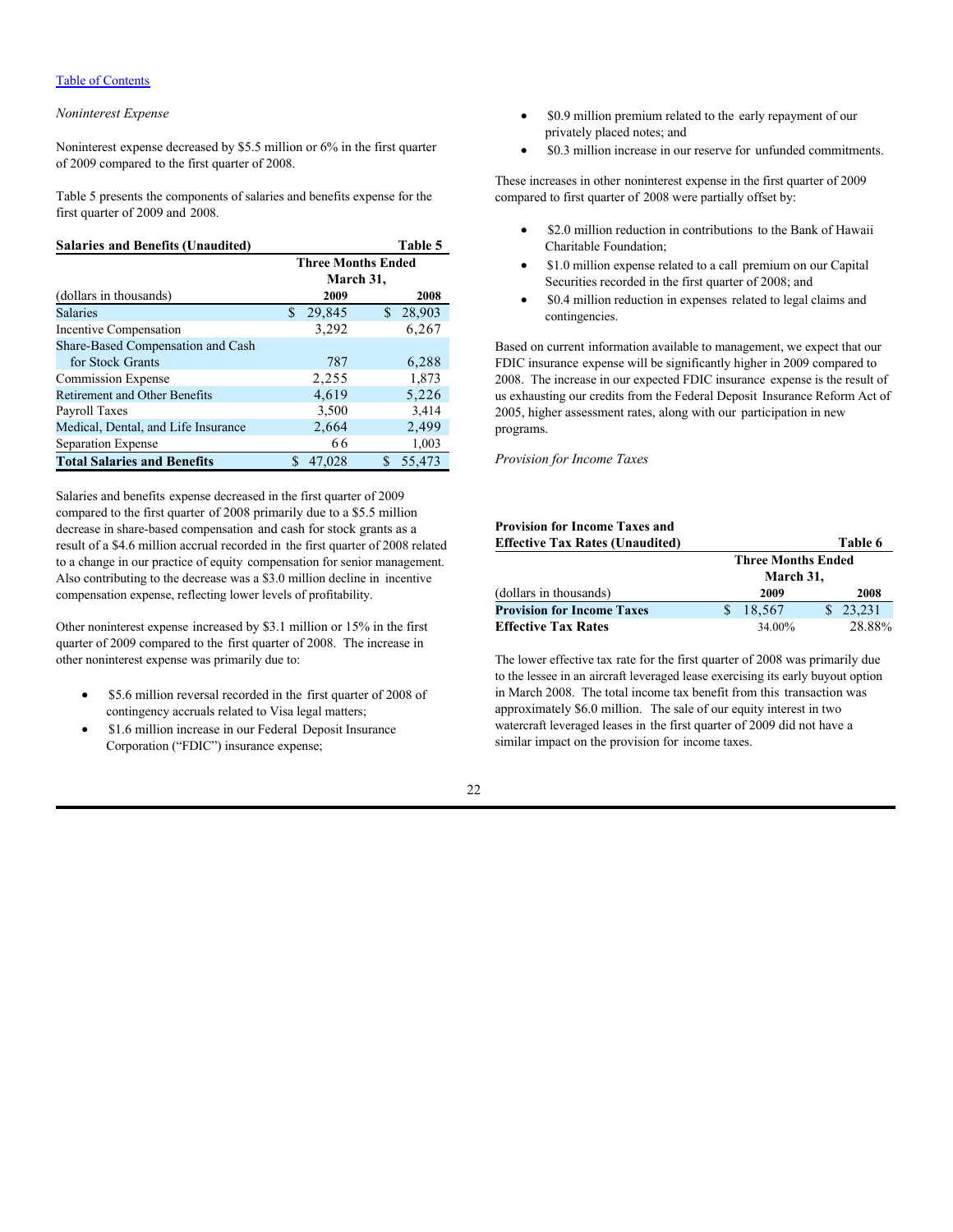[Table of Contents](#)

*Noninterest Expense*

Noninterest expense decreased by $5.5 million or 6% in the first quarter of 2009 compared to the first quarter of 2008.

Table 5 presents the components of salaries and benefits expense for the first quarter of 2009 and 2008.

| **Salaries and Benefits (Unaudited)** | | **Table 5** |
|---|---|---|
| | **Three Months Ended March 31,** | |
| (dollars in thousands) | **2009** | **2008** |
| Salaries | $ 29,845 | $ 28,903 |
| Incentive Compensation | 3,292 | 6,267 |
| Share-Based Compensation and Cash for Stock Grants | 787 | 6,288 |
| Commission Expense | 2,255 | 1,873 |
| Retirement and Other Benefits | 4,619 | 5,226 |
| Payroll Taxes | 3,500 | 3,414 |
| Medical, Dental, and Life Insurance | 2,664 | 2,499 |
| Separation Expense | 66 | 1,003 |
| **Total Salaries and Benefits** | $ 47,028 | $ 55,473 |

Salaries and benefits expense decreased in the first quarter of 2009 compared to the first quarter of 2008 primarily due to a $5.5 million decrease in share-based compensation and cash for stock grants as a result of a $4.6 million accrual recorded in the first quarter of 2008 related to a change in our practice of equity compensation for senior management. Also contributing to the decrease was a $3.0 million decline in incentive compensation expense, reflecting lower levels of profitability.

Other noninterest expense increased by $3.1 million or 15% in the first quarter of 2009 compared to the first quarter of 2008. The increase in other noninterest expense was primarily due to:

- $5.6 million reversal recorded in the first quarter of 2008 of contingency accruals related to Visa legal matters;
- $1.6 million increase in our Federal Deposit Insurance Corporation ("FDIC") insurance expense;
- $0.9 million premium related to the early repayment of our privately placed notes; and
- $0.3 million increase in our reserve for unfunded commitments.

These increases in other noninterest expense in the first quarter of 2009 compared to first quarter of 2008 were partially offset by:

- $2.0 million reduction in contributions to the Bank of Hawaii Charitable Foundation;
- $1.0 million expense related to a call premium on our Capital Securities recorded in the first quarter of 2008; and
- $0.4 million reduction in expenses related to legal claims and contingencies.

Based on current information available to management, we expect that our FDIC insurance expense will be significantly higher in 2009 compared to 2008. The increase in our expected FDIC insurance expense is the result of us exhausting our credits from the Federal Deposit Insurance Reform Act of 2005, higher assessment rates, along with our participation in new programs.

*Provision for Income Taxes*

| **Provision for Income Taxes and Effective Tax Rates (Unaudited)** | | **Table 6** |
|---|---|---|
| | **Three Months Ended March 31,** | |
| (dollars in thousands) | **2009** | **2008** |
| **Provision for Income Taxes** | $ 18,567 | $ 23,231 |
| **Effective Tax Rates** | 34.00% | 28.88% |

The lower effective tax rate for the first quarter of 2008 was primarily due to the lessee in an aircraft leveraged lease exercising its early buyout option in March 2008. The total income tax benefit from this transaction was approximately $6.0 million. The sale of our equity interest in two watercraft leveraged leases in the first quarter of 2009 did not have a similar impact on the provision for income taxes.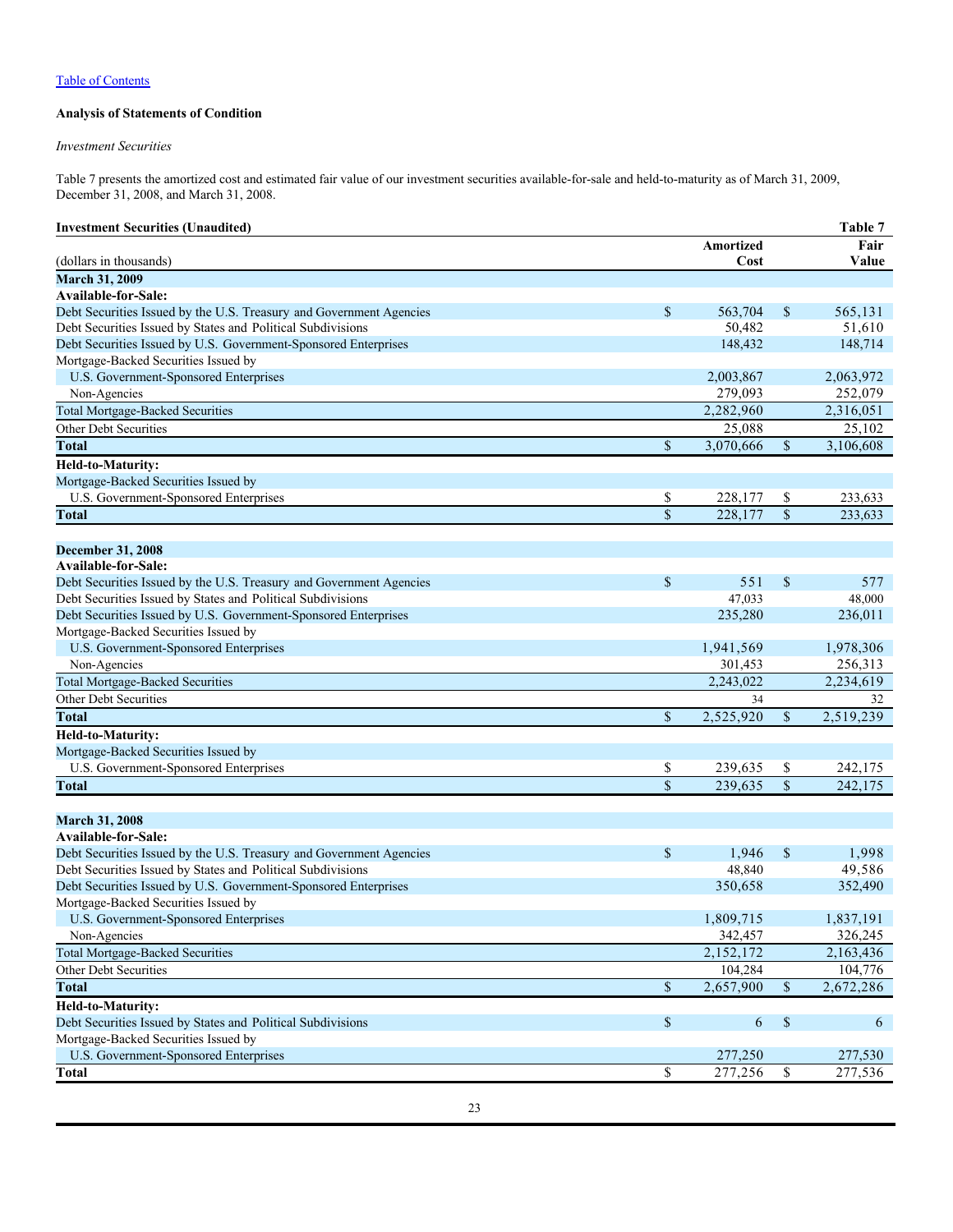[Table of Contents]

**Analysis of Statements of Condition**

*Investment Securities*

Table 7 presents the amortized cost and estimated fair value of our investment securities available-for-sale and held-to-maturity as of March 31, 2009, December 31, 2008, and March 31, 2008.

**Investment Securities (Unaudited)** **Table 7**

| (dollars in thousands) | Amortized Cost | Fair Value |
|---|---|---|
| **March 31, 2009** | | |
| **Available-for-Sale:** | | |
| Debt Securities Issued by the U.S. Treasury and Government Agencies | $ 563,704 | $ 565,131 |
| Debt Securities Issued by States and Political Subdivisions | 50,482 | 51,610 |
| Debt Securities Issued by U.S. Government-Sponsored Enterprises | 148,432 | 148,714 |
| Mortgage-Backed Securities Issued by | | |
| U.S. Government-Sponsored Enterprises | 2,003,867 | 2,063,972 |
| Non-Agencies | 279,093 | 252,079 |
| Total Mortgage-Backed Securities | 2,282,960 | 2,316,051 |
| Other Debt Securities | 25,088 | 25,102 |
| **Total** | $ 3,070,666 | $ 3,106,608 |
| **Held-to-Maturity:** | | |
| Mortgage-Backed Securities Issued by | | |
| U.S. Government-Sponsored Enterprises | $ 228,177 | $ 233,633 |
| **Total** | $ 228,177 | $ 233,633 |
| **December 31, 2008** | | |
| **Available-for-Sale:** | | |
| Debt Securities Issued by the U.S. Treasury and Government Agencies | $ 551 | $ 577 |
| Debt Securities Issued by States and Political Subdivisions | 47,033 | 48,000 |
| Debt Securities Issued by U.S. Government-Sponsored Enterprises | 235,280 | 236,011 |
| Mortgage-Backed Securities Issued by | | |
| U.S. Government-Sponsored Enterprises | 1,941,569 | 1,978,306 |
| Non-Agencies | 301,453 | 256,313 |
| Total Mortgage-Backed Securities | 2,243,022 | 2,234,619 |
| Other Debt Securities | 34 | 32 |
| **Total** | $ 2,525,920 | $ 2,519,239 |
| **Held-to-Maturity:** | | |
| Mortgage-Backed Securities Issued by | | |
| U.S. Government-Sponsored Enterprises | $ 239,635 | $ 242,175 |
| **Total** | $ 239,635 | $ 242,175 |
| **March 31, 2008** | | |
| **Available-for-Sale:** | | |
| Debt Securities Issued by the U.S. Treasury and Government Agencies | $ 1,946 | $ 1,998 |
| Debt Securities Issued by States and Political Subdivisions | 48,840 | 49,586 |
| Debt Securities Issued by U.S. Government-Sponsored Enterprises | 350,658 | 352,490 |
| Mortgage-Backed Securities Issued by | | |
| U.S. Government-Sponsored Enterprises | 1,809,715 | 1,837,191 |
| Non-Agencies | 342,457 | 326,245 |
| Total Mortgage-Backed Securities | 2,152,172 | 2,163,436 |
| Other Debt Securities | 104,284 | 104,776 |
| **Total** | $ 2,657,900 | $ 2,672,286 |
| **Held-to-Maturity:** | | |
| Debt Securities Issued by States and Political Subdivisions | $ 6 | $ 6 |
| Mortgage-Backed Securities Issued by | | |
| U.S. Government-Sponsored Enterprises | 277,250 | 277,530 |
| **Total** | $ 277,256 | $ 277,536 |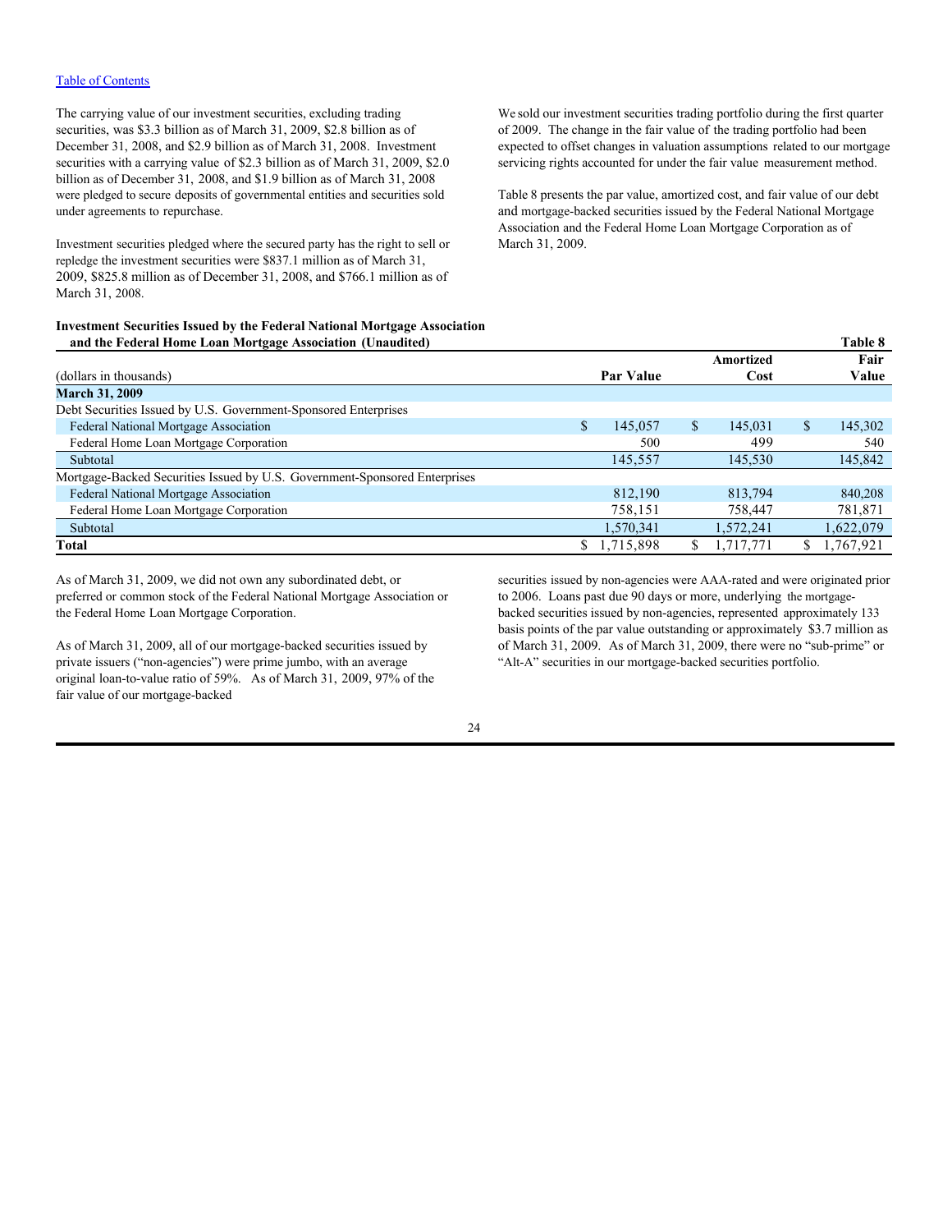The carrying value of our investment securities, excluding trading securities, was $3.3 billion as of March 31, 2009, $2.8 billion as of December 31, 2008, and $2.9 billion as of March 31, 2008. Investment securities with a carrying value of $2.3 billion as of March 31, 2009, $2.0 billion as of December 31, 2008, and $1.9 billion as of March 31, 2008 were pledged to secure deposits of governmental entities and securities sold under agreements to repurchase.

Investment securities pledged where the secured party has the right to sell or repledge the investment securities were $837.1 million as of March 31, 2009, $825.8 million as of December 31, 2008, and $766.1 million as of March 31, 2008.

We sold our investment securities trading portfolio during the first quarter of 2009. The change in the fair value of the trading portfolio had been expected to offset changes in valuation assumptions related to our mortgage servicing rights accounted for under the fair value measurement method.

Table 8 presents the par value, amortized cost, and fair value of our debt and mortgage-backed securities issued by the Federal National Mortgage Association and the Federal Home Loan Mortgage Corporation as of March 31, 2009.

**Investment Securities Issued by the Federal National Mortgage Association and the Federal Home Loan Mortgage Association (Unaudited)** **Table 8**

| (dollars in thousands) | Par Value | Amortized Cost | Fair Value |
|---|---|---|---|
| **March 31, 2009** | | | |
| Debt Securities Issued by U.S. Government-Sponsored Enterprises | | | |
| Federal National Mortgage Association | $ 145,057 | $ 145,031 | $ 145,302 |
| Federal Home Loan Mortgage Corporation | 500 | 499 | 540 |
| Subtotal | 145,557 | 145,530 | 145,842 |
| Mortgage-Backed Securities Issued by U.S. Government-Sponsored Enterprises | | | |
| Federal National Mortgage Association | 812,190 | 813,794 | 840,208 |
| Federal Home Loan Mortgage Corporation | 758,151 | 758,447 | 781,871 |
| Subtotal | 1,570,341 | 1,572,241 | 1,622,079 |
| **Total** | $ 1,715,898 | $ 1,717,771 | $ 1,767,921 |

As of March 31, 2009, we did not own any subordinated debt, or preferred or common stock of the Federal National Mortgage Association or the Federal Home Loan Mortgage Corporation.

As of March 31, 2009, all of our mortgage-backed securities issued by private issuers ("non-agencies") were prime jumbo, with an average original loan-to-value ratio of 59%. As of March 31, 2009, 97% of the fair value of our mortgage-backed securities issued by non-agencies were AAA-rated and were originated prior to 2006. Loans past due 90 days or more, underlying the mortgage-backed securities issued by non-agencies, represented approximately 133 basis points of the par value outstanding or approximately $3.7 million as of March 31, 2009. As of March 31, 2009, there were no "sub-prime" or "Alt-A" securities in our mortgage-backed securities portfolio.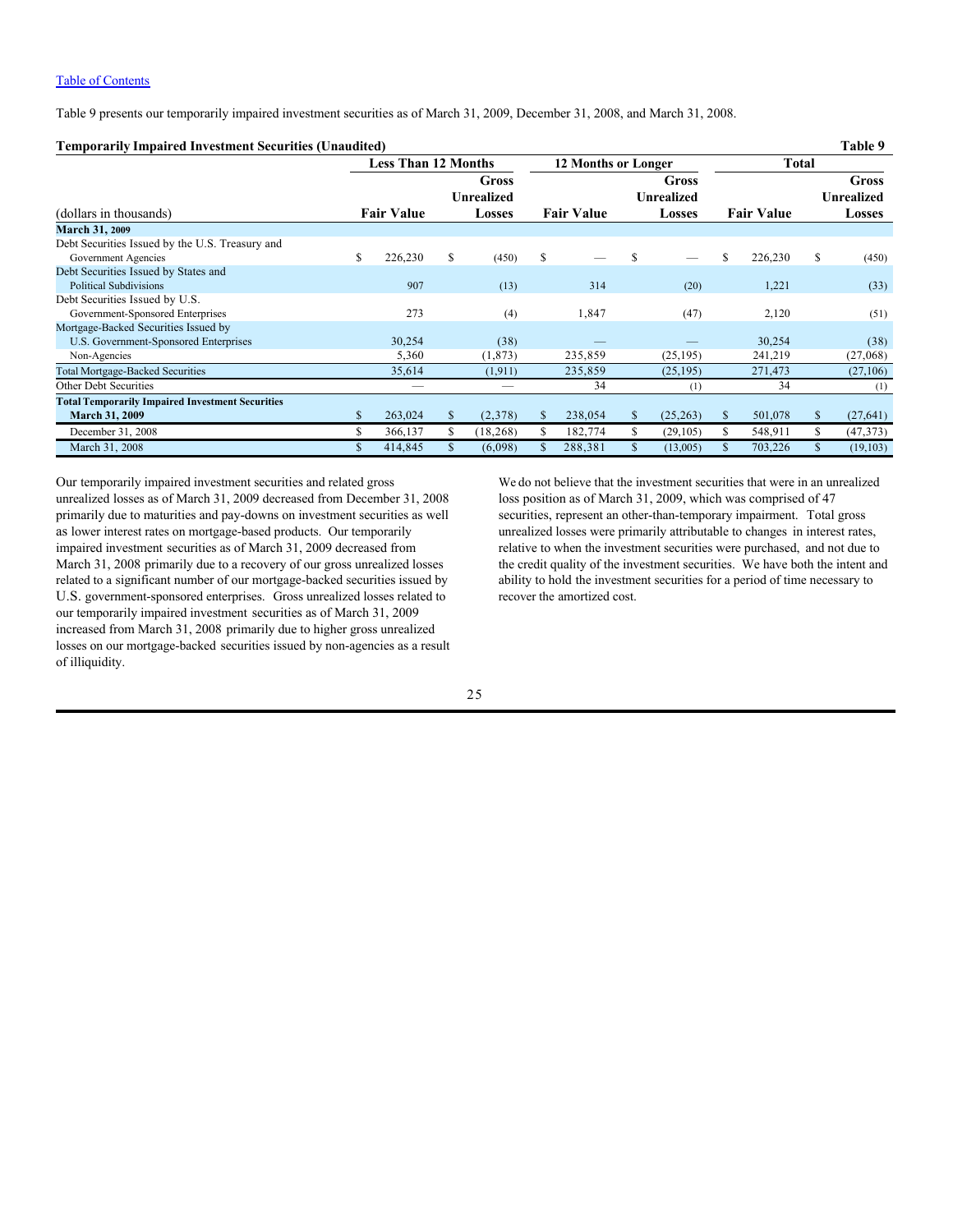[Table of Contents](#)

Table 9 presents our temporarily impaired investment securities as of March 31, 2009, December 31, 2008, and March 31, 2008.

**Temporarily Impaired Investment Securities (Unaudited)** **Table 9**

| | Less Than 12 Months | | 12 Months or Longer | | Total | |
|---|---|---|---|---|---|---|
| (dollars in thousands) | Fair Value | Gross Unrealized Losses | Fair Value | Gross Unrealized Losses | Fair Value | Gross Unrealized Losses |
| **March 31, 2009** | | | | | | |
| Debt Securities Issued by the U.S. Treasury and Government Agencies | $ 226,230 | $ (450) | $ — | $ — | $ 226,230 | $ (450) |
| Debt Securities Issued by States and Political Subdivisions | 907 | (13) | 314 | (20) | 1,221 | (33) |
| Debt Securities Issued by U.S. Government-Sponsored Enterprises | 273 | (4) | 1,847 | (47) | 2,120 | (51) |
| Mortgage-Backed Securities Issued by | | | | | | |
| U.S. Government-Sponsored Enterprises | 30,254 | (38) | — | — | 30,254 | (38) |
| Non-Agencies | 5,360 | (1,873) | 235,859 | (25,195) | 241,219 | (27,068) |
| Total Mortgage-Backed Securities | 35,614 | (1,911) | 235,859 | (25,195) | 271,473 | (27,106) |
| Other Debt Securities | — | — | 34 | (1) | 34 | (1) |
| **Total Temporarily Impaired Investment Securities March 31, 2009** | $ 263,024 | $ (2,378) | $ 238,054 | $ (25,263) | $ 501,078 | $ (27,641) |
| December 31, 2008 | $ 366,137 | $ (18,268) | $ 182,774 | $ (29,105) | $ 548,911 | $ (47,373) |
| March 31, 2008 | $ 414,845 | $ (6,098) | $ 288,381 | $ (13,005) | $ 703,226 | $ (19,103) |

Our temporarily impaired investment securities and related gross unrealized losses as of March 31, 2009 decreased from December 31, 2008 primarily due to maturities and pay-downs on investment securities as well as lower interest rates on mortgage-based products. Our temporarily impaired investment securities as of March 31, 2009 decreased from March 31, 2008 primarily due to a recovery of our gross unrealized losses related to a significant number of our mortgage-backed securities issued by U.S. government-sponsored enterprises. Gross unrealized losses related to our temporarily impaired investment securities as of March 31, 2009 increased from March 31, 2008 primarily due to higher gross unrealized losses on our mortgage-backed securities issued by non-agencies as a result of illiquidity.

We do not believe that the investment securities that were in an unrealized loss position as of March 31, 2009, which was comprised of 47 securities, represent an other-than-temporary impairment. Total gross unrealized losses were primarily attributable to changes in interest rates, relative to when the investment securities were purchased, and not due to the credit quality of the investment securities. We have both the intent and ability to hold the investment securities for a period of time necessary to recover the amortized cost.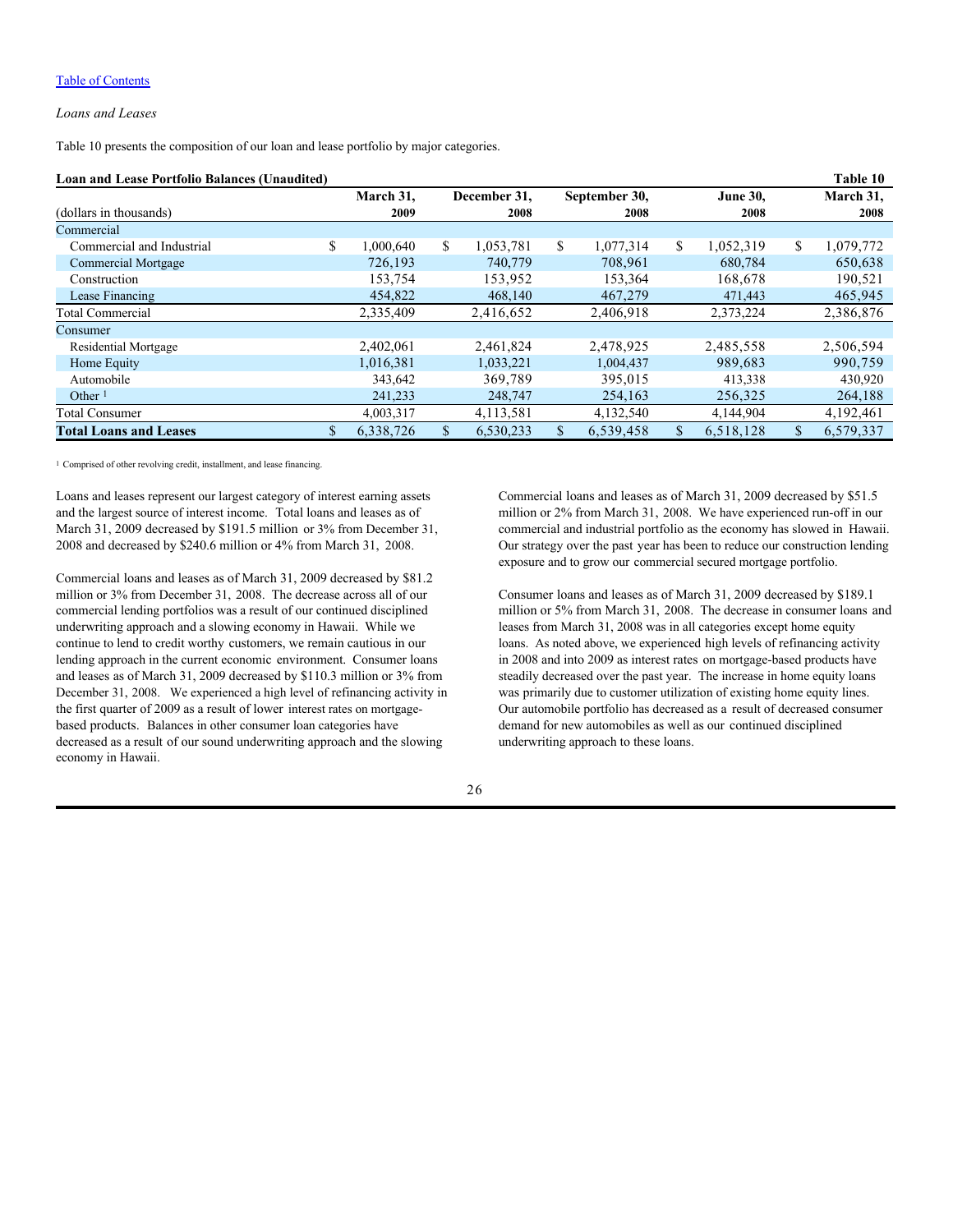[Table of Contents](#)

*Loans and Leases*

Table 10 presents the composition of our loan and lease portfolio by major categories.

**Loan and Lease Portfolio Balances (Unaudited)** **Table 10**

| (dollars in thousands) | March 31, 2009 | December 31, 2008 | September 30, 2008 | June 30, 2008 | March 31, 2008 |
|---|---|---|---|---|---|
| Commercial | | | | | |
| Commercial and Industrial | $ 1,000,640 | $ 1,053,781 | $ 1,077,314 | $ 1,052,319 | $ 1,079,772 |
| Commercial Mortgage | 726,193 | 740,779 | 708,961 | 680,784 | 650,638 |
| Construction | 153,754 | 153,952 | 153,364 | 168,678 | 190,521 |
| Lease Financing | 454,822 | 468,140 | 467,279 | 471,443 | 465,945 |
| Total Commercial | 2,335,409 | 2,416,652 | 2,406,918 | 2,373,224 | 2,386,876 |
| Consumer | | | | | |
| Residential Mortgage | 2,402,061 | 2,461,824 | 2,478,925 | 2,485,558 | 2,506,594 |
| Home Equity | 1,016,381 | 1,033,221 | 1,004,437 | 989,683 | 990,759 |
| Automobile | 343,642 | 369,789 | 395,015 | 413,338 | 430,920 |
| Other [1] | 241,233 | 248,747 | 254,163 | 256,325 | 264,188 |
| Total Consumer | 4,003,317 | 4,113,581 | 4,132,540 | 4,144,904 | 4,192,461 |
| **Total Loans and Leases** | $ 6,338,726 | $ 6,530,233 | $ 6,539,458 | $ 6,518,128 | $ 6,579,337 |

[1] Comprised of other revolving credit, installment, and lease financing.

Loans and leases represent our largest category of interest earning assets and the largest source of interest income. Total loans and leases as of March 31, 2009 decreased by $191.5 million or 3% from December 31, 2008 and decreased by $240.6 million or 4% from March 31, 2008.

Commercial loans and leases as of March 31, 2009 decreased by $81.2 million or 3% from December 31, 2008. The decrease across all of our commercial lending portfolios was a result of our continued disciplined underwriting approach and a slowing economy in Hawaii. While we continue to lend to credit worthy customers, we remain cautious in our lending approach in the current economic environment. Consumer loans and leases as of March 31, 2009 decreased by $110.3 million or 3% from December 31, 2008. We experienced a high level of refinancing activity in the first quarter of 2009 as a result of lower interest rates on mortgage-based products. Balances in other consumer loan categories have decreased as a result of our sound underwriting approach and the slowing economy in Hawaii.

Commercial loans and leases as of March 31, 2009 decreased by $51.5 million or 2% from March 31, 2008. We have experienced run-off in our commercial and industrial portfolio as the economy has slowed in Hawaii. Our strategy over the past year has been to reduce our construction lending exposure and to grow our commercial secured mortgage portfolio.

Consumer loans and leases as of March 31, 2009 decreased by $189.1 million or 5% from March 31, 2008. The decrease in consumer loans and leases from March 31, 2008 was in all categories except home equity loans. As noted above, we experienced high levels of refinancing activity in 2008 and into 2009 as interest rates on mortgage-based products have steadily decreased over the past year. The increase in home equity loans was primarily due to customer utilization of existing home equity lines. Our automobile portfolio has decreased as a result of decreased consumer demand for new automobiles as well as our continued disciplined underwriting approach to these loans.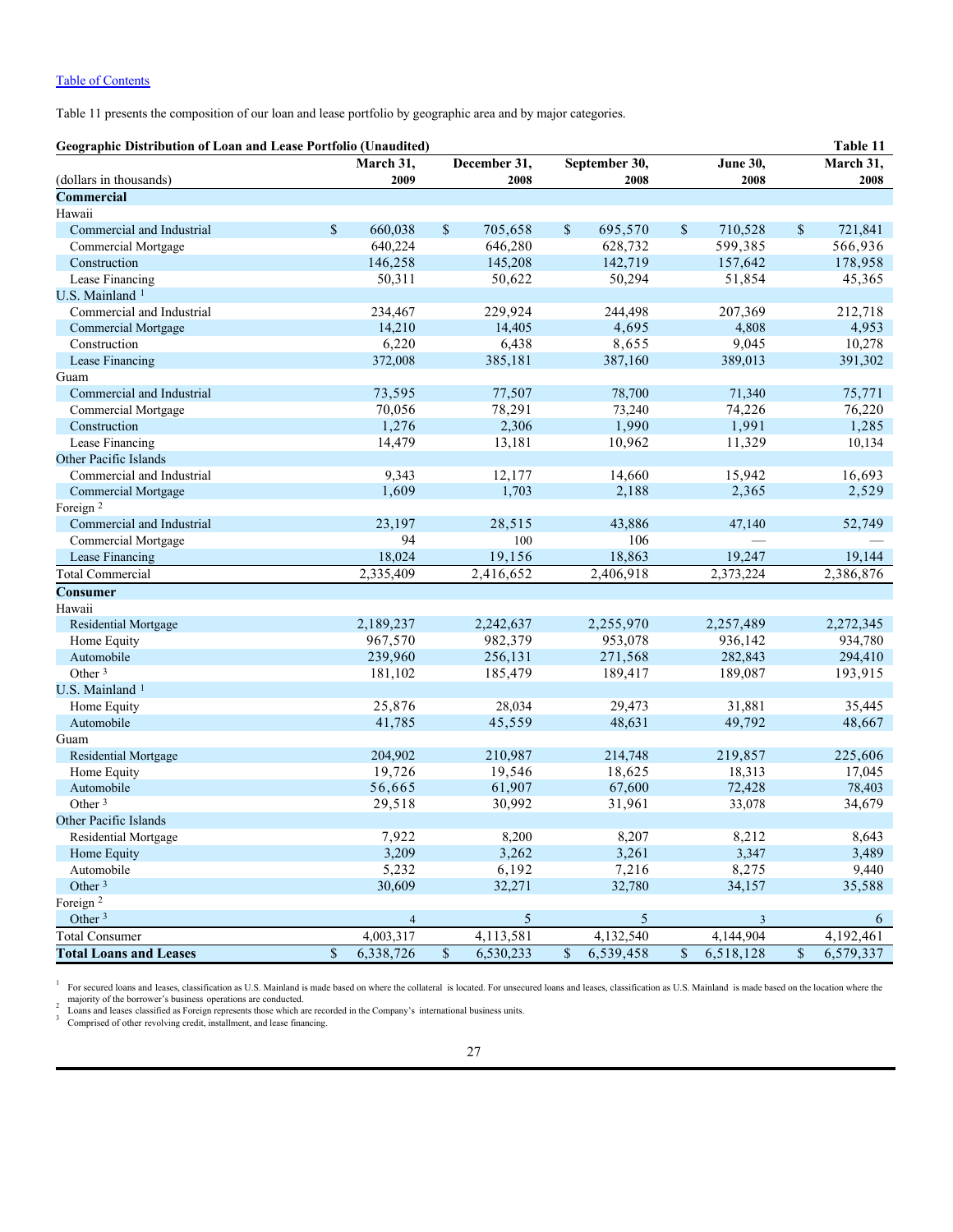[Table of Contents](#)

Table 11 presents the composition of our loan and lease portfolio by geographic area and by major categories.

**Geographic Distribution of Loan and Lease Portfolio (Unaudited)** **Table 11**

| (dollars in thousands) | March 31, 2009 | December 31, 2008 | September 30, 2008 | June 30, 2008 | March 31, 2008 |
|---|---|---|---|---|---|
| **Commercial** | | | | | |
| Hawaii | | | | | |
| Commercial and Industrial | $ 660,038 | $ 705,658 | $ 695,570 | $ 710,528 | $ 721,841 |
| Commercial Mortgage | 640,224 | 646,280 | 628,732 | 599,385 | 566,936 |
| Construction | 146,258 | 145,208 | 142,719 | 157,642 | 178,958 |
| Lease Financing | 50,311 | 50,622 | 50,294 | 51,854 | 45,365 |
| U.S. Mainland [1] | | | | | |
| Commercial and Industrial | 234,467 | 229,924 | 244,498 | 207,369 | 212,718 |
| Commercial Mortgage | 14,210 | 14,405 | 4,695 | 4,808 | 4,953 |
| Construction | 6,220 | 6,438 | 8,655 | 9,045 | 10,278 |
| Lease Financing | 372,008 | 385,181 | 387,160 | 389,013 | 391,302 |
| Guam | | | | | |
| Commercial and Industrial | 73,595 | 77,507 | 78,700 | 71,340 | 75,771 |
| Commercial Mortgage | 70,056 | 78,291 | 73,240 | 74,226 | 76,220 |
| Construction | 1,276 | 2,306 | 1,990 | 1,991 | 1,285 |
| Lease Financing | 14,479 | 13,181 | 10,962 | 11,329 | 10,134 |
| Other Pacific Islands | | | | | |
| Commercial and Industrial | 9,343 | 12,177 | 14,660 | 15,942 | 16,693 |
| Commercial Mortgage | 1,609 | 1,703 | 2,188 | 2,365 | 2,529 |
| Foreign [2] | | | | | |
| Commercial and Industrial | 23,197 | 28,515 | 43,886 | 47,140 | 52,749 |
| Commercial Mortgage | 94 | 100 | 106 | — | — |
| Lease Financing | 18,024 | 19,156 | 18,863 | 19,247 | 19,144 |
| Total Commercial | 2,335,409 | 2,416,652 | 2,406,918 | 2,373,224 | 2,386,876 |
| **Consumer** | | | | | |
| Hawaii | | | | | |
| Residential Mortgage | 2,189,237 | 2,242,637 | 2,255,970 | 2,257,489 | 2,272,345 |
| Home Equity | 967,570 | 982,379 | 953,078 | 936,142 | 934,780 |
| Automobile | 239,960 | 256,131 | 271,568 | 282,843 | 294,410 |
| Other [3] | 181,102 | 185,479 | 189,417 | 189,087 | 193,915 |
| U.S. Mainland [1] | | | | | |
| Home Equity | 25,876 | 28,034 | 29,473 | 31,881 | 35,445 |
| Automobile | 41,785 | 45,559 | 48,631 | 49,792 | 48,667 |
| Guam | | | | | |
| Residential Mortgage | 204,902 | 210,987 | 214,748 | 219,857 | 225,606 |
| Home Equity | 19,726 | 19,546 | 18,625 | 18,313 | 17,045 |
| Automobile | 56,665 | 61,907 | 67,600 | 72,428 | 78,403 |
| Other [3] | 29,518 | 30,992 | 31,961 | 33,078 | 34,679 |
| Other Pacific Islands | | | | | |
| Residential Mortgage | 7,922 | 8,200 | 8,207 | 8,212 | 8,643 |
| Home Equity | 3,209 | 3,262 | 3,261 | 3,347 | 3,489 |
| Automobile | 5,232 | 6,192 | 7,216 | 8,275 | 9,440 |
| Other [3] | 30,609 | 32,271 | 32,780 | 34,157 | 35,588 |
| Foreign [2] | | | | | |
| Other [3] | 4 | 5 | 5 | 3 | 6 |
| Total Consumer | 4,003,317 | 4,113,581 | 4,132,540 | 4,144,904 | 4,192,461 |
| **Total Loans and Leases** | **$ 6,338,726** | **$ 6,530,233** | **$ 6,539,458** | **$ 6,518,128** | **$ 6,579,337** |

[1] For secured loans and leases, classification as U.S. Mainland is made based on where the collateral is located. For unsecured loans and leases, classification as U.S. Mainland is made based on the location where the majority of the borrower's business operations are conducted.

[2] Loans and leases classified as Foreign represents those which are recorded in the Company's international business units.

[3] Comprised of other revolving credit, installment, and lease financing.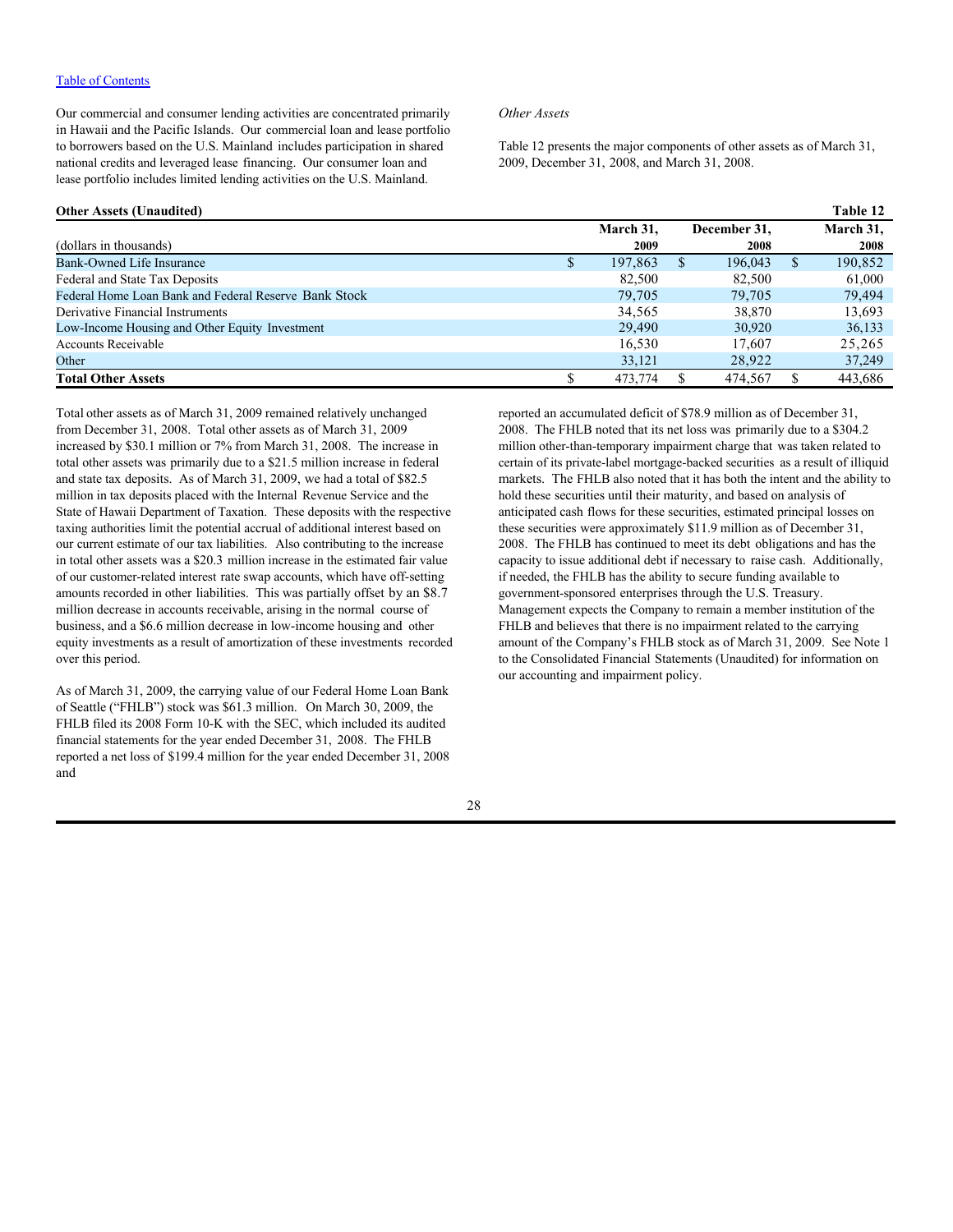[Table of Contents](#)

Our commercial and consumer lending activities are concentrated primarily in Hawaii and the Pacific Islands. Our commercial loan and lease portfolio to borrowers based on the U.S. Mainland includes participation in shared national credits and leveraged lease financing. Our consumer loan and lease portfolio includes limited lending activities on the U.S. Mainland.

*Other Assets*

Table 12 presents the major components of other assets as of March 31, 2009, December 31, 2008, and March 31, 2008.

**Other Assets (Unaudited)** **Table 12**

| (dollars in thousands) | March 31, 2009 | December 31, 2008 | March 31, 2008 |
|---|---|---|---|
| Bank-Owned Life Insurance | $ 197,863 | $ 196,043 | $ 190,852 |
| Federal and State Tax Deposits | 82,500 | 82,500 | 61,000 |
| Federal Home Loan Bank and Federal Reserve Bank Stock | 79,705 | 79,705 | 79,494 |
| Derivative Financial Instruments | 34,565 | 38,870 | 13,693 |
| Low-Income Housing and Other Equity Investment | 29,490 | 30,920 | 36,133 |
| Accounts Receivable | 16,530 | 17,607 | 25,265 |
| Other | 33,121 | 28,922 | 37,249 |
| **Total Other Assets** | $ 473,774 | $ 474,567 | $ 443,686 |

Total other assets as of March 31, 2009 remained relatively unchanged from December 31, 2008. Total other assets as of March 31, 2009 increased by $30.1 million or 7% from March 31, 2008. The increase in total other assets was primarily due to a $21.5 million increase in federal and state tax deposits. As of March 31, 2009, we had a total of $82.5 million in tax deposits placed with the Internal Revenue Service and the State of Hawaii Department of Taxation. These deposits with the respective taxing authorities limit the potential accrual of additional interest based on our current estimate of our tax liabilities. Also contributing to the increase in total other assets was a $20.3 million increase in the estimated fair value of our customer-related interest rate swap accounts, which have off-setting amounts recorded in other liabilities. This was partially offset by an $8.7 million decrease in accounts receivable, arising in the normal course of business, and a $6.6 million decrease in low-income housing and other equity investments as a result of amortization of these investments recorded over this period.

As of March 31, 2009, the carrying value of our Federal Home Loan Bank of Seattle ("FHLB") stock was $61.3 million. On March 30, 2009, the FHLB filed its 2008 Form 10-K with the SEC, which included its audited financial statements for the year ended December 31, 2008. The FHLB reported a net loss of $199.4 million for the year ended December 31, 2008 and reported an accumulated deficit of $78.9 million as of December 31, 2008. The FHLB noted that its net loss was primarily due to a $304.2 million other-than-temporary impairment charge that was taken related to certain of its private-label mortgage-backed securities as a result of illiquid markets. The FHLB also noted that it has both the intent and the ability to hold these securities until their maturity, and based on analysis of anticipated cash flows for these securities, estimated principal losses on these securities were approximately $11.9 million as of December 31, 2008. The FHLB has continued to meet its debt obligations and has the capacity to issue additional debt if necessary to raise cash. Additionally, if needed, the FHLB has the ability to secure funding available to government-sponsored enterprises through the U.S. Treasury. Management expects the Company to remain a member institution of the FHLB and believes that there is no impairment related to the carrying amount of the Company's FHLB stock as of March 31, 2009. See Note 1 to the Consolidated Financial Statements (Unaudited) for information on our accounting and impairment policy.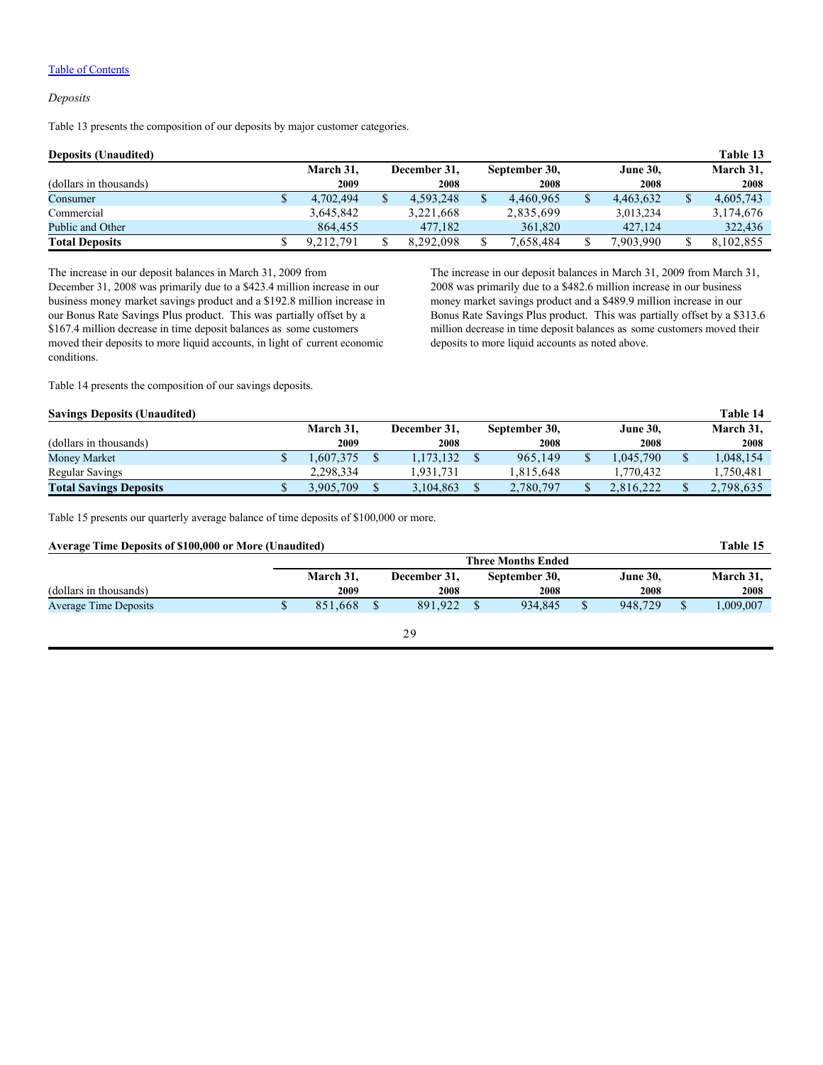[Table of Contents](#)

*Deposits*

Table 13 presents the composition of our deposits by major customer categories.

**Deposits (Unaudited)** — **Table 13**

| (dollars in thousands) | March 31, 2009 | December 31, 2008 | September 30, 2008 | June 30, 2008 | March 31, 2008 |
|---|---|---|---|---|---|
| Consumer | $ 4,702,494 | $ 4,593,248 | $ 4,460,965 | $ 4,463,632 | $ 4,605,743 |
| Commercial | 3,645,842 | 3,221,668 | 2,835,699 | 3,013,234 | 3,174,676 |
| Public and Other | 864,455 | 477,182 | 361,820 | 427,124 | 322,436 |
| **Total Deposits** | $ 9,212,791 | $ 8,292,098 | $ 7,658,484 | $ 7,903,990 | $ 8,102,855 |

The increase in our deposit balances in March 31, 2009 from December 31, 2008 was primarily due to a $423.4 million increase in our business money market savings product and a $192.8 million increase in our Bonus Rate Savings Plus product. This was partially offset by a $167.4 million decrease in time deposit balances as some customers moved their deposits to more liquid accounts, in light of current economic conditions.

The increase in our deposit balances in March 31, 2009 from March 31, 2008 was primarily due to a $482.6 million increase in our business money market savings product and a $489.9 million increase in our Bonus Rate Savings Plus product. This was partially offset by a $313.6 million decrease in time deposit balances as some customers moved their deposits to more liquid accounts as noted above.

Table 14 presents the composition of our savings deposits.

**Savings Deposits (Unaudited)** — **Table 14**

| (dollars in thousands) | March 31, 2009 | December 31, 2008 | September 30, 2008 | June 30, 2008 | March 31, 2008 |
|---|---|---|---|---|---|
| Money Market | $ 1,607,375 | $ 1,173,132 | $ 965,149 | $ 1,045,790 | $ 1,048,154 |
| Regular Savings | 2,298,334 | 1,931,731 | 1,815,648 | 1,770,432 | 1,750,481 |
| **Total Savings Deposits** | $ 3,905,709 | $ 3,104,863 | $ 2,780,797 | $ 2,816,222 | $ 2,798,635 |

Table 15 presents our quarterly average balance of time deposits of $100,000 or more.

**Average Time Deposits of $100,000 or More (Unaudited)** — **Table 15**

| | Three Months Ended | | | | |
|---|---|---|---|---|---|
| (dollars in thousands) | March 31, 2009 | December 31, 2008 | September 30, 2008 | June 30, 2008 | March 31, 2008 |
| Average Time Deposits | $ 851,668 | $ 891,922 | $ 934,845 | $ 948,729 | $ 1,009,007 |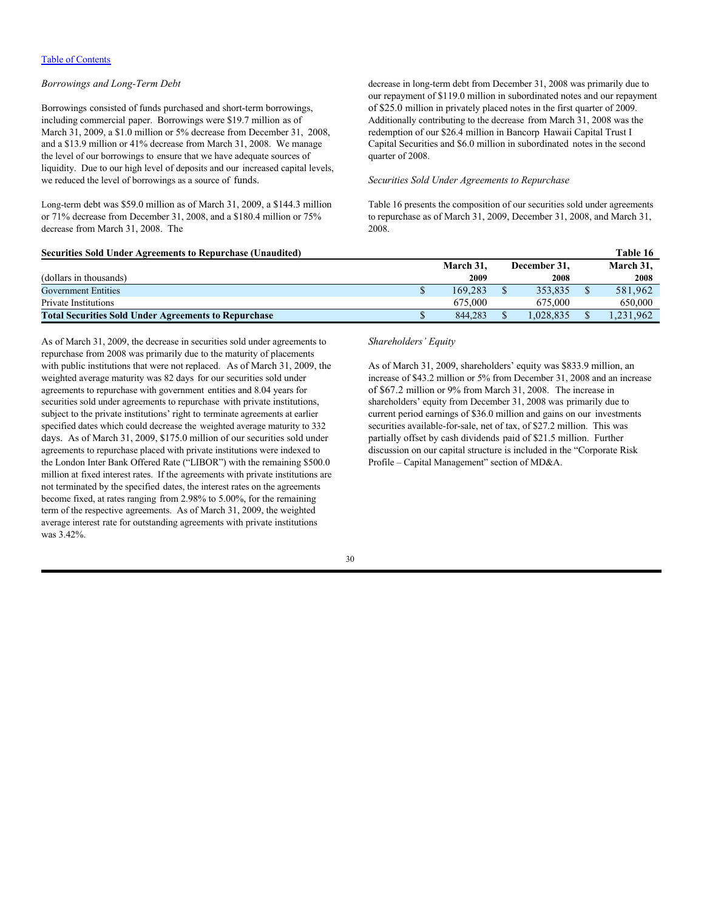*Borrowings and Long-Term Debt*

Borrowings consisted of funds purchased and short-term borrowings, including commercial paper. Borrowings were $19.7 million as of March 31, 2009, a $1.0 million or 5% decrease from December 31, 2008, and a $13.9 million or 41% decrease from March 31, 2008. We manage the level of our borrowings to ensure that we have adequate sources of liquidity. Due to our high level of deposits and our increased capital levels, we reduced the level of borrowings as a source of funds.

Long-term debt was $59.0 million as of March 31, 2009, a $144.3 million or 71% decrease from December 31, 2008, and a $180.4 million or 75% decrease from March 31, 2008. The decrease in long-term debt from December 31, 2008 was primarily due to our repayment of $119.0 million in subordinated notes and our repayment of $25.0 million in privately placed notes in the first quarter of 2009. Additionally contributing to the decrease from March 31, 2008 was the redemption of our $26.4 million in Bancorp Hawaii Capital Trust I Capital Securities and $6.0 million in subordinated notes in the second quarter of 2008.

*Securities Sold Under Agreements to Repurchase*

Table 16 presents the composition of our securities sold under agreements to repurchase as of March 31, 2009, December 31, 2008, and March 31, 2008.

**Securities Sold Under Agreements to Repurchase (Unaudited)** — **Table 16**

| (dollars in thousands) | March 31, 2009 | December 31, 2008 | March 31, 2008 |
|---|---|---|---|
| Government Entities | $ 169,283 | $ 353,835 | $ 581,962 |
| Private Institutions | 675,000 | 675,000 | 650,000 |
| **Total Securities Sold Under Agreements to Repurchase** | $ 844,283 | $ 1,028,835 | $ 1,231,962 |

As of March 31, 2009, the decrease in securities sold under agreements to repurchase from 2008 was primarily due to the maturity of placements with public institutions that were not replaced. As of March 31, 2009, the weighted average maturity was 82 days for our securities sold under agreements to repurchase with government entities and 8.04 years for securities sold under agreements to repurchase with private institutions, subject to the private institutions' right to terminate agreements at earlier specified dates which could decrease the weighted average maturity to 332 days. As of March 31, 2009, $175.0 million of our securities sold under agreements to repurchase placed with private institutions were indexed to the London Inter Bank Offered Rate ("LIBOR") with the remaining $500.0 million at fixed interest rates. If the agreements with private institutions are not terminated by the specified dates, the interest rates on the agreements become fixed, at rates ranging from 2.98% to 5.00%, for the remaining term of the respective agreements. As of March 31, 2009, the weighted average interest rate for outstanding agreements with private institutions was 3.42%.

*Shareholders' Equity*

As of March 31, 2009, shareholders' equity was $833.9 million, an increase of $43.2 million or 5% from December 31, 2008 and an increase of $67.2 million or 9% from March 31, 2008. The increase in shareholders' equity from December 31, 2008 was primarily due to current period earnings of $36.0 million and gains on our investments securities available-for-sale, net of tax, of $27.2 million. This was partially offset by cash dividends paid of $21.5 million. Further discussion on our capital structure is included in the "Corporate Risk Profile – Capital Management" section of MD&A.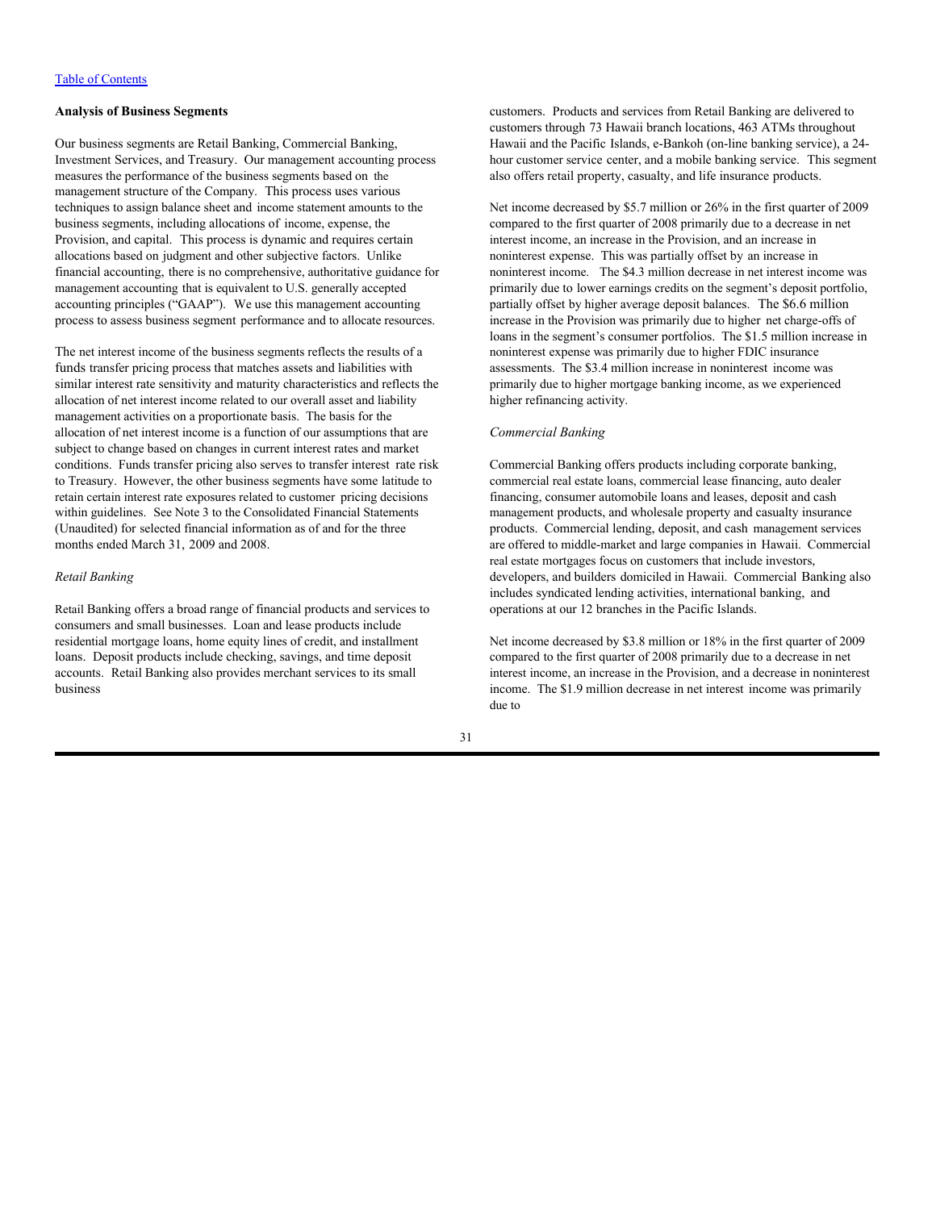## Analysis of Business Segments

Our business segments are Retail Banking, Commercial Banking, Investment Services, and Treasury. Our management accounting process measures the performance of the business segments based on the management structure of the Company. This process uses various techniques to assign balance sheet and income statement amounts to the business segments, including allocations of income, expense, the Provision, and capital. This process is dynamic and requires certain allocations based on judgment and other subjective factors. Unlike financial accounting, there is no comprehensive, authoritative guidance for management accounting that is equivalent to U.S. generally accepted accounting principles ("GAAP"). We use this management accounting process to assess business segment performance and to allocate resources.

The net interest income of the business segments reflects the results of a funds transfer pricing process that matches assets and liabilities with similar interest rate sensitivity and maturity characteristics and reflects the allocation of net interest income related to our overall asset and liability management activities on a proportionate basis. The basis for the allocation of net interest income is a function of our assumptions that are subject to change based on changes in current interest rates and market conditions. Funds transfer pricing also serves to transfer interest rate risk to Treasury. However, the other business segments have some latitude to retain certain interest rate exposures related to customer pricing decisions within guidelines. See Note 3 to the Consolidated Financial Statements (Unaudited) for selected financial information as of and for the three months ended March 31, 2009 and 2008.

### *Retail Banking*

Retail Banking offers a broad range of financial products and services to consumers and small businesses. Loan and lease products include residential mortgage loans, home equity lines of credit, and installment loans. Deposit products include checking, savings, and time deposit accounts. Retail Banking also provides merchant services to its small business customers. Products and services from Retail Banking are delivered to customers through 73 Hawaii branch locations, 463 ATMs throughout Hawaii and the Pacific Islands, e-Bankoh (on-line banking service), a 24-hour customer service center, and a mobile banking service. This segment also offers retail property, casualty, and life insurance products.

Net income decreased by $5.7 million or 26% in the first quarter of 2009 compared to the first quarter of 2008 primarily due to a decrease in net interest income, an increase in the Provision, and an increase in noninterest expense. This was partially offset by an increase in noninterest income. The $4.3 million decrease in net interest income was primarily due to lower earnings credits on the segment's deposit portfolio, partially offset by higher average deposit balances. The $6.6 million increase in the Provision was primarily due to higher net charge-offs of loans in the segment's consumer portfolios. The $1.5 million increase in noninterest expense was primarily due to higher FDIC insurance assessments. The $3.4 million increase in noninterest income was primarily due to higher mortgage banking income, as we experienced higher refinancing activity.

### *Commercial Banking*

Commercial Banking offers products including corporate banking, commercial real estate loans, commercial lease financing, auto dealer financing, consumer automobile loans and leases, deposit and cash management products, and wholesale property and casualty insurance products. Commercial lending, deposit, and cash management services are offered to middle-market and large companies in Hawaii. Commercial real estate mortgages focus on customers that include investors, developers, and builders domiciled in Hawaii. Commercial Banking also includes syndicated lending activities, international banking, and operations at our 12 branches in the Pacific Islands.

Net income decreased by $3.8 million or 18% in the first quarter of 2009 compared to the first quarter of 2008 primarily due to a decrease in net interest income, an increase in the Provision, and a decrease in noninterest income. The $1.9 million decrease in net interest income was primarily due to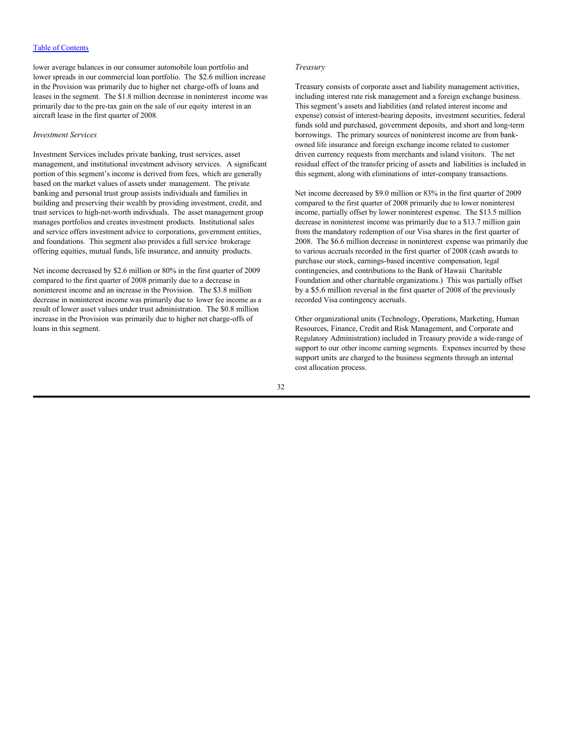lower average balances in our consumer automobile loan portfolio and lower spreads in our commercial loan portfolio. The $2.6 million increase in the Provision was primarily due to higher net charge-offs of loans and leases in the segment. The $1.8 million decrease in noninterest income was primarily due to the pre-tax gain on the sale of our equity interest in an aircraft lease in the first quarter of 2008.

*Investment Services*

Investment Services includes private banking, trust services, asset management, and institutional investment advisory services. A significant portion of this segment's income is derived from fees, which are generally based on the market values of assets under management. The private banking and personal trust group assists individuals and families in building and preserving their wealth by providing investment, credit, and trust services to high-net-worth individuals. The asset management group manages portfolios and creates investment products. Institutional sales and service offers investment advice to corporations, government entities, and foundations. This segment also provides a full service brokerage offering equities, mutual funds, life insurance, and annuity products.

Net income decreased by $2.6 million or 80% in the first quarter of 2009 compared to the first quarter of 2008 primarily due to a decrease in noninterest income and an increase in the Provision. The $3.8 million decrease in noninterest income was primarily due to lower fee income as a result of lower asset values under trust administration. The $0.8 million increase in the Provision was primarily due to higher net charge-offs of loans in this segment.

*Treasury*

Treasury consists of corporate asset and liability management activities, including interest rate risk management and a foreign exchange business. This segment's assets and liabilities (and related interest income and expense) consist of interest-bearing deposits, investment securities, federal funds sold and purchased, government deposits, and short and long-term borrowings. The primary sources of noninterest income are from bank-owned life insurance and foreign exchange income related to customer driven currency requests from merchants and island visitors. The net residual effect of the transfer pricing of assets and liabilities is included in this segment, along with eliminations of inter-company transactions.

Net income decreased by $9.0 million or 83% in the first quarter of 2009 compared to the first quarter of 2008 primarily due to lower noninterest income, partially offset by lower noninterest expense. The $13.5 million decrease in noninterest income was primarily due to a $13.7 million gain from the mandatory redemption of our Visa shares in the first quarter of 2008. The $6.6 million decrease in noninterest expense was primarily due to various accruals recorded in the first quarter of 2008 (cash awards to purchase our stock, earnings-based incentive compensation, legal contingencies, and contributions to the Bank of Hawaii Charitable Foundation and other charitable organizations.) This was partially offset by a $5.6 million reversal in the first quarter of 2008 of the previously recorded Visa contingency accruals.

Other organizational units (Technology, Operations, Marketing, Human Resources, Finance, Credit and Risk Management, and Corporate and Regulatory Administration) included in Treasury provide a wide-range of support to our other income earning segments. Expenses incurred by these support units are charged to the business segments through an internal cost allocation process.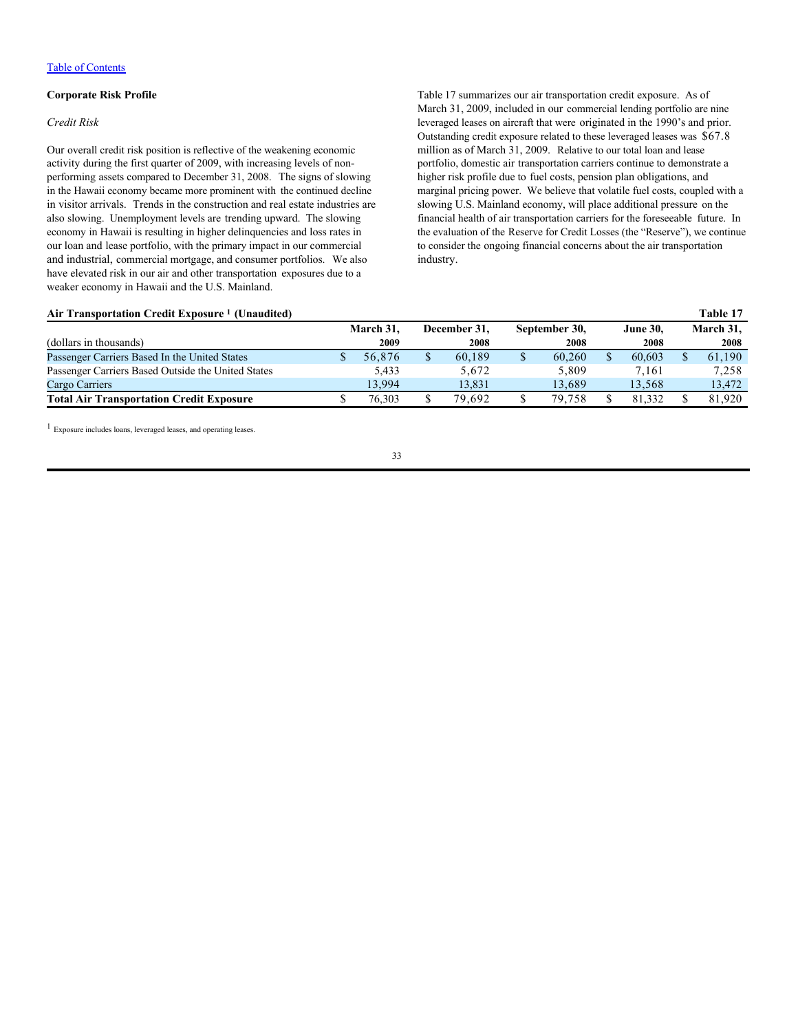[Table of Contents](#)

## Corporate Risk Profile

### *Credit Risk*

Our overall credit risk position is reflective of the weakening economic activity during the first quarter of 2009, with increasing levels of non-performing assets compared to December 31, 2008. The signs of slowing in the Hawaii economy became more prominent with the continued decline in visitor arrivals. Trends in the construction and real estate industries are also slowing. Unemployment levels are trending upward. The slowing economy in Hawaii is resulting in higher delinquencies and loss rates in our loan and lease portfolio, with the primary impact in our commercial and industrial, commercial mortgage, and consumer portfolios. We also have elevated risk in our air and other transportation exposures due to a weaker economy in Hawaii and the U.S. Mainland.

Table 17 summarizes our air transportation credit exposure. As of March 31, 2009, included in our commercial lending portfolio are nine leveraged leases on aircraft that were originated in the 1990's and prior. Outstanding credit exposure related to these leveraged leases was $67.8 million as of March 31, 2009. Relative to our total loan and lease portfolio, domestic air transportation carriers continue to demonstrate a higher risk profile due to fuel costs, pension plan obligations, and marginal pricing power. We believe that volatile fuel costs, coupled with a slowing U.S. Mainland economy, will place additional pressure on the financial health of air transportation carriers for the foreseeable future. In the evaluation of the Reserve for Credit Losses (the "Reserve"), we continue to consider the ongoing financial concerns about the air transportation industry.

**Air Transportation Credit Exposure [1] (Unaudited)** **Table 17**

| (dollars in thousands) | March 31, 2009 | December 31, 2008 | September 30, 2008 | June 30, 2008 | March 31, 2008 |
|---|---|---|---|---|---|
| Passenger Carriers Based In the United States | $ 56,876 | $ 60,189 | $ 60,260 | $ 60,603 | $ 61,190 |
| Passenger Carriers Based Outside the United States | 5,433 | 5,672 | 5,809 | 7,161 | 7,258 |
| Cargo Carriers | 13,994 | 13,831 | 13,689 | 13,568 | 13,472 |
| **Total Air Transportation Credit Exposure** | $ 76,303 | $ 79,692 | $ 79,758 | $ 81,332 | $ 81,920 |

[1] Exposure includes loans, leveraged leases, and operating leases.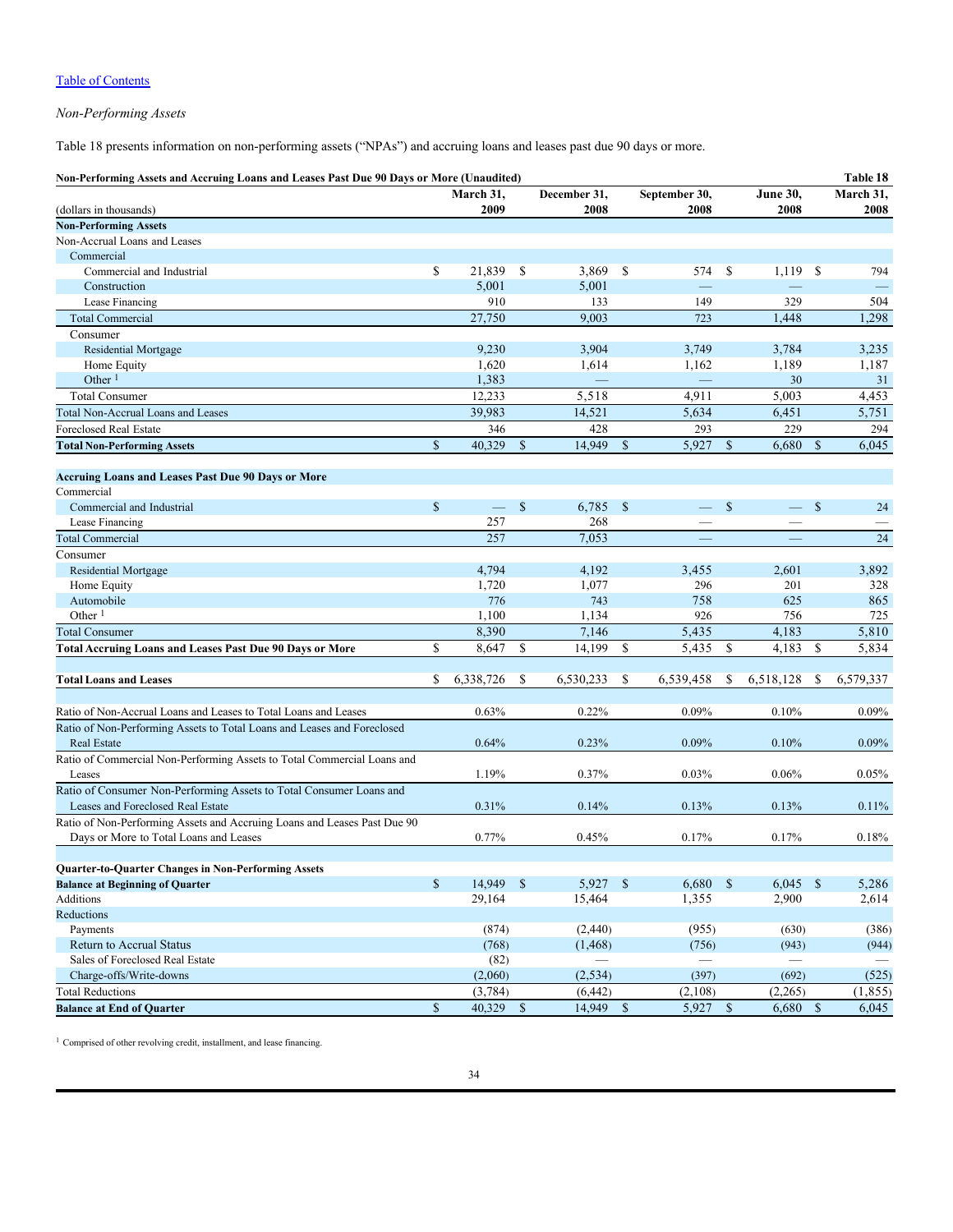[Table of Contents](#)

*Non-Performing Assets*

Table 18 presents information on non-performing assets ("NPAs") and accruing loans and leases past due 90 days or more.

**Non-Performing Assets and Accruing Loans and Leases Past Due 90 Days or More (Unaudited)** **Table 18**

| (dollars in thousands) | March 31, 2009 | December 31, 2008 | September 30, 2008 | June 30, 2008 | March 31, 2008 |
|---|---|---|---|---|---|
| **Non-Performing Assets** | | | | | |
| Non-Accrual Loans and Leases | | | | | |
| Commercial | | | | | |
| Commercial and Industrial | $ 21,839 | $ 3,869 | $ 574 | $ 1,119 | $ 794 |
| Construction | 5,001 | 5,001 | — | — | — |
| Lease Financing | 910 | 133 | 149 | 329 | 504 |
| Total Commercial | 27,750 | 9,003 | 723 | 1,448 | 1,298 |
| Consumer | | | | | |
| Residential Mortgage | 9,230 | 3,904 | 3,749 | 3,784 | 3,235 |
| Home Equity | 1,620 | 1,614 | 1,162 | 1,189 | 1,187 |
| Other [1] | 1,383 | — | — | 30 | 31 |
| Total Consumer | 12,233 | 5,518 | 4,911 | 5,003 | 4,453 |
| Total Non-Accrual Loans and Leases | 39,983 | 14,521 | 5,634 | 6,451 | 5,751 |
| Foreclosed Real Estate | 346 | 428 | 293 | 229 | 294 |
| **Total Non-Performing Assets** | $ 40,329 | $ 14,949 | $ 5,927 | $ 6,680 | $ 6,045 |
| | | | | | |
| **Accruing Loans and Leases Past Due 90 Days or More** | | | | | |
| Commercial | | | | | |
| Commercial and Industrial | $ — | $ 6,785 | $ — | $ — | $ 24 |
| Lease Financing | 257 | 268 | — | — | — |
| Total Commercial | 257 | 7,053 | — | — | 24 |
| Consumer | | | | | |
| Residential Mortgage | 4,794 | 4,192 | 3,455 | 2,601 | 3,892 |
| Home Equity | 1,720 | 1,077 | 296 | 201 | 328 |
| Automobile | 776 | 743 | 758 | 625 | 865 |
| Other [1] | 1,100 | 1,134 | 926 | 756 | 725 |
| Total Consumer | 8,390 | 7,146 | 5,435 | 4,183 | 5,810 |
| **Total Accruing Loans and Leases Past Due 90 Days or More** | $ 8,647 | $ 14,199 | $ 5,435 | $ 4,183 | $ 5,834 |
| | | | | | |
| **Total Loans and Leases** | $ 6,338,726 | $ 6,530,233 | $ 6,539,458 | $ 6,518,128 | $ 6,579,337 |
| | | | | | |
| Ratio of Non-Accrual Loans and Leases to Total Loans and Leases | 0.63% | 0.22% | 0.09% | 0.10% | 0.09% |
| Ratio of Non-Performing Assets to Total Loans and Leases and Foreclosed Real Estate | 0.64% | 0.23% | 0.09% | 0.10% | 0.09% |
| Ratio of Commercial Non-Performing Assets to Total Commercial Loans and Leases | 1.19% | 0.37% | 0.03% | 0.06% | 0.05% |
| Ratio of Consumer Non-Performing Assets to Total Consumer Loans and Leases and Foreclosed Real Estate | 0.31% | 0.14% | 0.13% | 0.13% | 0.11% |
| Ratio of Non-Performing Assets and Accruing Loans and Leases Past Due 90 Days or More to Total Loans and Leases | 0.77% | 0.45% | 0.17% | 0.17% | 0.18% |
| | | | | | |
| **Quarter-to-Quarter Changes in Non-Performing Assets** | | | | | |
| **Balance at Beginning of Quarter** | $ 14,949 | $ 5,927 | $ 6,680 | $ 6,045 | $ 5,286 |
| Additions | 29,164 | 15,464 | 1,355 | 2,900 | 2,614 |
| Reductions | | | | | |
| Payments | (874) | (2,440) | (955) | (630) | (386) |
| Return to Accrual Status | (768) | (1,468) | (756) | (943) | (944) |
| Sales of Foreclosed Real Estate | (82) | — | — | — | — |
| Charge-offs/Write-downs | (2,060) | (2,534) | (397) | (692) | (525) |
| Total Reductions | (3,784) | (6,442) | (2,108) | (2,265) | (1,855) |
| **Balance at End of Quarter** | $ 40,329 | $ 14,949 | $ 5,927 | $ 6,680 | $ 6,045 |

[1] Comprised of other revolving credit, installment, and lease financing.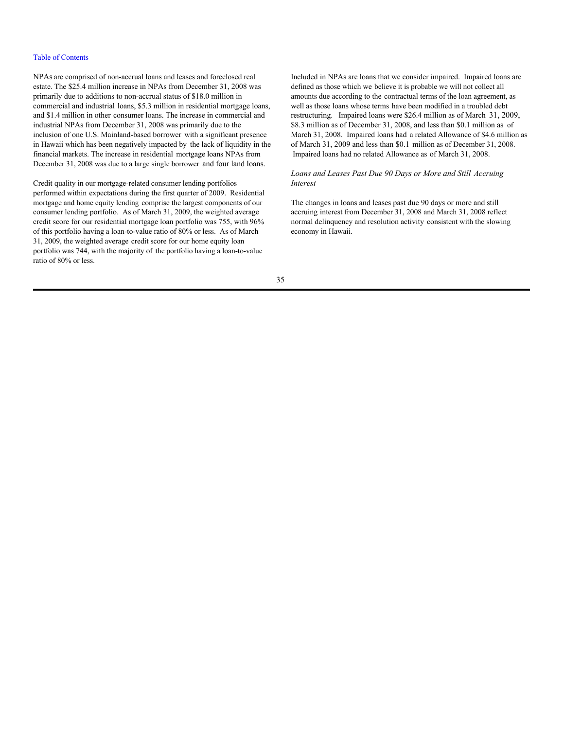[Table of Contents](#)

NPAs are comprised of non-accrual loans and leases and foreclosed real estate. The $25.4 million increase in NPAs from December 31, 2008 was primarily due to additions to non-accrual status of $18.0 million in commercial and industrial loans, $5.3 million in residential mortgage loans, and $1.4 million in other consumer loans. The increase in commercial and industrial NPAs from December 31, 2008 was primarily due to the inclusion of one U.S. Mainland-based borrower with a significant presence in Hawaii which has been negatively impacted by the lack of liquidity in the financial markets. The increase in residential mortgage loans NPAs from December 31, 2008 was due to a large single borrower and four land loans.

Credit quality in our mortgage-related consumer lending portfolios performed within expectations during the first quarter of 2009. Residential mortgage and home equity lending comprise the largest components of our consumer lending portfolio. As of March 31, 2009, the weighted average credit score for our residential mortgage loan portfolio was 755, with 96% of this portfolio having a loan-to-value ratio of 80% or less. As of March 31, 2009, the weighted average credit score for our home equity loan portfolio was 744, with the majority of the portfolio having a loan-to-value ratio of 80% or less.

Included in NPAs are loans that we consider impaired. Impaired loans are defined as those which we believe it is probable we will not collect all amounts due according to the contractual terms of the loan agreement, as well as those loans whose terms have been modified in a troubled debt restructuring. Impaired loans were $26.4 million as of March 31, 2009, $8.3 million as of December 31, 2008, and less than $0.1 million as of March 31, 2008. Impaired loans had a related Allowance of $4.6 million as of March 31, 2009 and less than $0.1 million as of December 31, 2008. Impaired loans had no related Allowance as of March 31, 2008.

*Loans and Leases Past Due 90 Days or More and Still Accruing Interest*

The changes in loans and leases past due 90 days or more and still accruing interest from December 31, 2008 and March 31, 2008 reflect normal delinquency and resolution activity consistent with the slowing economy in Hawaii.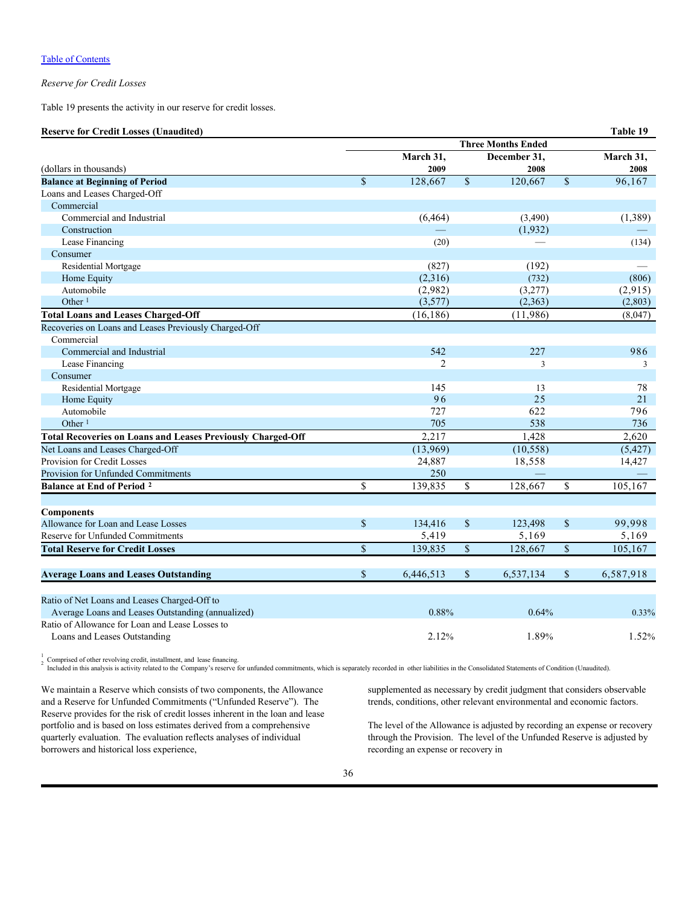[Table of Contents](#)

*Reserve for Credit Losses*

Table 19 presents the activity in our reserve for credit losses.

**Reserve for Credit Losses (Unaudited)** **Table 19**

| (dollars in thousands) | Three Months Ended March 31, 2009 | December 31, 2008 | March 31, 2008 |
|---|---|---|---|
| **Balance at Beginning of Period** | $ 128,667 | $ 120,667 | $ 96,167 |
| Loans and Leases Charged-Off | | | |
| Commercial | | | |
| Commercial and Industrial | (6,464) | (3,490) | (1,389) |
| Construction | — | (1,932) | — |
| Lease Financing | (20) | — | (134) |
| Consumer | | | |
| Residential Mortgage | (827) | (192) | — |
| Home Equity | (2,316) | (732) | (806) |
| Automobile | (2,982) | (3,277) | (2,915) |
| Other [1] | (3,577) | (2,363) | (2,803) |
| **Total Loans and Leases Charged-Off** | (16,186) | (11,986) | (8,047) |
| Recoveries on Loans and Leases Previously Charged-Off | | | |
| Commercial | | | |
| Commercial and Industrial | 542 | 227 | 986 |
| Lease Financing | 2 | 3 | 3 |
| Consumer | | | |
| Residential Mortgage | 145 | 13 | 78 |
| Home Equity | 96 | 25 | 21 |
| Automobile | 727 | 622 | 796 |
| Other [1] | 705 | 538 | 736 |
| **Total Recoveries on Loans and Leases Previously Charged-Off** | 2,217 | 1,428 | 2,620 |
| Net Loans and Leases Charged-Off | (13,969) | (10,558) | (5,427) |
| Provision for Credit Losses | 24,887 | 18,558 | 14,427 |
| Provision for Unfunded Commitments | 250 | — | — |
| **Balance at End of Period [2]** | $ 139,835 | $ 128,667 | $ 105,167 |
| | | | |
| **Components** | | | |
| Allowance for Loan and Lease Losses | $ 134,416 | $ 123,498 | $ 99,998 |
| Reserve for Unfunded Commitments | 5,419 | 5,169 | 5,169 |
| **Total Reserve for Credit Losses** | $ 139,835 | $ 128,667 | $ 105,167 |
| | | | |
| **Average Loans and Leases Outstanding** | $ 6,446,513 | $ 6,537,134 | $ 6,587,918 |
| | | | |
| Ratio of Net Loans and Leases Charged-Off to Average Loans and Leases Outstanding (annualized) | 0.88% | 0.64% | 0.33% |
| Ratio of Allowance for Loan and Lease Losses to Loans and Leases Outstanding | 2.12% | 1.89% | 1.52% |

[1] Comprised of other revolving credit, installment, and lease financing.
[2] Included in this analysis is activity related to the Company's reserve for unfunded commitments, which is separately recorded in other liabilities in the Consolidated Statements of Condition (Unaudited).

We maintain a Reserve which consists of two components, the Allowance and a Reserve for Unfunded Commitments ("Unfunded Reserve"). The Reserve provides for the risk of credit losses inherent in the loan and lease portfolio and is based on loss estimates derived from a comprehensive quarterly evaluation. The evaluation reflects analyses of individual borrowers and historical loss experience, supplemented as necessary by credit judgment that considers observable trends, conditions, other relevant environmental and economic factors.

The level of the Allowance is adjusted by recording an expense or recovery through the Provision. The level of the Unfunded Reserve is adjusted by recording an expense or recovery in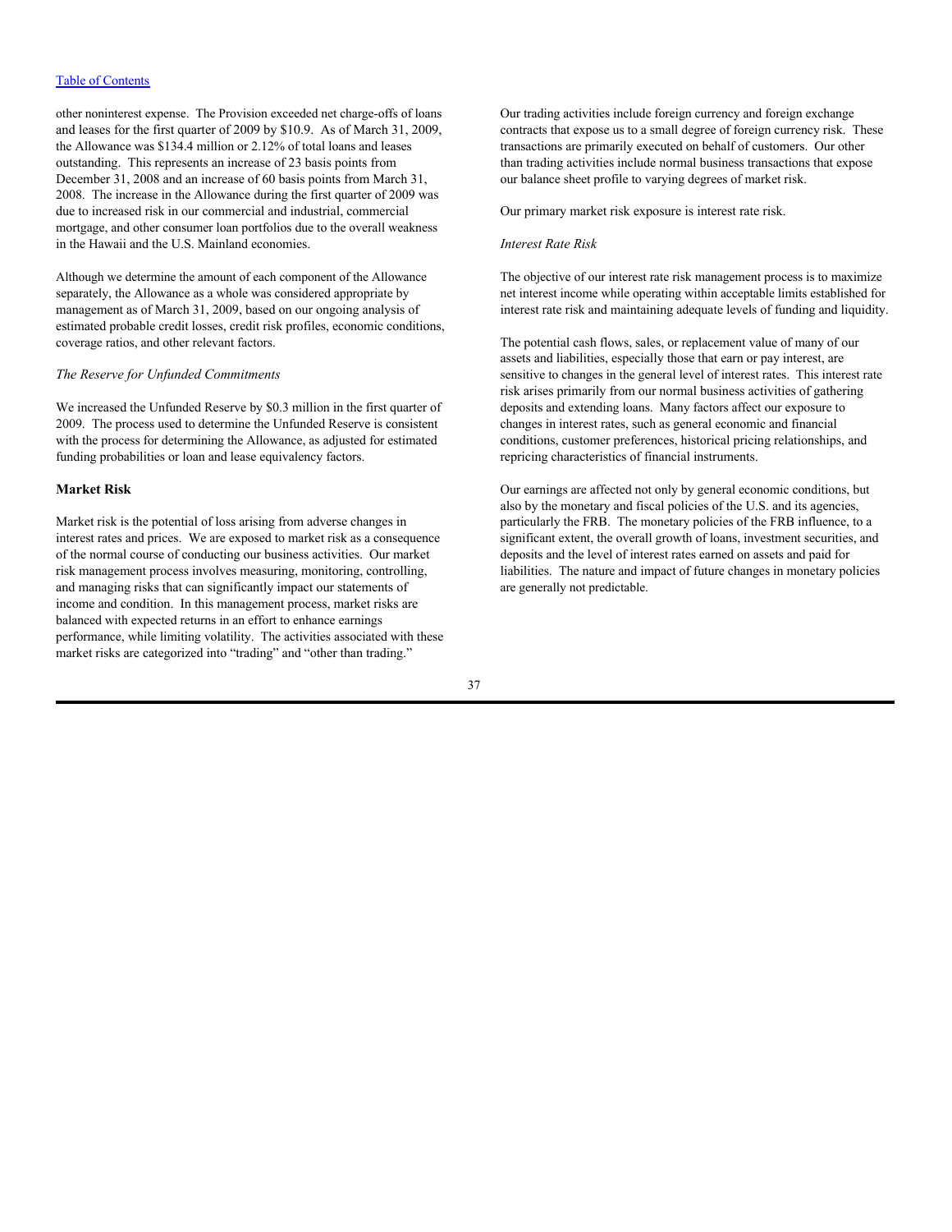other noninterest expense. The Provision exceeded net charge-offs of loans and leases for the first quarter of 2009 by $10.9. As of March 31, 2009, the Allowance was $134.4 million or 2.12% of total loans and leases outstanding. This represents an increase of 23 basis points from December 31, 2008 and an increase of 60 basis points from March 31, 2008. The increase in the Allowance during the first quarter of 2009 was due to increased risk in our commercial and industrial, commercial mortgage, and other consumer loan portfolios due to the overall weakness in the Hawaii and the U.S. Mainland economies.

Although we determine the amount of each component of the Allowance separately, the Allowance as a whole was considered appropriate by management as of March 31, 2009, based on our ongoing analysis of estimated probable credit losses, credit risk profiles, economic conditions, coverage ratios, and other relevant factors.

*The Reserve for Unfunded Commitments*

We increased the Unfunded Reserve by $0.3 million in the first quarter of 2009. The process used to determine the Unfunded Reserve is consistent with the process for determining the Allowance, as adjusted for estimated funding probabilities or loan and lease equivalency factors.

### Market Risk

Market risk is the potential of loss arising from adverse changes in interest rates and prices. We are exposed to market risk as a consequence of the normal course of conducting our business activities. Our market risk management process involves measuring, monitoring, controlling, and managing risks that can significantly impact our statements of income and condition. In this management process, market risks are balanced with expected returns in an effort to enhance earnings performance, while limiting volatility. The activities associated with these market risks are categorized into "trading" and "other than trading."

Our trading activities include foreign currency and foreign exchange contracts that expose us to a small degree of foreign currency risk. These transactions are primarily executed on behalf of customers. Our other than trading activities include normal business transactions that expose our balance sheet profile to varying degrees of market risk.

Our primary market risk exposure is interest rate risk.

*Interest Rate Risk*

The objective of our interest rate risk management process is to maximize net interest income while operating within acceptable limits established for interest rate risk and maintaining adequate levels of funding and liquidity.

The potential cash flows, sales, or replacement value of many of our assets and liabilities, especially those that earn or pay interest, are sensitive to changes in the general level of interest rates. This interest rate risk arises primarily from our normal business activities of gathering deposits and extending loans. Many factors affect our exposure to changes in interest rates, such as general economic and financial conditions, customer preferences, historical pricing relationships, and repricing characteristics of financial instruments.

Our earnings are affected not only by general economic conditions, but also by the monetary and fiscal policies of the U.S. and its agencies, particularly the FRB. The monetary policies of the FRB influence, to a significant extent, the overall growth of loans, investment securities, and deposits and the level of interest rates earned on assets and paid for liabilities. The nature and impact of future changes in monetary policies are generally not predictable.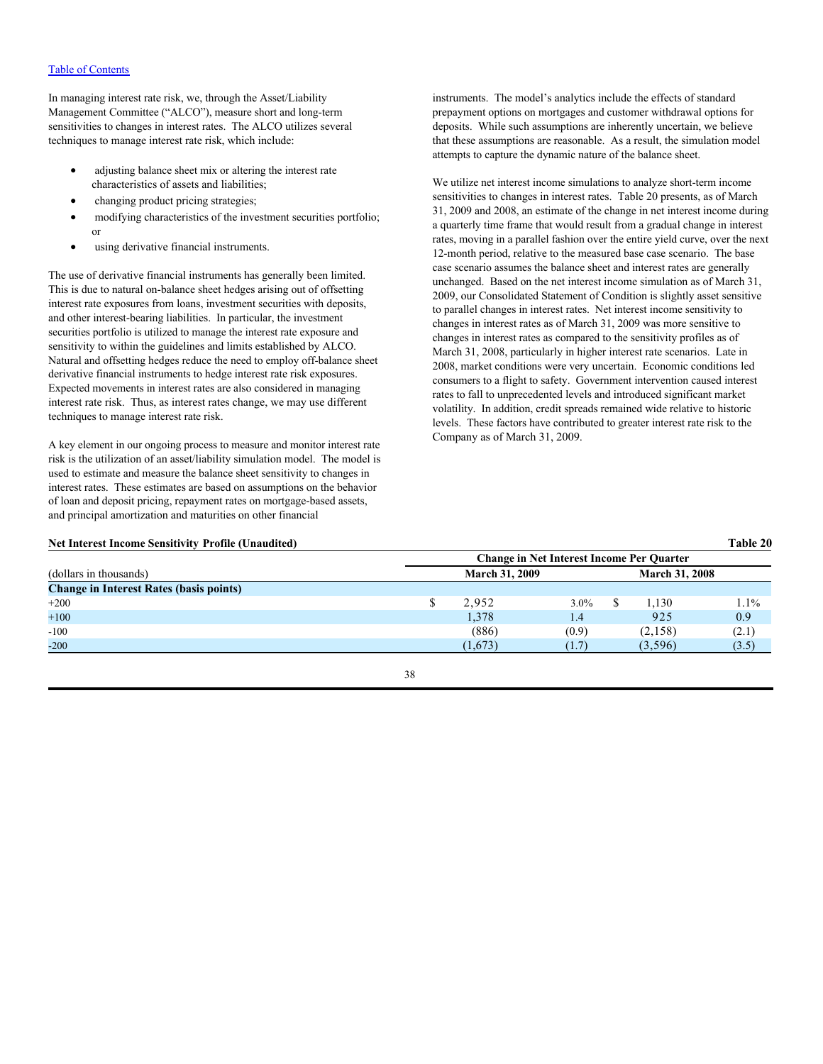In managing interest rate risk, we, through the Asset/Liability Management Committee ("ALCO"), measure short and long-term sensitivities to changes in interest rates. The ALCO utilizes several techniques to manage interest rate risk, which include:

- adjusting balance sheet mix or altering the interest rate characteristics of assets and liabilities;
- changing product pricing strategies;
- modifying characteristics of the investment securities portfolio; or
- using derivative financial instruments.

The use of derivative financial instruments has generally been limited. This is due to natural on-balance sheet hedges arising out of offsetting interest rate exposures from loans, investment securities with deposits, and other interest-bearing liabilities. In particular, the investment securities portfolio is utilized to manage the interest rate exposure and sensitivity to within the guidelines and limits established by ALCO. Natural and offsetting hedges reduce the need to employ off-balance sheet derivative financial instruments to hedge interest rate risk exposures. Expected movements in interest rates are also considered in managing interest rate risk. Thus, as interest rates change, we may use different techniques to manage interest rate risk.

A key element in our ongoing process to measure and monitor interest rate risk is the utilization of an asset/liability simulation model. The model is used to estimate and measure the balance sheet sensitivity to changes in interest rates. These estimates are based on assumptions on the behavior of loan and deposit pricing, repayment rates on mortgage-based assets, and principal amortization and maturities on other financial instruments. The model's analytics include the effects of standard prepayment options on mortgages and customer withdrawal options for deposits. While such assumptions are inherently uncertain, we believe that these assumptions are reasonable. As a result, the simulation model attempts to capture the dynamic nature of the balance sheet.

We utilize net interest income simulations to analyze short-term income sensitivities to changes in interest rates. Table 20 presents, as of March 31, 2009 and 2008, an estimate of the change in net interest income during a quarterly time frame that would result from a gradual change in interest rates, moving in a parallel fashion over the entire yield curve, over the next 12-month period, relative to the measured base case scenario. The base case scenario assumes the balance sheet and interest rates are generally unchanged. Based on the net interest income simulation as of March 31, 2009, our Consolidated Statement of Condition is slightly asset sensitive to parallel changes in interest rates. Net interest income sensitivity to changes in interest rates as of March 31, 2009 was more sensitive to changes in interest rates as compared to the sensitivity profiles as of March 31, 2008, particularly in higher interest rate scenarios. Late in 2008, market conditions were very uncertain. Economic conditions led consumers to a flight to safety. Government intervention caused interest rates to fall to unprecedented levels and introduced significant market volatility. In addition, credit spreads remained wide relative to historic levels. These factors have contributed to greater interest rate risk to the Company as of March 31, 2009.

**Net Interest Income Sensitivity Profile (Unaudited)** **Table 20**

| | Change in Net Interest Income Per Quarter | | | |
|---|---|---|---|---|
| (dollars in thousands) | March 31, 2009 | | March 31, 2008 | |
| **Change in Interest Rates (basis points)** | | | | |
| +200 | $ 2,952 | 3.0% | $ 1,130 | 1.1% |
| +100 | 1,378 | 1.4 | 925 | 0.9 |
| -100 | (886) | (0.9) | (2,158) | (2.1) |
| -200 | (1,673) | (1.7) | (3,596) | (3.5) |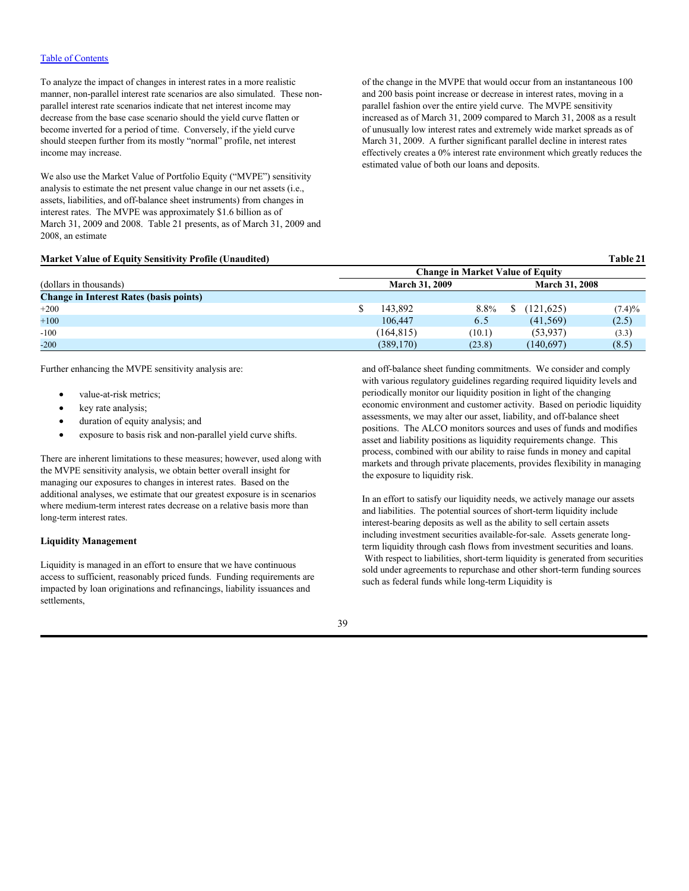To analyze the impact of changes in interest rates in a more realistic manner, non-parallel interest rate scenarios are also simulated. These non-parallel interest rate scenarios indicate that net interest income may decrease from the base case scenario should the yield curve flatten or become inverted for a period of time. Conversely, if the yield curve should steepen further from its mostly "normal" profile, net interest income may increase.

We also use the Market Value of Portfolio Equity ("MVPE") sensitivity analysis to estimate the net present value change in our net assets (i.e., assets, liabilities, and off-balance sheet instruments) from changes in interest rates. The MVPE was approximately $1.6 billion as of March 31, 2009 and 2008. Table 21 presents, as of March 31, 2009 and 2008, an estimate of the change in the MVPE that would occur from an instantaneous 100 and 200 basis point increase or decrease in interest rates, moving in a parallel fashion over the entire yield curve. The MVPE sensitivity increased as of March 31, 2009 compared to March 31, 2008 as a result of unusually low interest rates and extremely wide market spreads as of March 31, 2009. A further significant parallel decline in interest rates effectively creates a 0% interest rate environment which greatly reduces the estimated value of both our loans and deposits.

**Market Value of Equity Sensitivity Profile (Unaudited)** **Table 21**

| | Change in Market Value of Equity | | | |
|---|---|---|---|---|
| (dollars in thousands) | March 31, 2009 | | March 31, 2008 | |
| **Change in Interest Rates (basis points)** | | | | |
| +200 | $ 143,892 | 8.8% | $ (121,625) | (7.4)% |
| +100 | 106,447 | 6.5 | (41,569) | (2.5) |
| -100 | (164,815) | (10.1) | (53,937) | (3.3) |
| -200 | (389,170) | (23.8) | (140,697) | (8.5) |

Further enhancing the MVPE sensitivity analysis are:

- value-at-risk metrics;
- key rate analysis;
- duration of equity analysis; and
- exposure to basis risk and non-parallel yield curve shifts.

There are inherent limitations to these measures; however, used along with the MVPE sensitivity analysis, we obtain better overall insight for managing our exposures to changes in interest rates. Based on the additional analyses, we estimate that our greatest exposure is in scenarios where medium-term interest rates decrease on a relative basis more than long-term interest rates.

**Liquidity Management**

Liquidity is managed in an effort to ensure that we have continuous access to sufficient, reasonably priced funds. Funding requirements are impacted by loan originations and refinancings, liability issuances and settlements, and off-balance sheet funding commitments. We consider and comply with various regulatory guidelines regarding required liquidity levels and periodically monitor our liquidity position in light of the changing economic environment and customer activity. Based on periodic liquidity assessments, we may alter our asset, liability, and off-balance sheet positions. The ALCO monitors sources and uses of funds and modifies asset and liability positions as liquidity requirements change. This process, combined with our ability to raise funds in money and capital markets and through private placements, provides flexibility in managing the exposure to liquidity risk.

In an effort to satisfy our liquidity needs, we actively manage our assets and liabilities. The potential sources of short-term liquidity include interest-bearing deposits as well as the ability to sell certain assets including investment securities available-for-sale. Assets generate long-term liquidity through cash flows from investment securities and loans. With respect to liabilities, short-term liquidity is generated from securities sold under agreements to repurchase and other short-term funding sources such as federal funds while long-term Liquidity is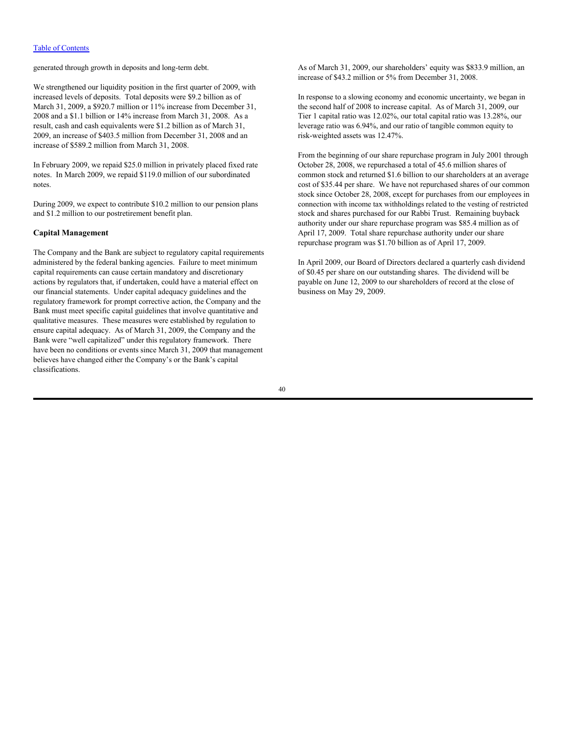generated through growth in deposits and long-term debt.

We strengthened our liquidity position in the first quarter of 2009, with increased levels of deposits. Total deposits were $9.2 billion as of March 31, 2009, a $920.7 million or 11% increase from December 31, 2008 and a $1.1 billion or 14% increase from March 31, 2008. As a result, cash and cash equivalents were $1.2 billion as of March 31, 2009, an increase of $403.5 million from December 31, 2008 and an increase of $589.2 million from March 31, 2008.

In February 2009, we repaid $25.0 million in privately placed fixed rate notes. In March 2009, we repaid $119.0 million of our subordinated notes.

During 2009, we expect to contribute $10.2 million to our pension plans and $1.2 million to our postretirement benefit plan.

### Capital Management

The Company and the Bank are subject to regulatory capital requirements administered by the federal banking agencies. Failure to meet minimum capital requirements can cause certain mandatory and discretionary actions by regulators that, if undertaken, could have a material effect on our financial statements. Under capital adequacy guidelines and the regulatory framework for prompt corrective action, the Company and the Bank must meet specific capital guidelines that involve quantitative and qualitative measures. These measures were established by regulation to ensure capital adequacy. As of March 31, 2009, the Company and the Bank were "well capitalized" under this regulatory framework. There have been no conditions or events since March 31, 2009 that management believes have changed either the Company's or the Bank's capital classifications.

As of March 31, 2009, our shareholders' equity was $833.9 million, an increase of $43.2 million or 5% from December 31, 2008.

In response to a slowing economy and economic uncertainty, we began in the second half of 2008 to increase capital. As of March 31, 2009, our Tier 1 capital ratio was 12.02%, our total capital ratio was 13.28%, our leverage ratio was 6.94%, and our ratio of tangible common equity to risk-weighted assets was 12.47%.

From the beginning of our share repurchase program in July 2001 through October 28, 2008, we repurchased a total of 45.6 million shares of common stock and returned $1.6 billion to our shareholders at an average cost of $35.44 per share. We have not repurchased shares of our common stock since October 28, 2008, except for purchases from our employees in connection with income tax withholdings related to the vesting of restricted stock and shares purchased for our Rabbi Trust. Remaining buyback authority under our share repurchase program was $85.4 million as of April 17, 2009. Total share repurchase authority under our share repurchase program was $1.70 billion as of April 17, 2009.

In April 2009, our Board of Directors declared a quarterly cash dividend of $0.45 per share on our outstanding shares. The dividend will be payable on June 12, 2009 to our shareholders of record at the close of business on May 29, 2009.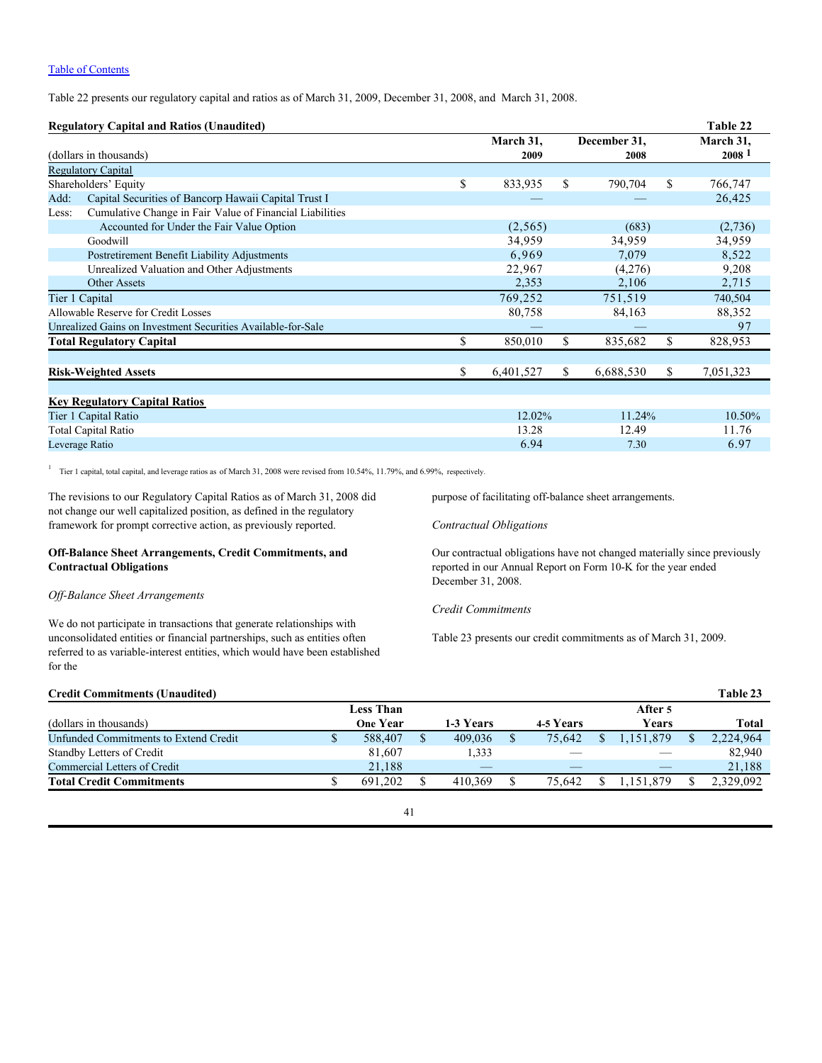[Table of Contents](#)

Table 22 presents our regulatory capital and ratios as of March 31, 2009, December 31, 2008, and March 31, 2008.

**Regulatory Capital and Ratios (Unaudited)** — **Table 22**

| (dollars in thousands) | March 31, 2009 | December 31, 2008 | March 31, 2008 [1] |
|---|---|---|---|
| Regulatory Capital | | | |
| Shareholders' Equity | $ 833,935 | $ 790,704 | $ 766,747 |
| Add: Capital Securities of Bancorp Hawaii Capital Trust I | — | — | 26,425 |
| Less: Cumulative Change in Fair Value of Financial Liabilities Accounted for Under the Fair Value Option | (2,565) | (683) | (2,736) |
| Goodwill | 34,959 | 34,959 | 34,959 |
| Postretirement Benefit Liability Adjustments | 6,969 | 7,079 | 8,522 |
| Unrealized Valuation and Other Adjustments | 22,967 | (4,276) | 9,208 |
| Other Assets | 2,353 | 2,106 | 2,715 |
| Tier 1 Capital | 769,252 | 751,519 | 740,504 |
| Allowable Reserve for Credit Losses | 80,758 | 84,163 | 88,352 |
| Unrealized Gains on Investment Securities Available-for-Sale | — | — | 97 |
| **Total Regulatory Capital** | $ 850,010 | $ 835,682 | $ 828,953 |
| | | | |
| **Risk-Weighted Assets** | $ 6,401,527 | $ 6,688,530 | $ 7,051,323 |
| | | | |
| **Key Regulatory Capital Ratios** | | | |
| Tier 1 Capital Ratio | 12.02% | 11.24% | 10.50% |
| Total Capital Ratio | 13.28 | 12.49 | 11.76 |
| Leverage Ratio | 6.94 | 7.30 | 6.97 |

[1] Tier 1 capital, total capital, and leverage ratios as of March 31, 2008 were revised from 10.54%, 11.79%, and 6.99%, respectively.

The revisions to our Regulatory Capital Ratios as of March 31, 2008 did not change our well capitalized position, as defined in the regulatory framework for prompt corrective action, as previously reported.

**Off-Balance Sheet Arrangements, Credit Commitments, and Contractual Obligations**

*Off-Balance Sheet Arrangements*

We do not participate in transactions that generate relationships with unconsolidated entities or financial partnerships, such as entities often referred to as variable-interest entities, which would have been established for the purpose of facilitating off-balance sheet arrangements.

*Contractual Obligations*

Our contractual obligations have not changed materially since previously reported in our Annual Report on Form 10-K for the year ended December 31, 2008.

*Credit Commitments*

Table 23 presents our credit commitments as of March 31, 2009.

**Credit Commitments (Unaudited)** — **Table 23**

| (dollars in thousands) | Less Than One Year | 1-3 Years | 4-5 Years | After 5 Years | Total |
|---|---|---|---|---|---|
| Unfunded Commitments to Extend Credit | $ 588,407 | $ 409,036 | $ 75,642 | $ 1,151,879 | $ 2,224,964 |
| Standby Letters of Credit | 81,607 | 1,333 | — | — | 82,940 |
| Commercial Letters of Credit | 21,188 | — | — | — | 21,188 |
| **Total Credit Commitments** | $ 691,202 | $ 410,369 | $ 75,642 | $ 1,151,879 | $ 2,329,092 |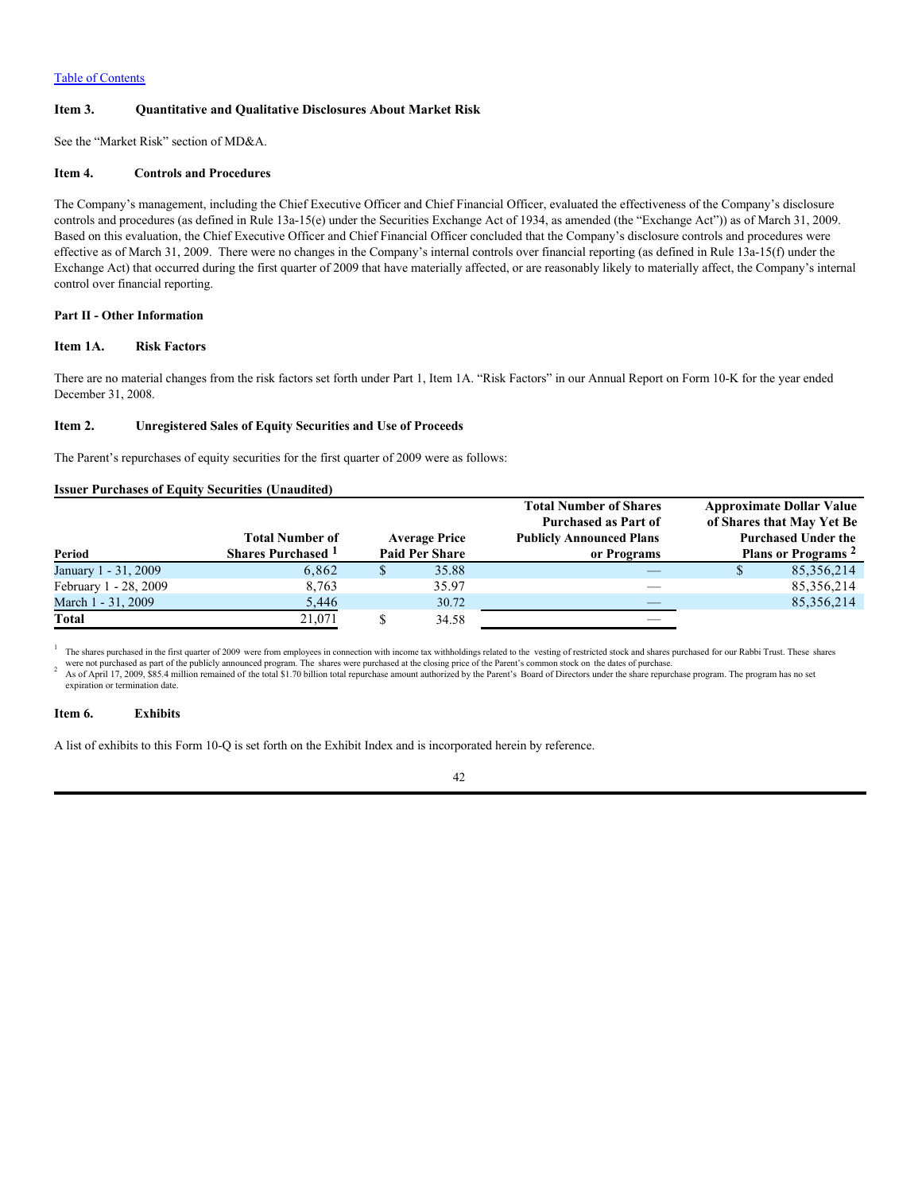[Table of Contents](#)

## Item 3. Quantitative and Qualitative Disclosures About Market Risk

See the "Market Risk" section of MD&A.

## Item 4. Controls and Procedures

The Company's management, including the Chief Executive Officer and Chief Financial Officer, evaluated the effectiveness of the Company's disclosure controls and procedures (as defined in Rule 13a-15(e) under the Securities Exchange Act of 1934, as amended (the "Exchange Act")) as of March 31, 2009. Based on this evaluation, the Chief Executive Officer and Chief Financial Officer concluded that the Company's disclosure controls and procedures were effective as of March 31, 2009. There were no changes in the Company's internal controls over financial reporting (as defined in Rule 13a-15(f) under the Exchange Act) that occurred during the first quarter of 2009 that have materially affected, or are reasonably likely to materially affect, the Company's internal control over financial reporting.

# Part II - Other Information

## Item 1A. Risk Factors

There are no material changes from the risk factors set forth under Part 1, Item 1A. "Risk Factors" in our Annual Report on Form 10-K for the year ended December 31, 2008.

## Item 2. Unregistered Sales of Equity Securities and Use of Proceeds

The Parent's repurchases of equity securities for the first quarter of 2009 were as follows:

**Issuer Purchases of Equity Securities (Unaudited)**

| Period | Total Number of Shares Purchased [1] | Average Price Paid Per Share | Total Number of Shares Purchased as Part of Publicly Announced Plans or Programs | Approximate Dollar Value of Shares that May Yet Be Purchased Under the Plans or Programs [2] |
|---|---|---|---|---|
| January 1 - 31, 2009 | 6,862 | $ 35.88 | — | $ 85,356,214 |
| February 1 - 28, 2009 | 8,763 | 35.97 | — | 85,356,214 |
| March 1 - 31, 2009 | 5,446 | 30.72 | — | 85,356,214 |
| **Total** | 21,071 | $ 34.58 | — | |

[1] The shares purchased in the first quarter of 2009 were from employees in connection with income tax withholdings related to the vesting of restricted stock and shares purchased for our Rabbi Trust. These shares were not purchased as part of the publicly announced program. The shares were purchased at the closing price of the Parent's common stock on the dates of purchase.

[2] As of April 17, 2009, $85.4 million remained of the total $1.70 billion total repurchase amount authorized by the Parent's Board of Directors under the share repurchase program. The program has no set expiration or termination date.

## Item 6. Exhibits

A list of exhibits to this Form 10-Q is set forth on the Exhibit Index and is incorporated herein by reference.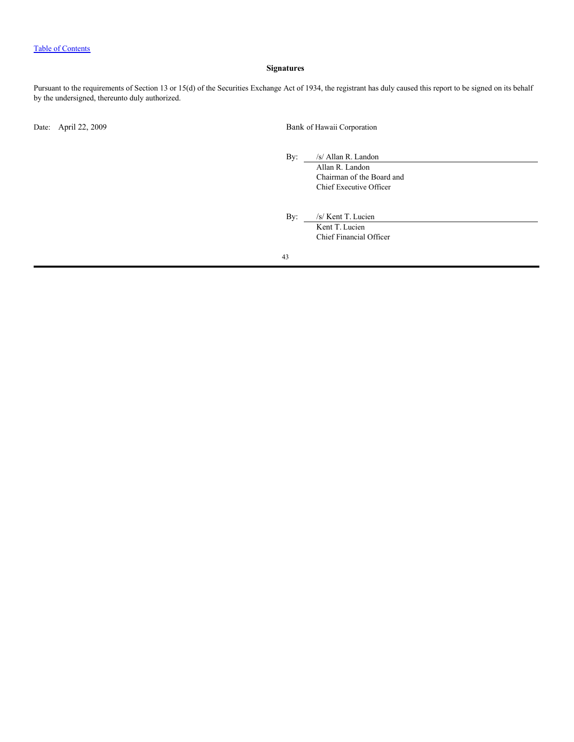Table of Contents

## Signatures

Pursuant to the requirements of Section 13 or 15(d) of the Securities Exchange Act of 1934, the registrant has duly caused this report to be signed on its behalf by the undersigned, thereunto duly authorized.

Date: April 22, 2009

Bank of Hawaii Corporation

By: /s/ Allan R. Landon
Allan R. Landon
Chairman of the Board and
Chief Executive Officer

By: /s/ Kent T. Lucien
Kent T. Lucien
Chief Financial Officer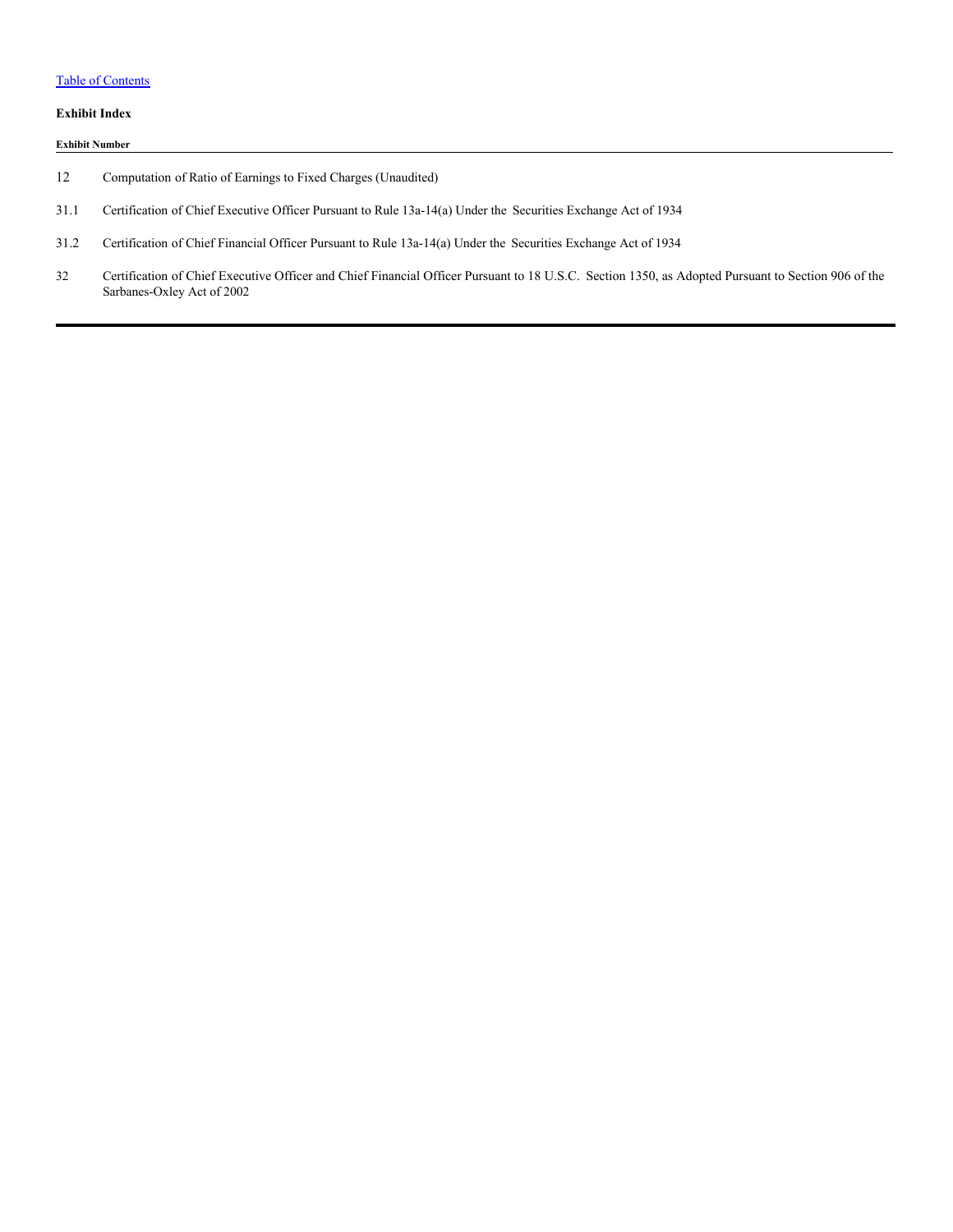Table of Contents

**Exhibit Index**

| Exhibit Number | |
|---|---|
| 12 | Computation of Ratio of Earnings to Fixed Charges (Unaudited) |
| 31.1 | Certification of Chief Executive Officer Pursuant to Rule 13a-14(a) Under the Securities Exchange Act of 1934 |
| 31.2 | Certification of Chief Financial Officer Pursuant to Rule 13a-14(a) Under the Securities Exchange Act of 1934 |
| 32 | Certification of Chief Executive Officer and Chief Financial Officer Pursuant to 18 U.S.C. Section 1350, as Adopted Pursuant to Section 906 of the Sarbanes-Oxley Act of 2002 |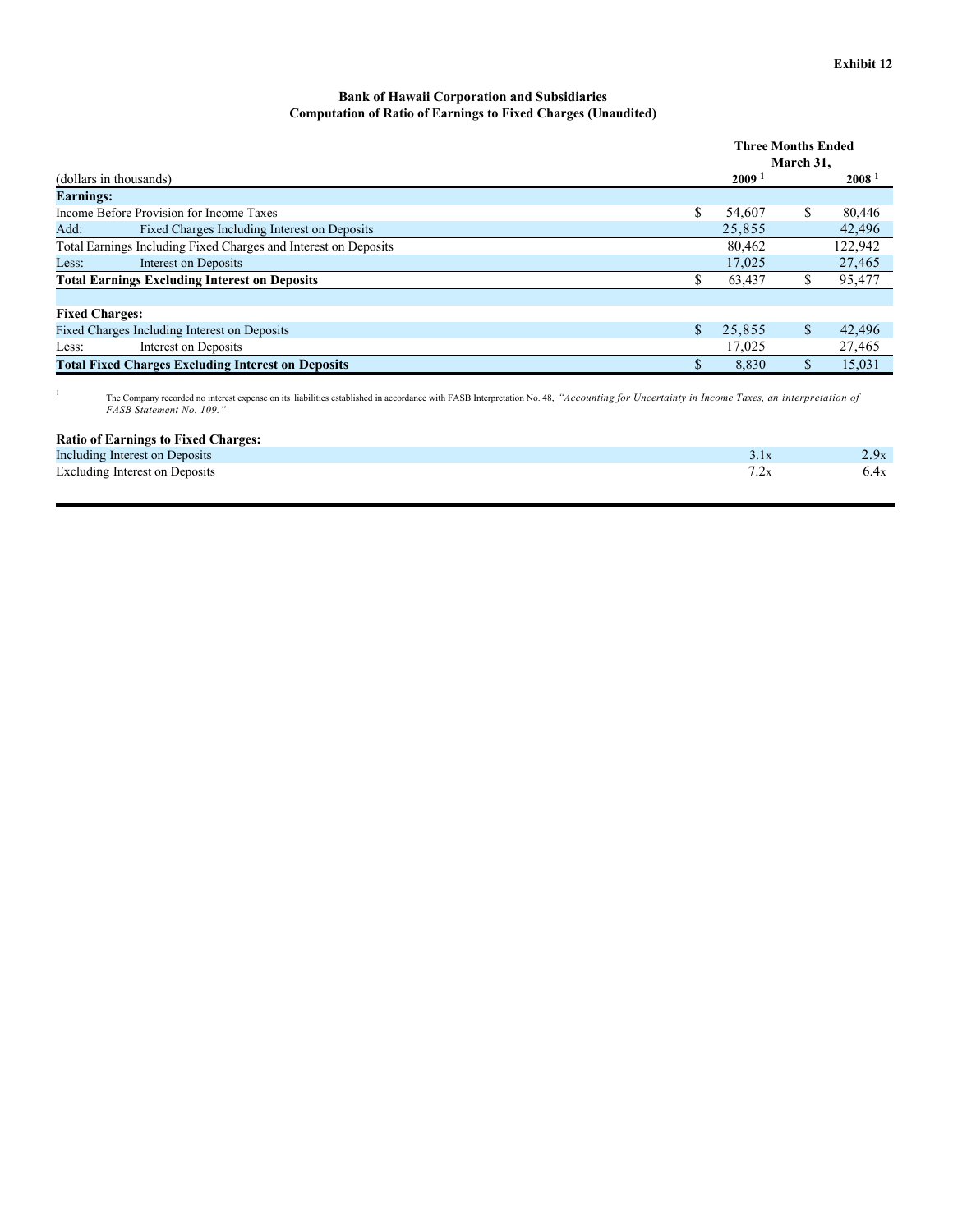**Exhibit 12**

**Bank of Hawaii Corporation and Subsidiaries**
**Computation of Ratio of Earnings to Fixed Charges (Unaudited)**

| (dollars in thousands) | Three Months Ended March 31, 2009 [1] | Three Months Ended March 31, 2008 [1] |
|---|---|---|
| **Earnings:** | | |
| Income Before Provision for Income Taxes | $ 54,607 | $ 80,446 |
| Add: Fixed Charges Including Interest on Deposits | 25,855 | 42,496 |
| Total Earnings Including Fixed Charges and Interest on Deposits | 80,462 | 122,942 |
| Less: Interest on Deposits | 17,025 | 27,465 |
| **Total Earnings Excluding Interest on Deposits** | $ 63,437 | $ 95,477 |
| | | |
| **Fixed Charges:** | | |
| Fixed Charges Including Interest on Deposits | $ 25,855 | $ 42,496 |
| Less: Interest on Deposits | 17,025 | 27,465 |
| **Total Fixed Charges Excluding Interest on Deposits** | $ 8,830 | $ 15,031 |

[1] The Company recorded no interest expense on its liabilities established in accordance with FASB Interpretation No. 48, *"Accounting for Uncertainty in Income Taxes, an interpretation of FASB Statement No. 109."*

| **Ratio of Earnings to Fixed Charges:** | | |
|---|---|---|
| Including Interest on Deposits | 3.1x | 2.9x |
| Excluding Interest on Deposits | 7.2x | 6.4x |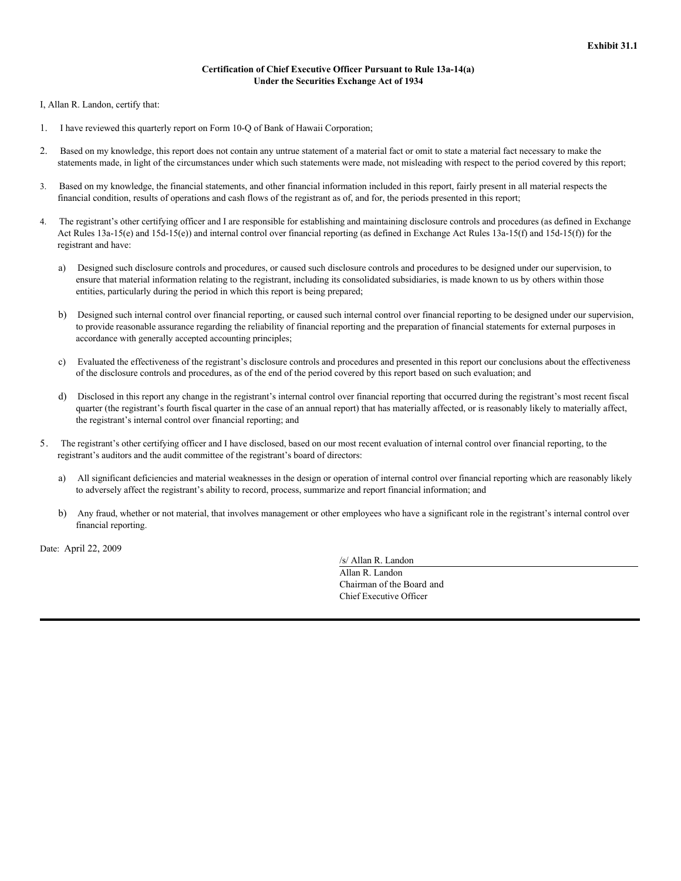**Exhibit 31.1**

**Certification of Chief Executive Officer Pursuant to Rule 13a-14(a)**
**Under the Securities Exchange Act of 1934**

I, Allan R. Landon, certify that:

1. I have reviewed this quarterly report on Form 10-Q of Bank of Hawaii Corporation;

2. Based on my knowledge, this report does not contain any untrue statement of a material fact or omit to state a material fact necessary to make the statements made, in light of the circumstances under which such statements were made, not misleading with respect to the period covered by this report;

3. Based on my knowledge, the financial statements, and other financial information included in this report, fairly present in all material respects the financial condition, results of operations and cash flows of the registrant as of, and for, the periods presented in this report;

4. The registrant's other certifying officer and I are responsible for establishing and maintaining disclosure controls and procedures (as defined in Exchange Act Rules 13a-15(e) and 15d-15(e)) and internal control over financial reporting (as defined in Exchange Act Rules 13a-15(f) and 15d-15(f)) for the registrant and have:

   a) Designed such disclosure controls and procedures, or caused such disclosure controls and procedures to be designed under our supervision, to ensure that material information relating to the registrant, including its consolidated subsidiaries, is made known to us by others within those entities, particularly during the period in which this report is being prepared;

   b) Designed such internal control over financial reporting, or caused such internal control over financial reporting to be designed under our supervision, to provide reasonable assurance regarding the reliability of financial reporting and the preparation of financial statements for external purposes in accordance with generally accepted accounting principles;

   c) Evaluated the effectiveness of the registrant's disclosure controls and procedures and presented in this report our conclusions about the effectiveness of the disclosure controls and procedures, as of the end of the period covered by this report based on such evaluation; and

   d) Disclosed in this report any change in the registrant's internal control over financial reporting that occurred during the registrant's most recent fiscal quarter (the registrant's fourth fiscal quarter in the case of an annual report) that has materially affected, or is reasonably likely to materially affect, the registrant's internal control over financial reporting; and

5. The registrant's other certifying officer and I have disclosed, based on our most recent evaluation of internal control over financial reporting, to the registrant's auditors and the audit committee of the registrant's board of directors:

   a) All significant deficiencies and material weaknesses in the design or operation of internal control over financial reporting which are reasonably likely to adversely affect the registrant's ability to record, process, summarize and report financial information; and

   b) Any fraud, whether or not material, that involves management or other employees who have a significant role in the registrant's internal control over financial reporting.

Date: April 22, 2009

/s/ Allan R. Landon
Allan R. Landon
Chairman of the Board and
Chief Executive Officer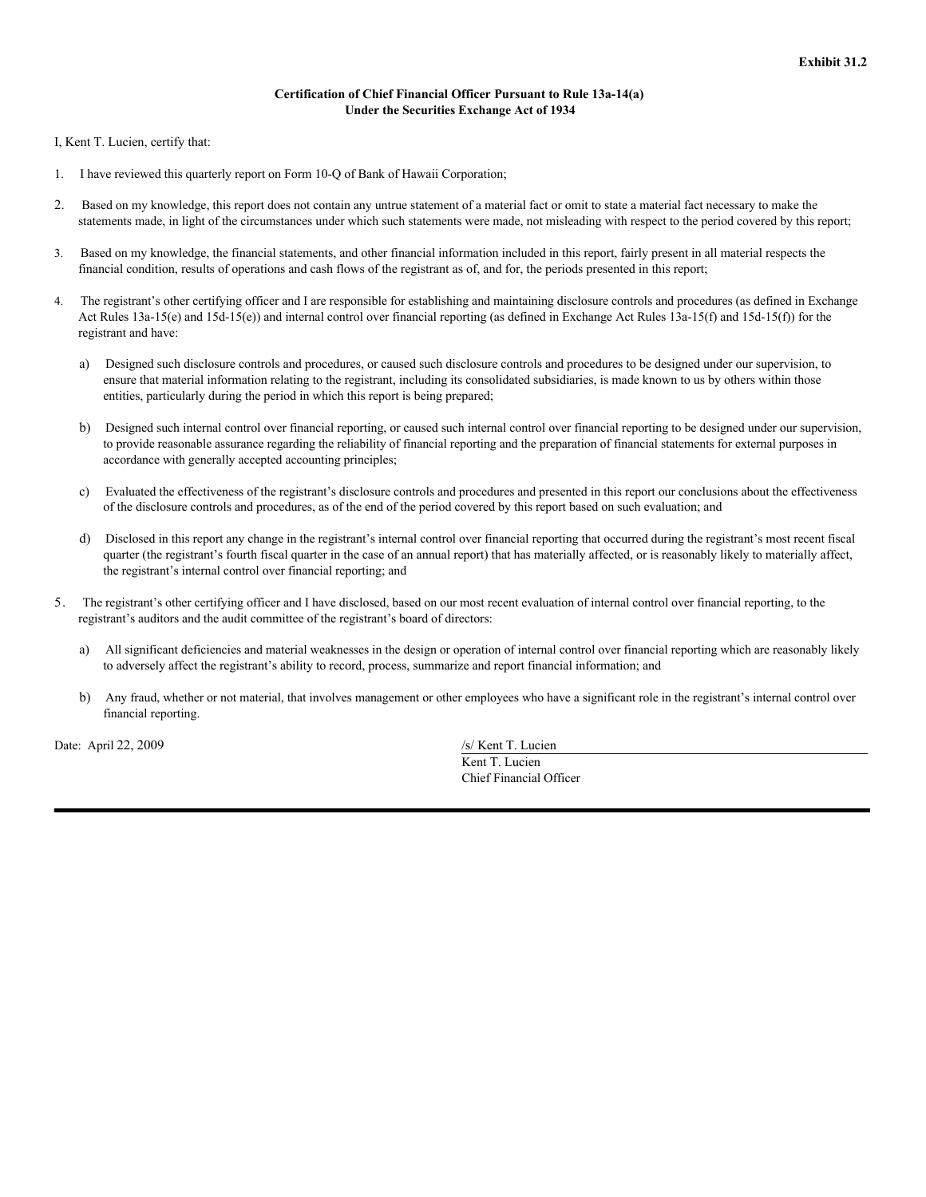**Exhibit 31.2**

**Certification of Chief Financial Officer Pursuant to Rule 13a-14(a)**
**Under the Securities Exchange Act of 1934**

I, Kent T. Lucien, certify that:

1. I have reviewed this quarterly report on Form 10-Q of Bank of Hawaii Corporation;

2. Based on my knowledge, this report does not contain any untrue statement of a material fact or omit to state a material fact necessary to make the statements made, in light of the circumstances under which such statements were made, not misleading with respect to the period covered by this report;

3. Based on my knowledge, the financial statements, and other financial information included in this report, fairly present in all material respects the financial condition, results of operations and cash flows of the registrant as of, and for, the periods presented in this report;

4. The registrant's other certifying officer and I are responsible for establishing and maintaining disclosure controls and procedures (as defined in Exchange Act Rules 13a-15(e) and 15d-15(e)) and internal control over financial reporting (as defined in Exchange Act Rules 13a-15(f) and 15d-15(f)) for the registrant and have:

   a) Designed such disclosure controls and procedures, or caused such disclosure controls and procedures to be designed under our supervision, to ensure that material information relating to the registrant, including its consolidated subsidiaries, is made known to us by others within those entities, particularly during the period in which this report is being prepared;

   b) Designed such internal control over financial reporting, or caused such internal control over financial reporting to be designed under our supervision, to provide reasonable assurance regarding the reliability of financial reporting and the preparation of financial statements for external purposes in accordance with generally accepted accounting principles;

   c) Evaluated the effectiveness of the registrant's disclosure controls and procedures and presented in this report our conclusions about the effectiveness of the disclosure controls and procedures, as of the end of the period covered by this report based on such evaluation; and

   d) Disclosed in this report any change in the registrant's internal control over financial reporting that occurred during the registrant's most recent fiscal quarter (the registrant's fourth fiscal quarter in the case of an annual report) that has materially affected, or is reasonably likely to materially affect, the registrant's internal control over financial reporting; and

5. The registrant's other certifying officer and I have disclosed, based on our most recent evaluation of internal control over financial reporting, to the registrant's auditors and the audit committee of the registrant's board of directors:

   a) All significant deficiencies and material weaknesses in the design or operation of internal control over financial reporting which are reasonably likely to adversely affect the registrant's ability to record, process, summarize and report financial information; and

   b) Any fraud, whether or not material, that involves management or other employees who have a significant role in the registrant's internal control over financial reporting.

Date: April 22, 2009

/s/ Kent T. Lucien
Kent T. Lucien
Chief Financial Officer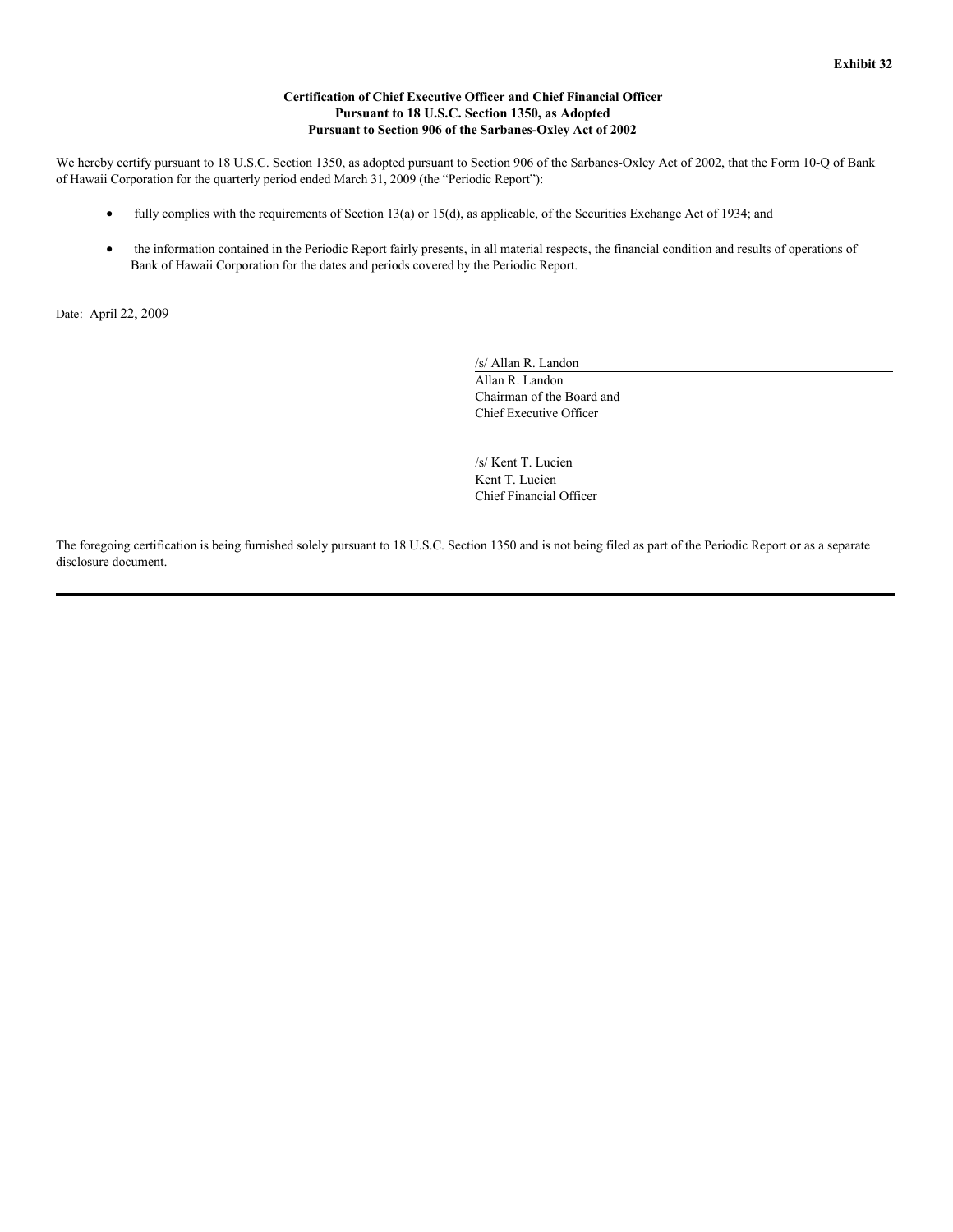**Exhibit 32**

**Certification of Chief Executive Officer and Chief Financial Officer**
**Pursuant to 18 U.S.C. Section 1350, as Adopted**
**Pursuant to Section 906 of the Sarbanes-Oxley Act of 2002**

We hereby certify pursuant to 18 U.S.C. Section 1350, as adopted pursuant to Section 906 of the Sarbanes-Oxley Act of 2002, that the Form 10-Q of Bank of Hawaii Corporation for the quarterly period ended March 31, 2009 (the "Periodic Report"):

- fully complies with the requirements of Section 13(a) or 15(d), as applicable, of the Securities Exchange Act of 1934; and
- the information contained in the Periodic Report fairly presents, in all material respects, the financial condition and results of operations of Bank of Hawaii Corporation for the dates and periods covered by the Periodic Report.

Date: April 22, 2009

/s/ Allan R. Landon
Allan R. Landon
Chairman of the Board and
Chief Executive Officer

/s/ Kent T. Lucien
Kent T. Lucien
Chief Financial Officer

The foregoing certification is being furnished solely pursuant to 18 U.S.C. Section 1350 and is not being filed as part of the Periodic Report or as a separate disclosure document.